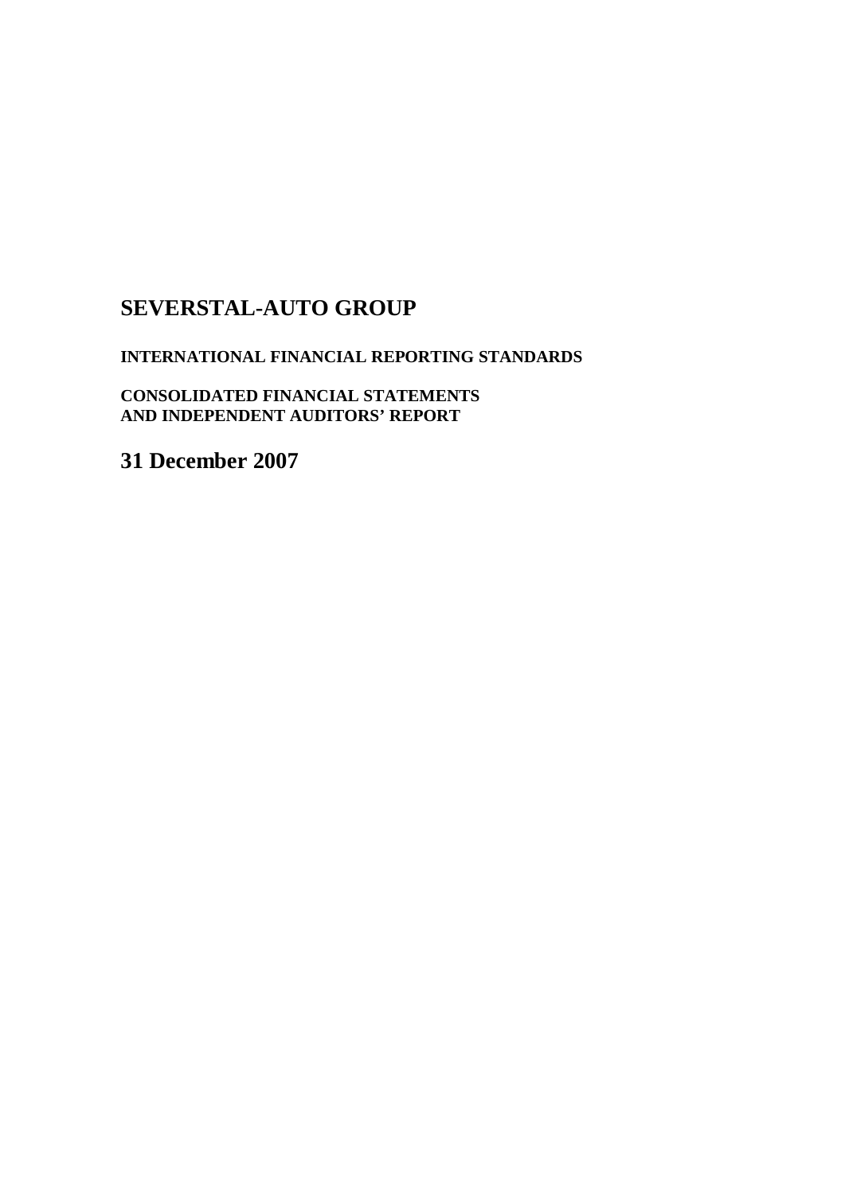# SEVERSTAL-AUTO GROUP

**INTERNATIONAL FINANCIAL REPORTING STANDARDS**

**CONSOLIDATED FINANCIAL STATEMENTS**
**AND INDEPENDENT AUDITORS' REPORT**

## 31 December 2007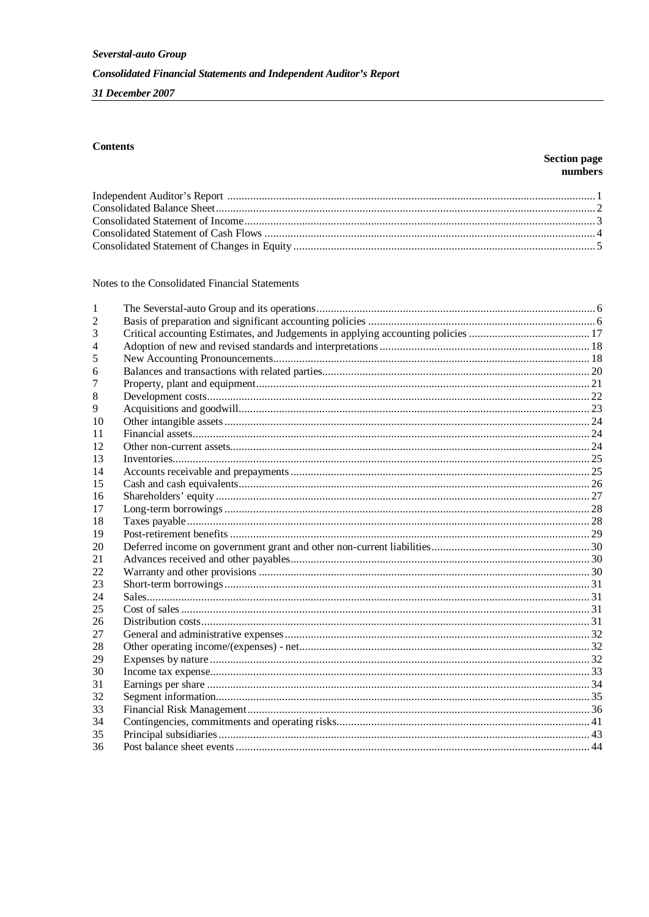*Severstal-auto Group*

*Consolidated Financial Statements and Independent Auditor's Report*

*31 December 2007*

**Contents**

| | **Section page numbers** |
|---|---|
| Independent Auditor's Report | 1 |
| Consolidated Balance Sheet | 2 |
| Consolidated Statement of Income | 3 |
| Consolidated Statement of Cash Flows | 4 |
| Consolidated Statement of Changes in Equity | 5 |

Notes to the Consolidated Financial Statements

| | | |
|---|---|---|
| 1 | The Severstal-auto Group and its operations | 6 |
| 2 | Basis of preparation and significant accounting policies | 6 |
| 3 | Critical accounting Estimates, and Judgements in applying accounting policies | 17 |
| 4 | Adoption of new and revised standards and interpretations | 18 |
| 5 | New Accounting Pronouncements | 18 |
| 6 | Balances and transactions with related parties | 20 |
| 7 | Property, plant and equipment | 21 |
| 8 | Development costs | 22 |
| 9 | Acquisitions and goodwill | 23 |
| 10 | Other intangible assets | 24 |
| 11 | Financial assets | 24 |
| 12 | Other non-current assets | 24 |
| 13 | Inventories | 25 |
| 14 | Accounts receivable and prepayments | 25 |
| 15 | Cash and cash equivalents | 26 |
| 16 | Shareholders' equity | 27 |
| 17 | Long-term borrowings | 28 |
| 18 | Taxes payable | 28 |
| 19 | Post-retirement benefits | 29 |
| 20 | Deferred income on government grant and other non-current liabilities | 30 |
| 21 | Advances received and other payables | 30 |
| 22 | Warranty and other provisions | 30 |
| 23 | Short-term borrowings | 31 |
| 24 | Sales | 31 |
| 25 | Cost of sales | 31 |
| 26 | Distribution costs | 31 |
| 27 | General and administrative expenses | 32 |
| 28 | Other operating income/(expenses) - net | 32 |
| 29 | Expenses by nature | 32 |
| 30 | Income tax expense | 33 |
| 31 | Earnings per share | 34 |
| 32 | Segment information | 35 |
| 33 | Financial Risk Management | 36 |
| 34 | Contingencies, commitments and operating risks | 41 |
| 35 | Principal subsidiaries | 43 |
| 36 | Post balance sheet events | 44 |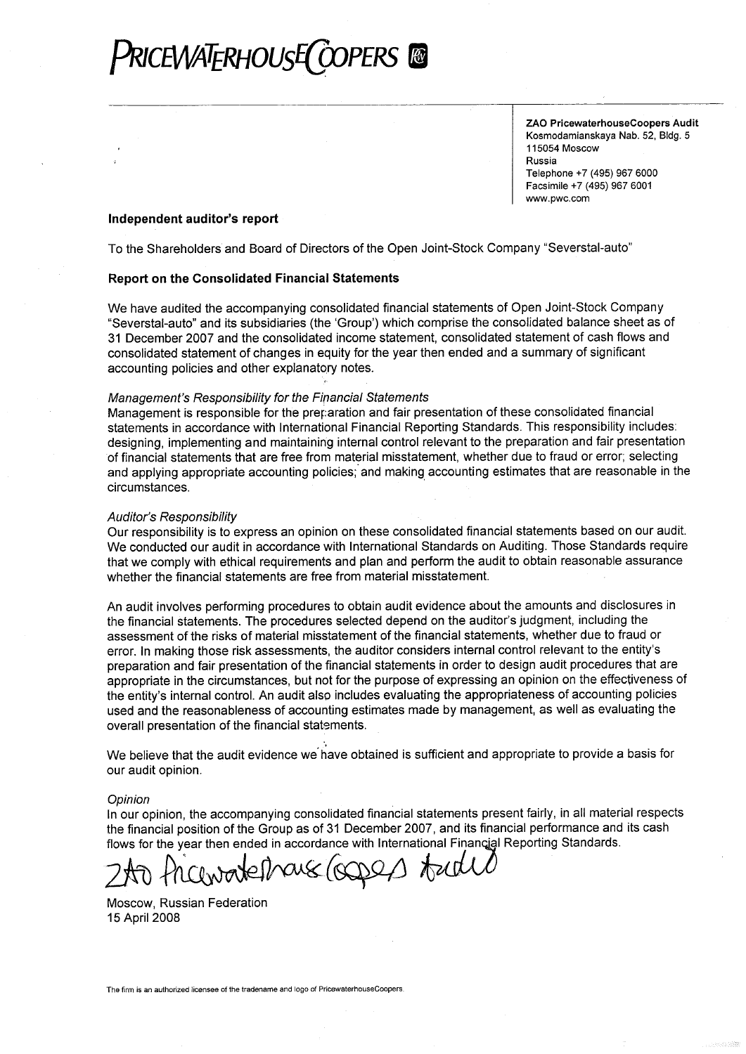# PRICEWATERHOUSECOOPERS

**ZAO PricewaterhouseCoopers Audit**
Kosmodamianskaya Nab. 52, Bldg. 5
115054 Moscow
Russia
Telephone +7 (495) 967 6000
Facsimile +7 (495) 967 6001
www.pwc.com

**Independent auditor's report**

To the Shareholders and Board of Directors of the Open Joint-Stock Company "Severstal-auto"

**Report on the Consolidated Financial Statements**

We have audited the accompanying consolidated financial statements of Open Joint-Stock Company "Severstal-auto" and its subsidiaries (the 'Group') which comprise the consolidated balance sheet as of 31 December 2007 and the consolidated income statement, consolidated statement of cash flows and consolidated statement of changes in equity for the year then ended and a summary of significant accounting policies and other explanatory notes.

*Management's Responsibility for the Financial Statements*
Management is responsible for the preparation and fair presentation of these consolidated financial statements in accordance with International Financial Reporting Standards. This responsibility includes: designing, implementing and maintaining internal control relevant to the preparation and fair presentation of financial statements that are free from material misstatement, whether due to fraud or error; selecting and applying appropriate accounting policies; and making accounting estimates that are reasonable in the circumstances.

*Auditor's Responsibility*
Our responsibility is to express an opinion on these consolidated financial statements based on our audit. We conducted our audit in accordance with International Standards on Auditing. Those Standards require that we comply with ethical requirements and plan and perform the audit to obtain reasonable assurance whether the financial statements are free from material misstatement.

An audit involves performing procedures to obtain audit evidence about the amounts and disclosures in the financial statements. The procedures selected depend on the auditor's judgment, including the assessment of the risks of material misstatement of the financial statements, whether due to fraud or error. In making those risk assessments, the auditor considers internal control relevant to the entity's preparation and fair presentation of the financial statements in order to design audit procedures that are appropriate in the circumstances, but not for the purpose of expressing an opinion on the effectiveness of the entity's internal control. An audit also includes evaluating the appropriateness of accounting policies used and the reasonableness of accounting estimates made by management, as well as evaluating the overall presentation of the financial statements.

We believe that the audit evidence we have obtained is sufficient and appropriate to provide a basis for our audit opinion.

*Opinion*
In our opinion, the accompanying consolidated financial statements present fairly, in all material respects the financial position of the Group as of 31 December 2007, and its financial performance and its cash flows for the year then ended in accordance with International Financial Reporting Standards.

ZAO PricewaterhouseCoopers Audit

Moscow, Russian Federation
15 April 2008

The firm is an authorized licensee of the tradename and logo of PricewaterhouseCoopers.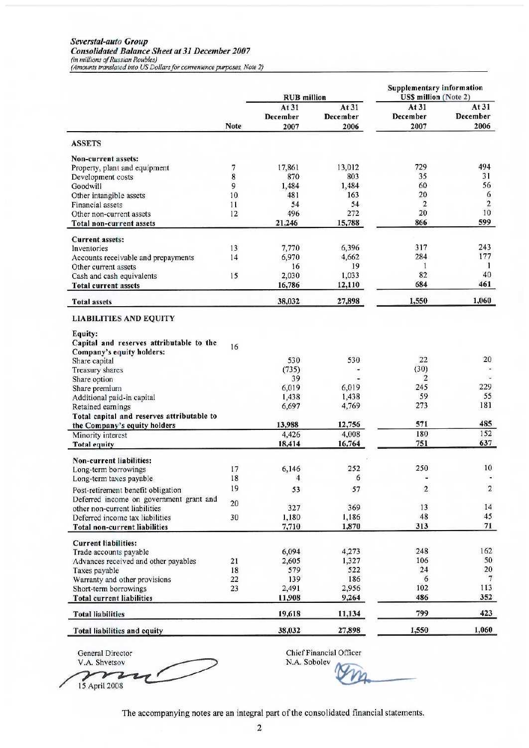***Severstal-auto Group***
***Consolidated Balance Sheet at 31 December 2007***
*(in millions of Russian Roubles)*
*(Amounts translated into US Dollars for convenience purposes, Note 2)*

| | Note | RUB million | | Supplementary information US$ million (Note 2) | |
|---|---|---|---|---|---|
| | | At 31 December 2007 | At 31 December 2006 | At 31 December 2007 | At 31 December 2006 |
| **ASSETS** | | | | | |
| **Non-current assets:** | | | | | |
| Property, plant and equipment | 7 | 17,861 | 13,012 | 729 | 494 |
| Development costs | 8 | 870 | 803 | 35 | 31 |
| Goodwill | 9 | 1,484 | 1,484 | 60 | 56 |
| Other intangible assets | 10 | 481 | 163 | 20 | 6 |
| Financial assets | 11 | 54 | 54 | 2 | 2 |
| Other non-current assets | 12 | 496 | 272 | 20 | 10 |
| **Total non-current assets** | | 21,246 | 15,788 | 866 | 599 |
| **Current assets:** | | | | | |
| Inventories | 13 | 7,770 | 6,396 | 317 | 243 |
| Accounts receivable and prepayments | 14 | 6,970 | 4,662 | 284 | 177 |
| Other current assets | | 16 | 19 | 1 | 1 |
| Cash and cash equivalents | 15 | 2,030 | 1,033 | 82 | 40 |
| **Total current assets** | | 16,786 | 12,110 | 684 | 461 |
| **Total assets** | | 38,032 | 27,898 | 1,550 | 1,060 |
| **LIABILITIES AND EQUITY** | | | | | |
| **Equity:** | | | | | |
| **Capital and reserves attributable to the Company's equity holders:** | 16 | | | | |
| Share capital | | 530 | 530 | 22 | 20 |
| Treasury shares | | (735) | - | (30) | - |
| Share option | | 39 | - | 2 | - |
| Share premium | | 6,019 | 6,019 | 245 | 229 |
| Additional paid-in capital | | 1,438 | 1,438 | 59 | 55 |
| Retained earnings | | 6,697 | 4,769 | 273 | 181 |
| **Total capital and reserves attributable to the Company's equity holders** | | 13,988 | 12,756 | 571 | 485 |
| Minority interest | | 4,426 | 4,008 | 180 | 152 |
| **Total equity** | | 18,414 | 16,764 | 751 | 637 |
| **Non-current liabilities:** | | | | | |
| Long-term borrowings | 17 | 6,146 | 252 | 250 | 10 |
| Long-term taxes payable | 18 | 4 | 6 | - | - |
| Post-retirement benefit obligation | 19 | 53 | 57 | 2 | 2 |
| Deferred income on government grant and other non-current liabilities | 20 | 327 | 369 | 13 | 14 |
| Deferred income tax liabilities | 30 | 1,180 | 1,186 | 48 | 45 |
| **Total non-current liabilities** | | 7,710 | 1,870 | 313 | 71 |
| **Current liabilities:** | | | | | |
| Trade accounts payable | | 6,094 | 4,273 | 248 | 162 |
| Advances received and other payables | 21 | 2,605 | 1,327 | 106 | 50 |
| Taxes payable | 18 | 579 | 522 | 24 | 20 |
| Warranty and other provisions | 22 | 139 | 186 | 6 | 7 |
| Short-term borrowings | 23 | 2,491 | 2,956 | 102 | 113 |
| **Total current liabilities** | | 11,908 | 9,264 | 486 | 352 |
| **Total liabilities** | | 19,618 | 11,134 | 799 | 423 |
| **Total liabilities and equity** | | 38,032 | 27,898 | 1,550 | 1,060 |

General Director
V.A. Shvetsov

15 April 2008

Chief Financial Officer
N.A. Sobolev

The accompanying notes are an integral part of the consolidated financial statements.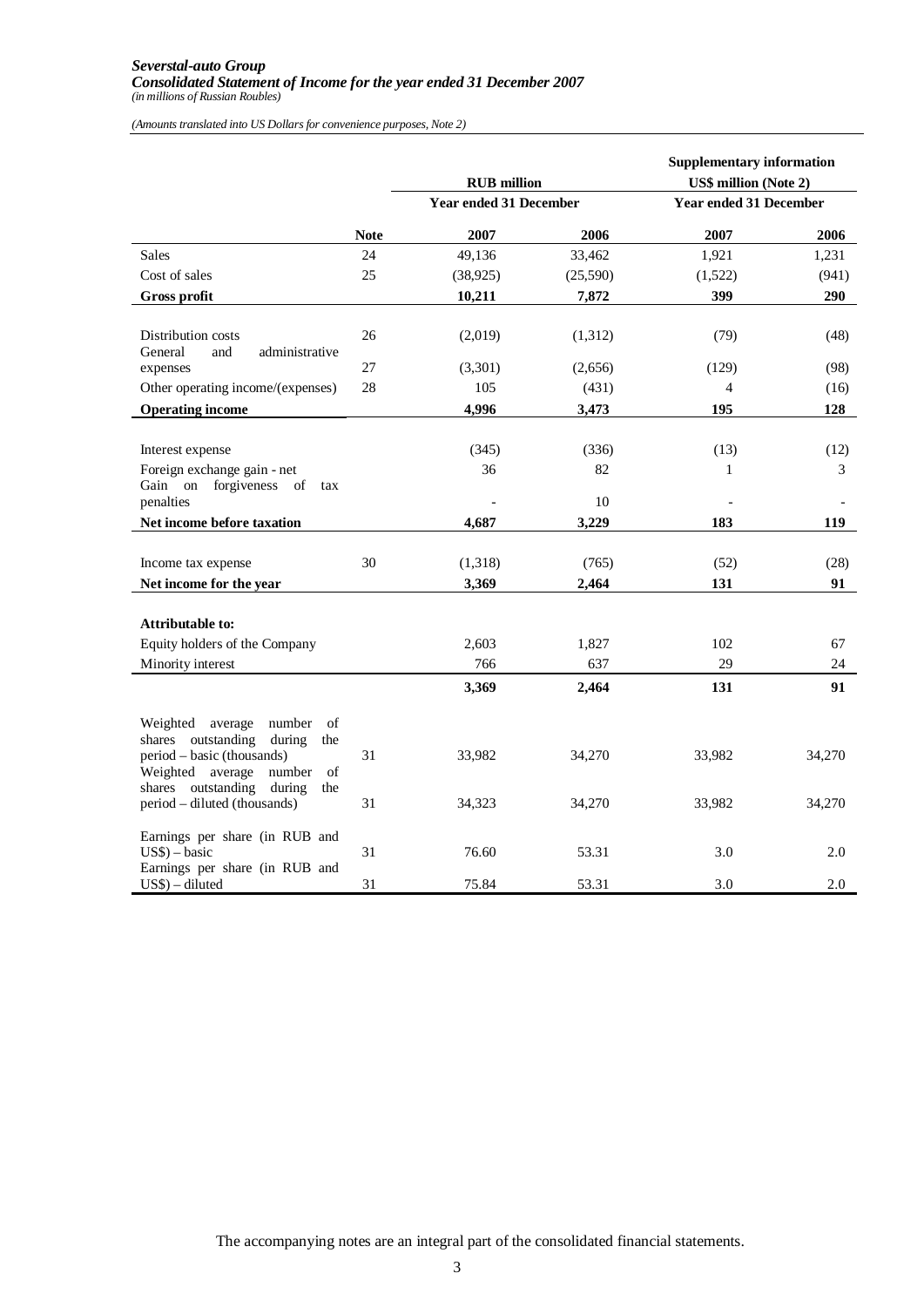***Severstal-auto Group***
***Consolidated Statement of Income for the year ended 31 December 2007***
*(in millions of Russian Roubles)*

*(Amounts translated into US Dollars for convenience purposes, Note 2)*

| | | **RUB million** | | **Supplementary information US$ million (Note 2)** | |
|---|---|---|---|---|---|
| | | **Year ended 31 December** | | **Year ended 31 December** | |
| | **Note** | **2007** | **2006** | **2007** | **2006** |
| Sales | 24 | 49,136 | 33,462 | 1,921 | 1,231 |
| Cost of sales | 25 | (38,925) | (25,590) | (1,522) | (941) |
| **Gross profit** | | **10,211** | **7,872** | **399** | **290** |
| Distribution costs | 26 | (2,019) | (1,312) | (79) | (48) |
| General and administrative expenses | 27 | (3,301) | (2,656) | (129) | (98) |
| Other operating income/(expenses) | 28 | 105 | (431) | 4 | (16) |
| **Operating income** | | **4,996** | **3,473** | **195** | **128** |
| Interest expense | | (345) | (336) | (13) | (12) |
| Foreign exchange gain - net | | 36 | 82 | 1 | 3 |
| Gain on forgiveness of tax penalties | | - | 10 | - | - |
| **Net income before taxation** | | **4,687** | **3,229** | **183** | **119** |
| Income tax expense | 30 | (1,318) | (765) | (52) | (28) |
| **Net income for the year** | | **3,369** | **2,464** | **131** | **91** |
| **Attributable to:** | | | | | |
| Equity holders of the Company | | 2,603 | 1,827 | 102 | 67 |
| Minority interest | | 766 | 637 | 29 | 24 |
| | | **3,369** | **2,464** | **131** | **91** |
| Weighted average number of shares outstanding during the period – basic (thousands) | 31 | 33,982 | 34,270 | 33,982 | 34,270 |
| Weighted average number of shares outstanding during the period – diluted (thousands) | 31 | 34,323 | 34,270 | 33,982 | 34,270 |
| Earnings per share (in RUB and US$) – basic | 31 | 76.60 | 53.31 | 3.0 | 2.0 |
| Earnings per share (in RUB and US$) – diluted | 31 | 75.84 | 53.31 | 3.0 | 2.0 |

The accompanying notes are an integral part of the consolidated financial statements.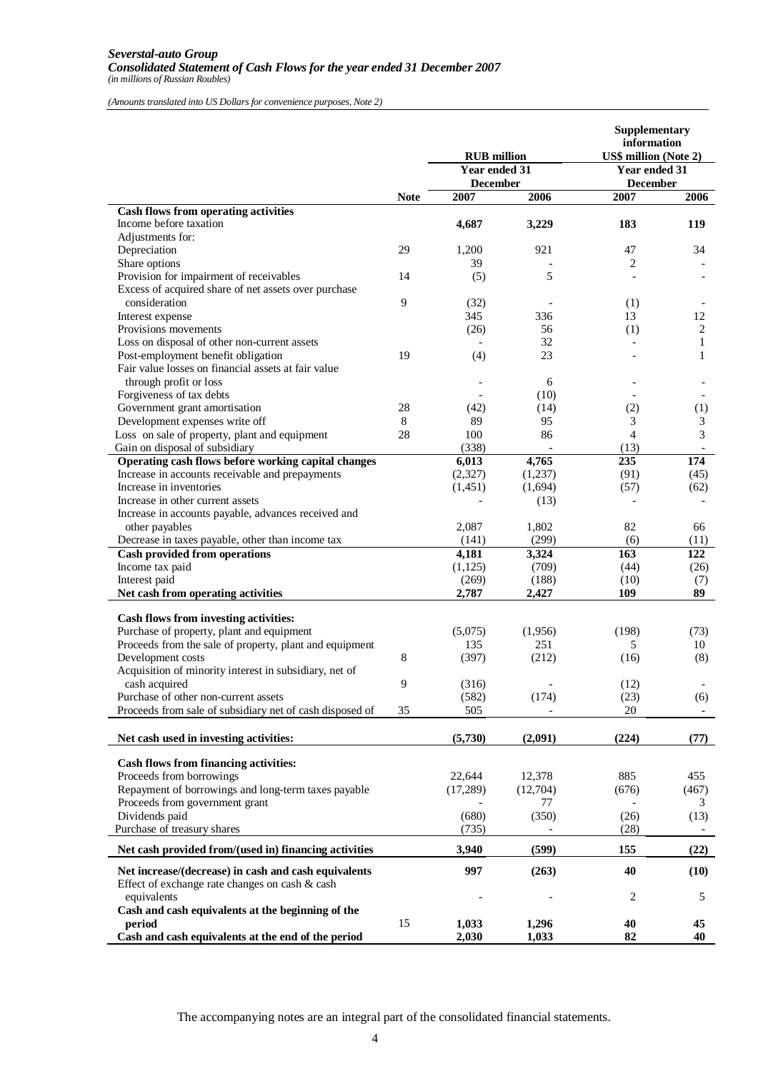*Severstal-auto Group*

***Consolidated Statement of Cash Flows for the year ended 31 December 2007***

*(in millions of Russian Roubles)*

*(Amounts translated into US Dollars for convenience purposes, Note 2)*

| | | RUB million | | Supplementary information US$ million (Note 2) | |
|---|---|---|---|---|---|
| | | Year ended 31 December | | Year ended 31 December | |
| | **Note** | **2007** | **2006** | **2007** | **2006** |
| **Cash flows from operating activities** | | | | | |
| Income before taxation | | **4,687** | **3,229** | **183** | **119** |
| Adjustments for: | | | | | |
| Depreciation | 29 | 1,200 | 921 | 47 | 34 |
| Share options | | 39 | - | 2 | - |
| Provision for impairment of receivables | 14 | (5) | 5 | - | - |
| Excess of acquired share of net assets over purchase consideration | 9 | (32) | - | (1) | - |
| Interest expense | | 345 | 336 | 13 | 12 |
| Provisions movements | | (26) | 56 | (1) | 2 |
| Loss on disposal of other non-current assets | | - | 32 | - | 1 |
| Post-employment benefit obligation | 19 | (4) | 23 | - | 1 |
| Fair value losses on financial assets at fair value through profit or loss | | - | 6 | - | - |
| Forgiveness of tax debts | | - | (10) | - | - |
| Government grant amortisation | 28 | (42) | (14) | (2) | (1) |
| Development expenses write off | 8 | 89 | 95 | 3 | 3 |
| Loss on sale of property, plant and equipment | 28 | 100 | 86 | 4 | 3 |
| Gain on disposal of subsidiary | | (338) | - | (13) | - |
| **Operating cash flows before working capital changes** | | **6,013** | **4,765** | **235** | **174** |
| Increase in accounts receivable and prepayments | | (2,327) | (1,237) | (91) | (45) |
| Increase in inventories | | (1,451) | (1,694) | (57) | (62) |
| Increase in other current assets | | - | (13) | - | - |
| Increase in accounts payable, advances received and other payables | | 2,087 | 1,802 | 82 | 66 |
| Decrease in taxes payable, other than income tax | | (141) | (299) | (6) | (11) |
| **Cash provided from operations** | | **4,181** | **3,324** | **163** | **122** |
| Income tax paid | | (1,125) | (709) | (44) | (26) |
| Interest paid | | (269) | (188) | (10) | (7) |
| **Net cash from operating activities** | | **2,787** | **2,427** | **109** | **89** |
| | | | | | |
| **Cash flows from investing activities:** | | | | | |
| Purchase of property, plant and equipment | | (5,075) | (1,956) | (198) | (73) |
| Proceeds from the sale of property, plant and equipment | | 135 | 251 | 5 | 10 |
| Development costs | 8 | (397) | (212) | (16) | (8) |
| Acquisition of minority interest in subsidiary, net of cash acquired | 9 | (316) | - | (12) | - |
| Purchase of other non-current assets | | (582) | (174) | (23) | (6) |
| Proceeds from sale of subsidiary net of cash disposed of | 35 | 505 | - | 20 | - |
| | | | | | |
| **Net cash used in investing activities:** | | **(5,730)** | **(2,091)** | **(224)** | **(77)** |
| | | | | | |
| **Cash flows from financing activities:** | | | | | |
| Proceeds from borrowings | | 22,644 | 12,378 | 885 | 455 |
| Repayment of borrowings and long-term taxes payable | | (17,289) | (12,704) | (676) | (467) |
| Proceeds from government grant | | - | 77 | - | 3 |
| Dividends paid | | (680) | (350) | (26) | (13) |
| Purchase of treasury shares | | (735) | - | (28) | - |
| **Net cash provided from/(used in) financing activities** | | **3,940** | **(599)** | **155** | **(22)** |
| | | | | | |
| **Net increase/(decrease) in cash and cash equivalents** | | **997** | **(263)** | **40** | **(10)** |
| Effect of exchange rate changes on cash & cash equivalents | | - | - | 2 | 5 |
| **Cash and cash equivalents at the beginning of the period** | 15 | **1,033** | **1,296** | **40** | **45** |
| **Cash and cash equivalents at the end of the period** | | **2,030** | **1,033** | **82** | **40** |

The accompanying notes are an integral part of the consolidated financial statements.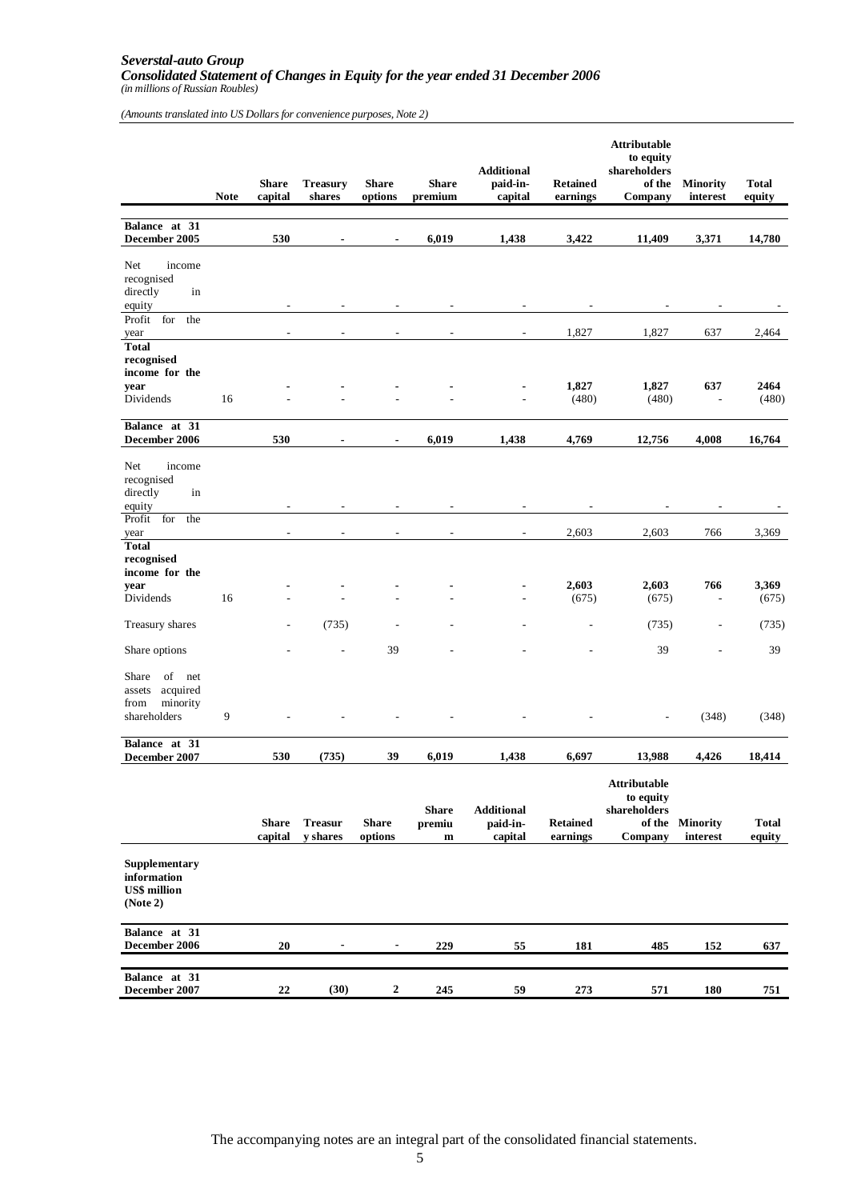*Severstal-auto Group*
***Consolidated Statement of Changes in Equity for the year ended 31 December 2006***
*(in millions of Russian Roubles)*

*(Amounts translated into US Dollars for convenience purposes, Note 2)*

| | Note | Share capital | Treasury shares | Share options | Share premium | Additional paid-in-capital | Retained earnings | Attributable to equity shareholders of the Company | Minority interest | Total equity |
|---|---|---|---|---|---|---|---|---|---|---|
| **Balance at 31 December 2005** | | **530** | **-** | **-** | **6,019** | **1,438** | **3,422** | **11,409** | **3,371** | **14,780** |
| Net income recognised directly in equity | | - | - | - | - | - | - | - | - | - |
| Profit for the year | | - | - | - | - | - | 1,827 | 1,827 | 637 | 2,464 |
| **Total recognised income for the year** | | **-** | **-** | **-** | **-** | **-** | **1,827** | **1,827** | **637** | **2464** |
| Dividends | 16 | - | - | - | - | - | (480) | (480) | - | (480) |
| **Balance at 31 December 2006** | | **530** | **-** | **-** | **6,019** | **1,438** | **4,769** | **12,756** | **4,008** | **16,764** |
| Net income recognised directly in equity | | - | - | - | - | - | - | - | - | - |
| Profit for the year | | - | - | - | - | - | 2,603 | 2,603 | 766 | 3,369 |
| **Total recognised income for the year** | | **-** | **-** | **-** | **-** | **-** | **2,603** | **2,603** | **766** | **3,369** |
| Dividends | 16 | - | - | - | - | - | (675) | (675) | - | (675) |
| Treasury shares | | - | (735) | - | - | - | - | (735) | - | (735) |
| Share options | | - | - | 39 | - | - | - | 39 | - | 39 |
| Share of net assets acquired from minority shareholders | 9 | - | - | - | - | - | - | - | (348) | (348) |
| **Balance at 31 December 2007** | | **530** | **(735)** | **39** | **6,019** | **1,438** | **6,697** | **13,988** | **4,426** | **18,414** |

| | Share capital | Treasury shares | Share options | Share premium | Additional paid-in-capital | Retained earnings | Attributable to equity shareholders of the Company | Minority interest | Total equity |
|---|---|---|---|---|---|---|---|---|---|
| **Supplementary information US$ million (Note 2)** | | | | | | | | | |
| **Balance at 31 December 2006** | **20** | **-** | **-** | **229** | **55** | **181** | **485** | **152** | **637** |
| **Balance at 31 December 2007** | **22** | **(30)** | **2** | **245** | **59** | **273** | **571** | **180** | **751** |

The accompanying notes are an integral part of the consolidated financial statements.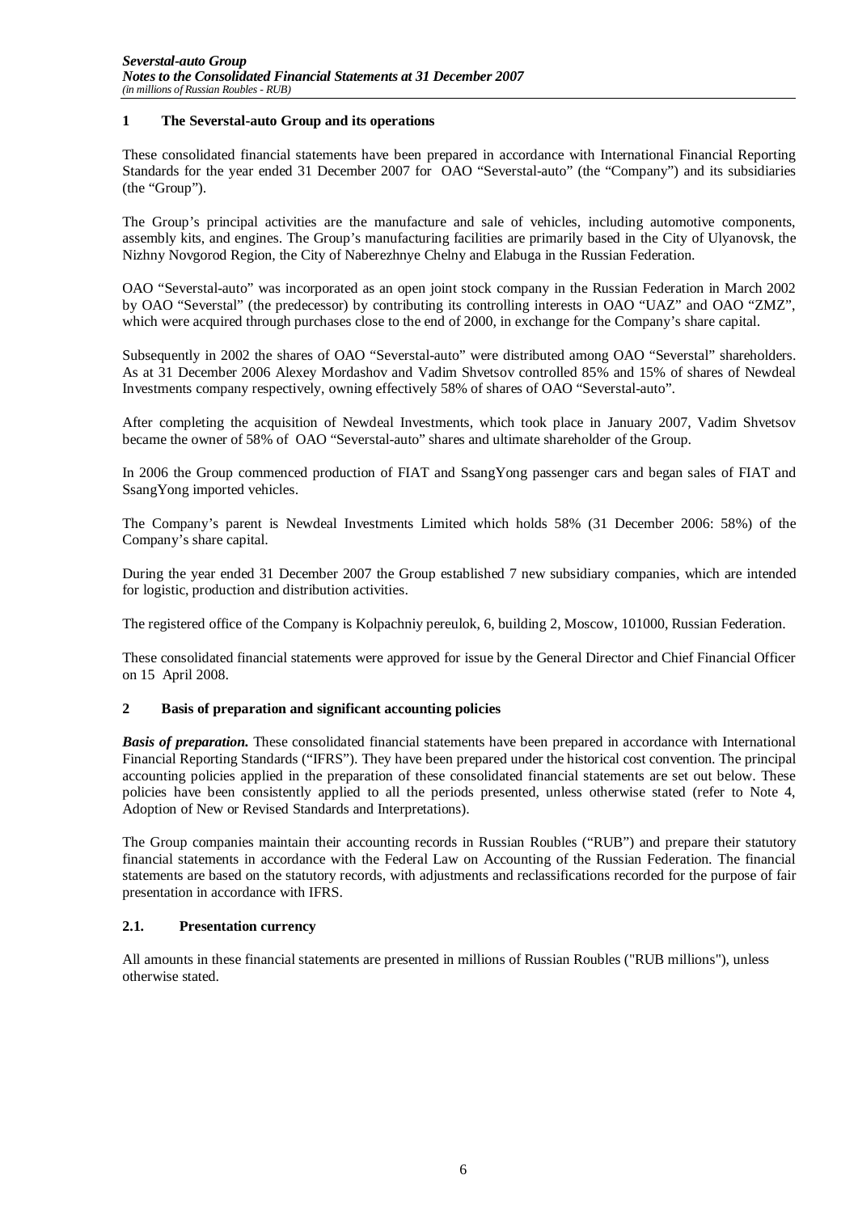## 1 The Severstal-auto Group and its operations

These consolidated financial statements have been prepared in accordance with International Financial Reporting Standards for the year ended 31 December 2007 for OAO "Severstal-auto" (the "Company") and its subsidiaries (the "Group").

The Group's principal activities are the manufacture and sale of vehicles, including automotive components, assembly kits, and engines. The Group's manufacturing facilities are primarily based in the City of Ulyanovsk, the Nizhny Novgorod Region, the City of Naberezhnye Chelny and Elabuga in the Russian Federation.

OAO "Severstal-auto" was incorporated as an open joint stock company in the Russian Federation in March 2002 by OAO "Severstal" (the predecessor) by contributing its controlling interests in OAO "UAZ" and OAO "ZMZ", which were acquired through purchases close to the end of 2000, in exchange for the Company's share capital.

Subsequently in 2002 the shares of OAO "Severstal-auto" were distributed among OAO "Severstal" shareholders. As at 31 December 2006 Alexey Mordashov and Vadim Shvetsov controlled 85% and 15% of shares of Newdeal Investments company respectively, owning effectively 58% of shares of OAO "Severstal-auto".

After completing the acquisition of Newdeal Investments, which took place in January 2007, Vadim Shvetsov became the owner of 58% of OAO "Severstal-auto" shares and ultimate shareholder of the Group.

In 2006 the Group commenced production of FIAT and SsangYong passenger cars and began sales of FIAT and SsangYong imported vehicles.

The Company's parent is Newdeal Investments Limited which holds 58% (31 December 2006: 58%) of the Company's share capital.

During the year ended 31 December 2007 the Group established 7 new subsidiary companies, which are intended for logistic, production and distribution activities.

The registered office of the Company is Kolpachniy pereulok, 6, building 2, Moscow, 101000, Russian Federation.

These consolidated financial statements were approved for issue by the General Director and Chief Financial Officer on 15 April 2008.

## 2 Basis of preparation and significant accounting policies

***Basis of preparation.*** These consolidated financial statements have been prepared in accordance with International Financial Reporting Standards ("IFRS"). They have been prepared under the historical cost convention. The principal accounting policies applied in the preparation of these consolidated financial statements are set out below. These policies have been consistently applied to all the periods presented, unless otherwise stated (refer to Note 4, Adoption of New or Revised Standards and Interpretations).

The Group companies maintain their accounting records in Russian Roubles ("RUB") and prepare their statutory financial statements in accordance with the Federal Law on Accounting of the Russian Federation. The financial statements are based on the statutory records, with adjustments and reclassifications recorded for the purpose of fair presentation in accordance with IFRS.

### 2.1. Presentation currency

All amounts in these financial statements are presented in millions of Russian Roubles ("RUB millions"), unless otherwise stated.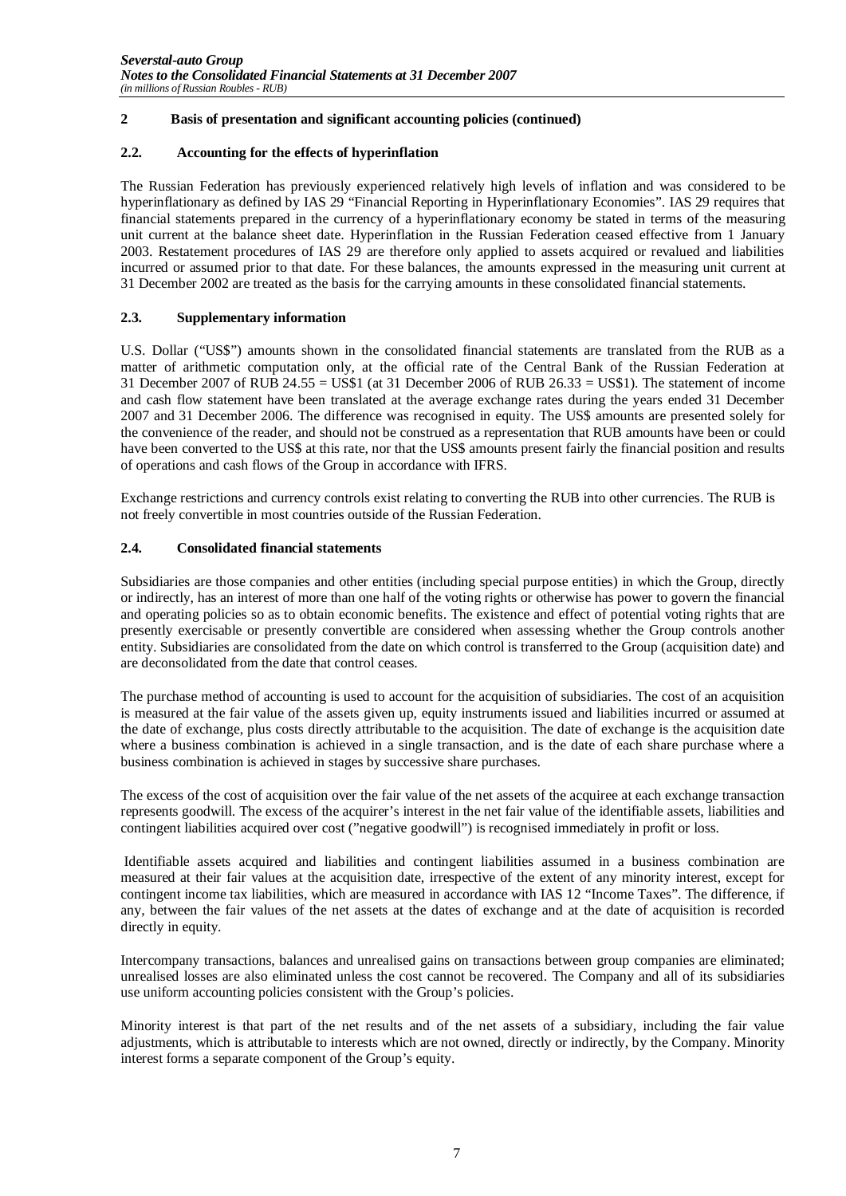## 2 Basis of presentation and significant accounting policies (continued)

### 2.2. Accounting for the effects of hyperinflation

The Russian Federation has previously experienced relatively high levels of inflation and was considered to be hyperinflationary as defined by IAS 29 "Financial Reporting in Hyperinflationary Economies". IAS 29 requires that financial statements prepared in the currency of a hyperinflationary economy be stated in terms of the measuring unit current at the balance sheet date. Hyperinflation in the Russian Federation ceased effective from 1 January 2003. Restatement procedures of IAS 29 are therefore only applied to assets acquired or revalued and liabilities incurred or assumed prior to that date. For these balances, the amounts expressed in the measuring unit current at 31 December 2002 are treated as the basis for the carrying amounts in these consolidated financial statements.

### 2.3. Supplementary information

U.S. Dollar ("US$") amounts shown in the consolidated financial statements are translated from the RUB as a matter of arithmetic computation only, at the official rate of the Central Bank of the Russian Federation at 31 December 2007 of RUB 24.55 = US$1 (at 31 December 2006 of RUB 26.33 = US$1). The statement of income and cash flow statement have been translated at the average exchange rates during the years ended 31 December 2007 and 31 December 2006. The difference was recognised in equity. The US$ amounts are presented solely for the convenience of the reader, and should not be construed as a representation that RUB amounts have been or could have been converted to the US$ at this rate, nor that the US$ amounts present fairly the financial position and results of operations and cash flows of the Group in accordance with IFRS.

Exchange restrictions and currency controls exist relating to converting the RUB into other currencies. The RUB is not freely convertible in most countries outside of the Russian Federation.

### 2.4. Consolidated financial statements

Subsidiaries are those companies and other entities (including special purpose entities) in which the Group, directly or indirectly, has an interest of more than one half of the voting rights or otherwise has power to govern the financial and operating policies so as to obtain economic benefits. The existence and effect of potential voting rights that are presently exercisable or presently convertible are considered when assessing whether the Group controls another entity. Subsidiaries are consolidated from the date on which control is transferred to the Group (acquisition date) and are deconsolidated from the date that control ceases.

The purchase method of accounting is used to account for the acquisition of subsidiaries. The cost of an acquisition is measured at the fair value of the assets given up, equity instruments issued and liabilities incurred or assumed at the date of exchange, plus costs directly attributable to the acquisition. The date of exchange is the acquisition date where a business combination is achieved in a single transaction, and is the date of each share purchase where a business combination is achieved in stages by successive share purchases.

The excess of the cost of acquisition over the fair value of the net assets of the acquiree at each exchange transaction represents goodwill. The excess of the acquirer's interest in the net fair value of the identifiable assets, liabilities and contingent liabilities acquired over cost ("negative goodwill") is recognised immediately in profit or loss.

Identifiable assets acquired and liabilities and contingent liabilities assumed in a business combination are measured at their fair values at the acquisition date, irrespective of the extent of any minority interest, except for contingent income tax liabilities, which are measured in accordance with IAS 12 "Income Taxes". The difference, if any, between the fair values of the net assets at the dates of exchange and at the date of acquisition is recorded directly in equity.

Intercompany transactions, balances and unrealised gains on transactions between group companies are eliminated; unrealised losses are also eliminated unless the cost cannot be recovered. The Company and all of its subsidiaries use uniform accounting policies consistent with the Group's policies.

Minority interest is that part of the net results and of the net assets of a subsidiary, including the fair value adjustments, which is attributable to interests which are not owned, directly or indirectly, by the Company. Minority interest forms a separate component of the Group's equity.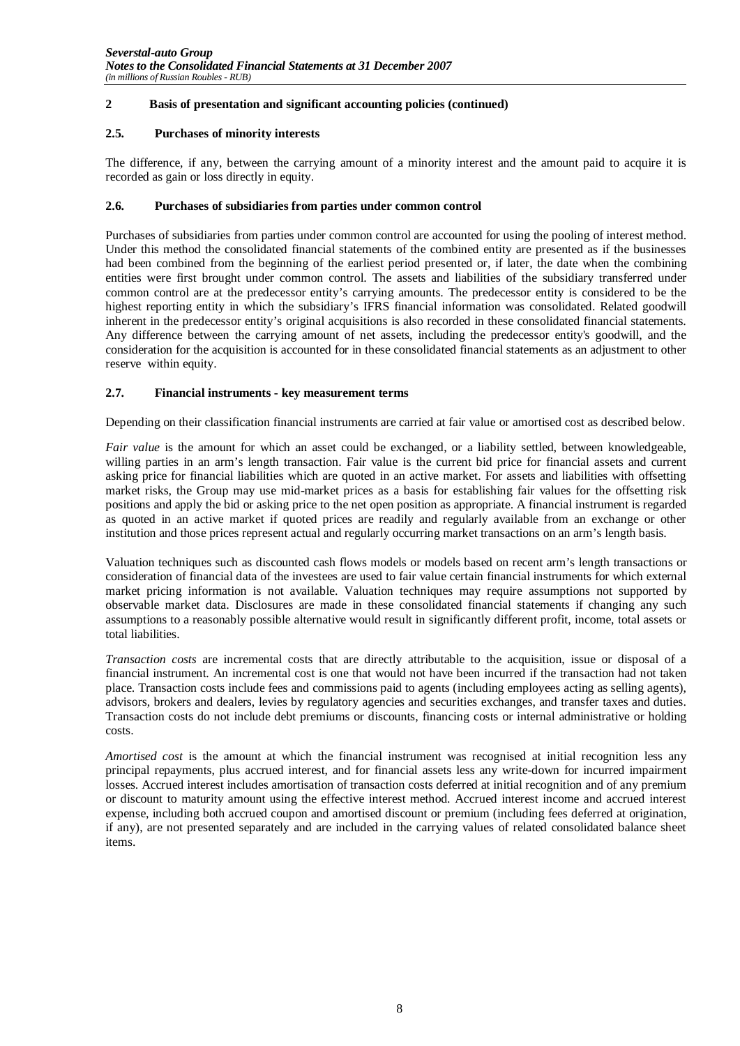## 2 Basis of presentation and significant accounting policies (continued)

### 2.5. Purchases of minority interests

The difference, if any, between the carrying amount of a minority interest and the amount paid to acquire it is recorded as gain or loss directly in equity.

### 2.6. Purchases of subsidiaries from parties under common control

Purchases of subsidiaries from parties under common control are accounted for using the pooling of interest method. Under this method the consolidated financial statements of the combined entity are presented as if the businesses had been combined from the beginning of the earliest period presented or, if later, the date when the combining entities were first brought under common control. The assets and liabilities of the subsidiary transferred under common control are at the predecessor entity's carrying amounts. The predecessor entity is considered to be the highest reporting entity in which the subsidiary's IFRS financial information was consolidated. Related goodwill inherent in the predecessor entity's original acquisitions is also recorded in these consolidated financial statements. Any difference between the carrying amount of net assets, including the predecessor entity's goodwill, and the consideration for the acquisition is accounted for in these consolidated financial statements as an adjustment to other reserve within equity.

### 2.7. Financial instruments - key measurement terms

Depending on their classification financial instruments are carried at fair value or amortised cost as described below.

*Fair value* is the amount for which an asset could be exchanged, or a liability settled, between knowledgeable, willing parties in an arm's length transaction. Fair value is the current bid price for financial assets and current asking price for financial liabilities which are quoted in an active market. For assets and liabilities with offsetting market risks, the Group may use mid-market prices as a basis for establishing fair values for the offsetting risk positions and apply the bid or asking price to the net open position as appropriate. A financial instrument is regarded as quoted in an active market if quoted prices are readily and regularly available from an exchange or other institution and those prices represent actual and regularly occurring market transactions on an arm's length basis.

Valuation techniques such as discounted cash flows models or models based on recent arm's length transactions or consideration of financial data of the investees are used to fair value certain financial instruments for which external market pricing information is not available. Valuation techniques may require assumptions not supported by observable market data. Disclosures are made in these consolidated financial statements if changing any such assumptions to a reasonably possible alternative would result in significantly different profit, income, total assets or total liabilities.

*Transaction costs* are incremental costs that are directly attributable to the acquisition, issue or disposal of a financial instrument. An incremental cost is one that would not have been incurred if the transaction had not taken place. Transaction costs include fees and commissions paid to agents (including employees acting as selling agents), advisors, brokers and dealers, levies by regulatory agencies and securities exchanges, and transfer taxes and duties. Transaction costs do not include debt premiums or discounts, financing costs or internal administrative or holding costs.

*Amortised cost* is the amount at which the financial instrument was recognised at initial recognition less any principal repayments, plus accrued interest, and for financial assets less any write-down for incurred impairment losses. Accrued interest includes amortisation of transaction costs deferred at initial recognition and of any premium or discount to maturity amount using the effective interest method. Accrued interest income and accrued interest expense, including both accrued coupon and amortised discount or premium (including fees deferred at origination, if any), are not presented separately and are included in the carrying values of related consolidated balance sheet items.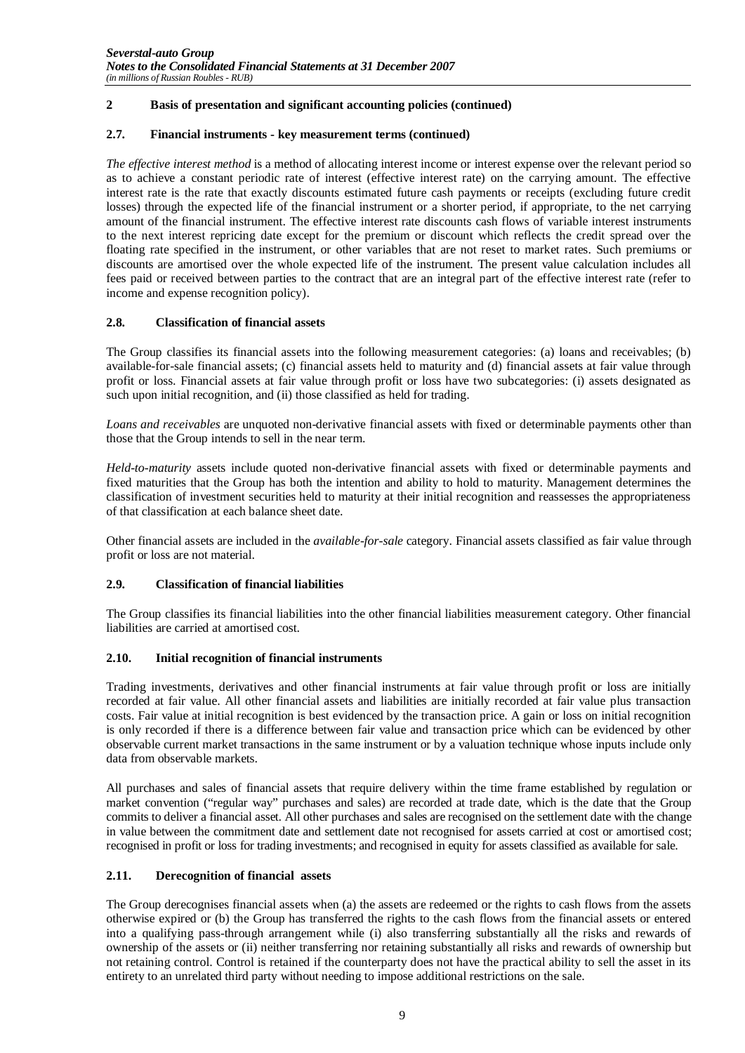## 2 Basis of presentation and significant accounting policies (continued)

### 2.7. Financial instruments - key measurement terms (continued)

*The effective interest method* is a method of allocating interest income or interest expense over the relevant period so as to achieve a constant periodic rate of interest (effective interest rate) on the carrying amount. The effective interest rate is the rate that exactly discounts estimated future cash payments or receipts (excluding future credit losses) through the expected life of the financial instrument or a shorter period, if appropriate, to the net carrying amount of the financial instrument. The effective interest rate discounts cash flows of variable interest instruments to the next interest repricing date except for the premium or discount which reflects the credit spread over the floating rate specified in the instrument, or other variables that are not reset to market rates. Such premiums or discounts are amortised over the whole expected life of the instrument. The present value calculation includes all fees paid or received between parties to the contract that are an integral part of the effective interest rate (refer to income and expense recognition policy).

### 2.8. Classification of financial assets

The Group classifies its financial assets into the following measurement categories: (a) loans and receivables; (b) available-for-sale financial assets; (c) financial assets held to maturity and (d) financial assets at fair value through profit or loss. Financial assets at fair value through profit or loss have two subcategories: (i) assets designated as such upon initial recognition, and (ii) those classified as held for trading.

*Loans and receivables* are unquoted non-derivative financial assets with fixed or determinable payments other than those that the Group intends to sell in the near term.

*Held-to-maturity* assets include quoted non-derivative financial assets with fixed or determinable payments and fixed maturities that the Group has both the intention and ability to hold to maturity. Management determines the classification of investment securities held to maturity at their initial recognition and reassesses the appropriateness of that classification at each balance sheet date.

Other financial assets are included in the *available-for-sale* category. Financial assets classified as fair value through profit or loss are not material.

### 2.9. Classification of financial liabilities

The Group classifies its financial liabilities into the other financial liabilities measurement category. Other financial liabilities are carried at amortised cost.

### 2.10. Initial recognition of financial instruments

Trading investments, derivatives and other financial instruments at fair value through profit or loss are initially recorded at fair value. All other financial assets and liabilities are initially recorded at fair value plus transaction costs. Fair value at initial recognition is best evidenced by the transaction price. A gain or loss on initial recognition is only recorded if there is a difference between fair value and transaction price which can be evidenced by other observable current market transactions in the same instrument or by a valuation technique whose inputs include only data from observable markets.

All purchases and sales of financial assets that require delivery within the time frame established by regulation or market convention ("regular way" purchases and sales) are recorded at trade date, which is the date that the Group commits to deliver a financial asset. All other purchases and sales are recognised on the settlement date with the change in value between the commitment date and settlement date not recognised for assets carried at cost or amortised cost; recognised in profit or loss for trading investments; and recognised in equity for assets classified as available for sale.

### 2.11. Derecognition of financial assets

The Group derecognises financial assets when (a) the assets are redeemed or the rights to cash flows from the assets otherwise expired or (b) the Group has transferred the rights to the cash flows from the financial assets or entered into a qualifying pass-through arrangement while (i) also transferring substantially all the risks and rewards of ownership of the assets or (ii) neither transferring nor retaining substantially all risks and rewards of ownership but not retaining control. Control is retained if the counterparty does not have the practical ability to sell the asset in its entirety to an unrelated third party without needing to impose additional restrictions on the sale.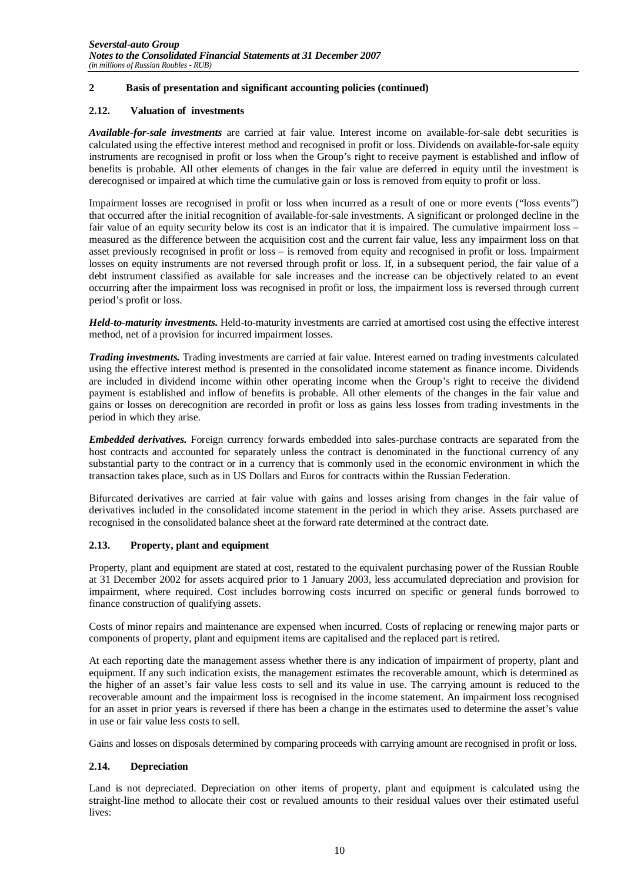## 2 Basis of presentation and significant accounting policies (continued)

### 2.12. Valuation of investments

***Available-for-sale investments*** are carried at fair value. Interest income on available-for-sale debt securities is calculated using the effective interest method and recognised in profit or loss. Dividends on available-for-sale equity instruments are recognised in profit or loss when the Group's right to receive payment is established and inflow of benefits is probable. All other elements of changes in the fair value are deferred in equity until the investment is derecognised or impaired at which time the cumulative gain or loss is removed from equity to profit or loss.

Impairment losses are recognised in profit or loss when incurred as a result of one or more events ("loss events") that occurred after the initial recognition of available-for-sale investments. A significant or prolonged decline in the fair value of an equity security below its cost is an indicator that it is impaired. The cumulative impairment loss – measured as the difference between the acquisition cost and the current fair value, less any impairment loss on that asset previously recognised in profit or loss – is removed from equity and recognised in profit or loss. Impairment losses on equity instruments are not reversed through profit or loss. If, in a subsequent period, the fair value of a debt instrument classified as available for sale increases and the increase can be objectively related to an event occurring after the impairment loss was recognised in profit or loss, the impairment loss is reversed through current period's profit or loss.

***Held-to-maturity investments.*** Held-to-maturity investments are carried at amortised cost using the effective interest method, net of a provision for incurred impairment losses.

***Trading investments.*** Trading investments are carried at fair value. Interest earned on trading investments calculated using the effective interest method is presented in the consolidated income statement as finance income. Dividends are included in dividend income within other operating income when the Group's right to receive the dividend payment is established and inflow of benefits is probable. All other elements of the changes in the fair value and gains or losses on derecognition are recorded in profit or loss as gains less losses from trading investments in the period in which they arise.

***Embedded derivatives.*** Foreign currency forwards embedded into sales-purchase contracts are separated from the host contracts and accounted for separately unless the contract is denominated in the functional currency of any substantial party to the contract or in a currency that is commonly used in the economic environment in which the transaction takes place, such as in US Dollars and Euros for contracts within the Russian Federation.

Bifurcated derivatives are carried at fair value with gains and losses arising from changes in the fair value of derivatives included in the consolidated income statement in the period in which they arise. Assets purchased are recognised in the consolidated balance sheet at the forward rate determined at the contract date.

### 2.13. Property, plant and equipment

Property, plant and equipment are stated at cost, restated to the equivalent purchasing power of the Russian Rouble at 31 December 2002 for assets acquired prior to 1 January 2003, less accumulated depreciation and provision for impairment, where required. Cost includes borrowing costs incurred on specific or general funds borrowed to finance construction of qualifying assets.

Costs of minor repairs and maintenance are expensed when incurred. Costs of replacing or renewing major parts or components of property, plant and equipment items are capitalised and the replaced part is retired.

At each reporting date the management assess whether there is any indication of impairment of property, plant and equipment. If any such indication exists, the management estimates the recoverable amount, which is determined as the higher of an asset's fair value less costs to sell and its value in use. The carrying amount is reduced to the recoverable amount and the impairment loss is recognised in the income statement. An impairment loss recognised for an asset in prior years is reversed if there has been a change in the estimates used to determine the asset's value in use or fair value less costs to sell.

Gains and losses on disposals determined by comparing proceeds with carrying amount are recognised in profit or loss.

### 2.14. Depreciation

Land is not depreciated. Depreciation on other items of property, plant and equipment is calculated using the straight-line method to allocate their cost or revalued amounts to their residual values over their estimated useful lives: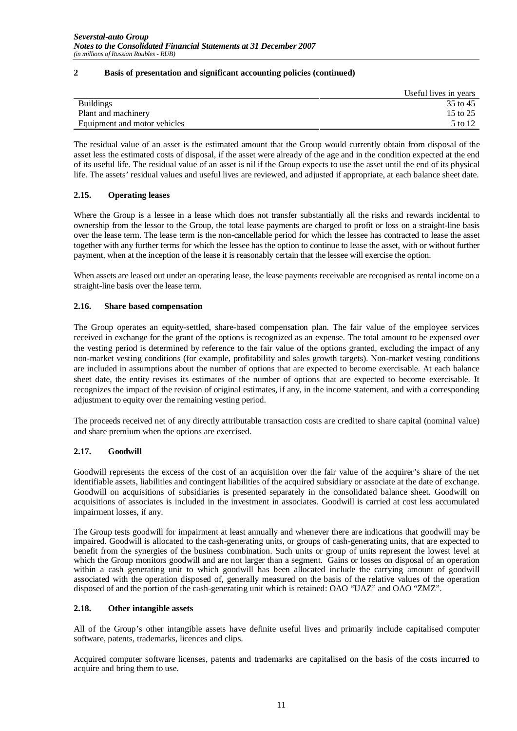## 2 Basis of presentation and significant accounting policies (continued)

| | Useful lives in years |
|---|---|
| Buildings | 35 to 45 |
| Plant and machinery | 15 to 25 |
| Equipment and motor vehicles | 5 to 12 |

The residual value of an asset is the estimated amount that the Group would currently obtain from disposal of the asset less the estimated costs of disposal, if the asset were already of the age and in the condition expected at the end of its useful life. The residual value of an asset is nil if the Group expects to use the asset until the end of its physical life. The assets' residual values and useful lives are reviewed, and adjusted if appropriate, at each balance sheet date.

### 2.15. Operating leases

Where the Group is a lessee in a lease which does not transfer substantially all the risks and rewards incidental to ownership from the lessor to the Group, the total lease payments are charged to profit or loss on a straight-line basis over the lease term. The lease term is the non-cancellable period for which the lessee has contracted to lease the asset together with any further terms for which the lessee has the option to continue to lease the asset, with or without further payment, when at the inception of the lease it is reasonably certain that the lessee will exercise the option.

When assets are leased out under an operating lease, the lease payments receivable are recognised as rental income on a straight-line basis over the lease term.

### 2.16. Share based compensation

The Group operates an equity-settled, share-based compensation plan. The fair value of the employee services received in exchange for the grant of the options is recognized as an expense. The total amount to be expensed over the vesting period is determined by reference to the fair value of the options granted, excluding the impact of any non-market vesting conditions (for example, profitability and sales growth targets). Non-market vesting conditions are included in assumptions about the number of options that are expected to become exercisable. At each balance sheet date, the entity revises its estimates of the number of options that are expected to become exercisable. It recognizes the impact of the revision of original estimates, if any, in the income statement, and with a corresponding adjustment to equity over the remaining vesting period.

The proceeds received net of any directly attributable transaction costs are credited to share capital (nominal value) and share premium when the options are exercised.

### 2.17. Goodwill

Goodwill represents the excess of the cost of an acquisition over the fair value of the acquirer's share of the net identifiable assets, liabilities and contingent liabilities of the acquired subsidiary or associate at the date of exchange. Goodwill on acquisitions of subsidiaries is presented separately in the consolidated balance sheet. Goodwill on acquisitions of associates is included in the investment in associates. Goodwill is carried at cost less accumulated impairment losses, if any.

The Group tests goodwill for impairment at least annually and whenever there are indications that goodwill may be impaired. Goodwill is allocated to the cash-generating units, or groups of cash-generating units, that are expected to benefit from the synergies of the business combination. Such units or group of units represent the lowest level at which the Group monitors goodwill and are not larger than a segment. Gains or losses on disposal of an operation within a cash generating unit to which goodwill has been allocated include the carrying amount of goodwill associated with the operation disposed of, generally measured on the basis of the relative values of the operation disposed of and the portion of the cash-generating unit which is retained: OAO "UAZ" and OAO "ZMZ".

### 2.18. Other intangible assets

All of the Group's other intangible assets have definite useful lives and primarily include capitalised computer software, patents, trademarks, licences and clips.

Acquired computer software licenses, patents and trademarks are capitalised on the basis of the costs incurred to acquire and bring them to use.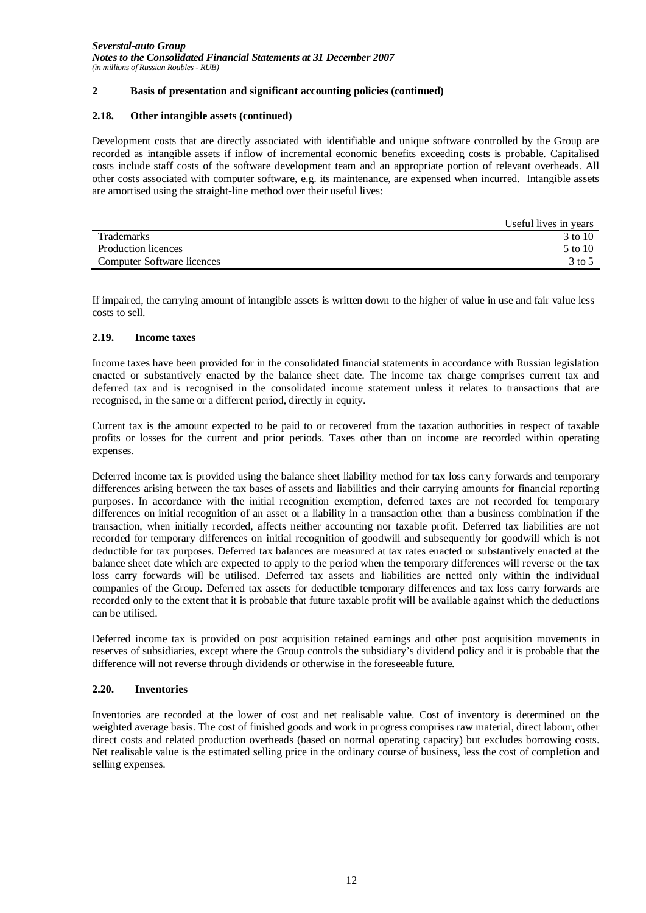## 2 Basis of presentation and significant accounting policies (continued)

### 2.18. Other intangible assets (continued)

Development costs that are directly associated with identifiable and unique software controlled by the Group are recorded as intangible assets if inflow of incremental economic benefits exceeding costs is probable. Capitalised costs include staff costs of the software development team and an appropriate portion of relevant overheads. All other costs associated with computer software, e.g. its maintenance, are expensed when incurred. Intangible assets are amortised using the straight-line method over their useful lives:

| | Useful lives in years |
|---|---|
| Trademarks | 3 to 10 |
| Production licences | 5 to 10 |
| Computer Software licences | 3 to 5 |

If impaired, the carrying amount of intangible assets is written down to the higher of value in use and fair value less costs to sell.

### 2.19. Income taxes

Income taxes have been provided for in the consolidated financial statements in accordance with Russian legislation enacted or substantively enacted by the balance sheet date. The income tax charge comprises current tax and deferred tax and is recognised in the consolidated income statement unless it relates to transactions that are recognised, in the same or a different period, directly in equity.

Current tax is the amount expected to be paid to or recovered from the taxation authorities in respect of taxable profits or losses for the current and prior periods. Taxes other than on income are recorded within operating expenses.

Deferred income tax is provided using the balance sheet liability method for tax loss carry forwards and temporary differences arising between the tax bases of assets and liabilities and their carrying amounts for financial reporting purposes. In accordance with the initial recognition exemption, deferred taxes are not recorded for temporary differences on initial recognition of an asset or a liability in a transaction other than a business combination if the transaction, when initially recorded, affects neither accounting nor taxable profit. Deferred tax liabilities are not recorded for temporary differences on initial recognition of goodwill and subsequently for goodwill which is not deductible for tax purposes. Deferred tax balances are measured at tax rates enacted or substantively enacted at the balance sheet date which are expected to apply to the period when the temporary differences will reverse or the tax loss carry forwards will be utilised. Deferred tax assets and liabilities are netted only within the individual companies of the Group. Deferred tax assets for deductible temporary differences and tax loss carry forwards are recorded only to the extent that it is probable that future taxable profit will be available against which the deductions can be utilised.

Deferred income tax is provided on post acquisition retained earnings and other post acquisition movements in reserves of subsidiaries, except where the Group controls the subsidiary's dividend policy and it is probable that the difference will not reverse through dividends or otherwise in the foreseeable future.

### 2.20. Inventories

Inventories are recorded at the lower of cost and net realisable value. Cost of inventory is determined on the weighted average basis. The cost of finished goods and work in progress comprises raw material, direct labour, other direct costs and related production overheads (based on normal operating capacity) but excludes borrowing costs. Net realisable value is the estimated selling price in the ordinary course of business, less the cost of completion and selling expenses.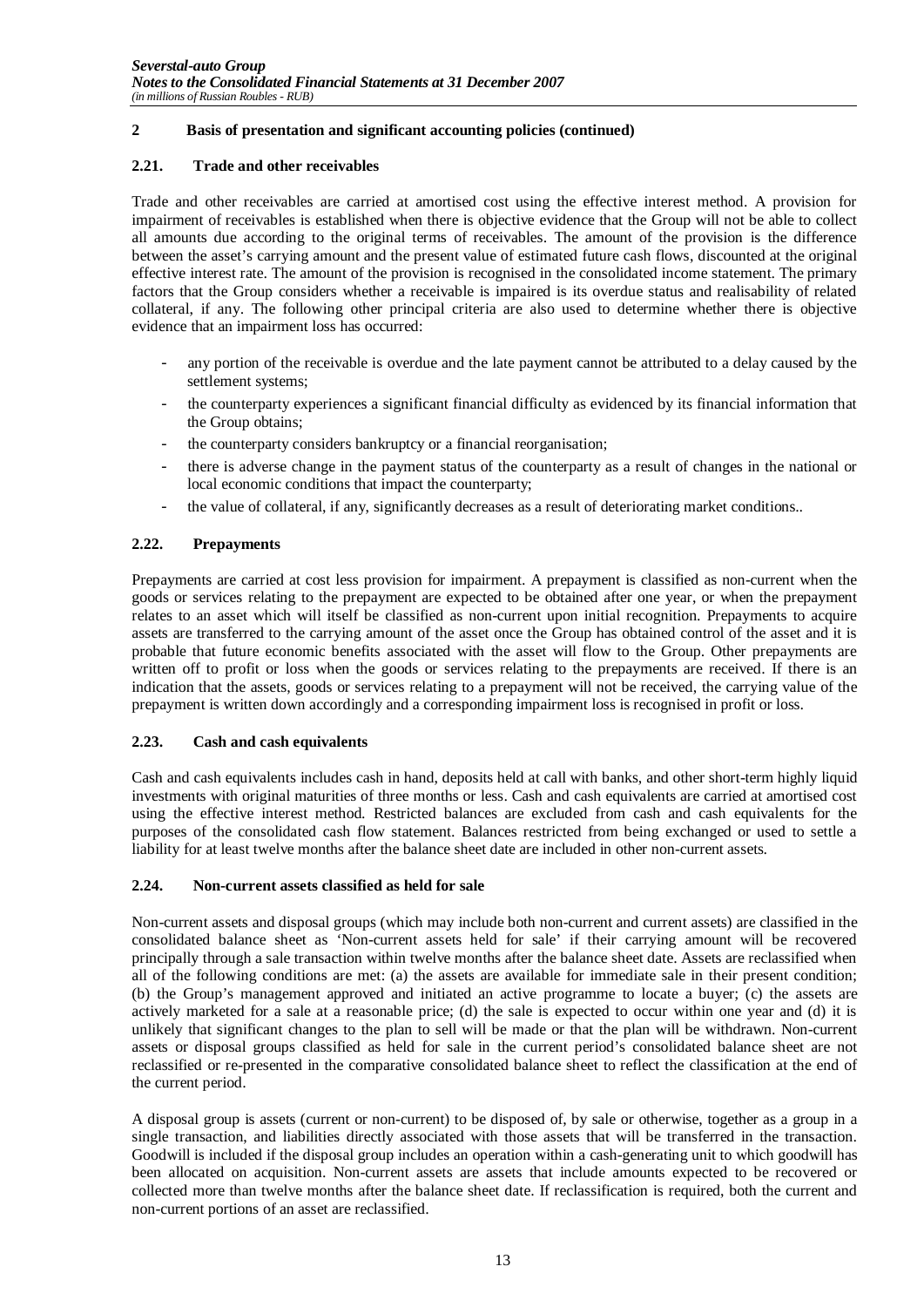## 2 Basis of presentation and significant accounting policies (continued)

### 2.21. Trade and other receivables

Trade and other receivables are carried at amortised cost using the effective interest method. A provision for impairment of receivables is established when there is objective evidence that the Group will not be able to collect all amounts due according to the original terms of receivables. The amount of the provision is the difference between the asset's carrying amount and the present value of estimated future cash flows, discounted at the original effective interest rate. The amount of the provision is recognised in the consolidated income statement. The primary factors that the Group considers whether a receivable is impaired is its overdue status and realisability of related collateral, if any. The following other principal criteria are also used to determine whether there is objective evidence that an impairment loss has occurred:

- any portion of the receivable is overdue and the late payment cannot be attributed to a delay caused by the settlement systems;
- the counterparty experiences a significant financial difficulty as evidenced by its financial information that the Group obtains;
- the counterparty considers bankruptcy or a financial reorganisation;
- there is adverse change in the payment status of the counterparty as a result of changes in the national or local economic conditions that impact the counterparty;
- the value of collateral, if any, significantly decreases as a result of deteriorating market conditions..

### 2.22. Prepayments

Prepayments are carried at cost less provision for impairment. A prepayment is classified as non-current when the goods or services relating to the prepayment are expected to be obtained after one year, or when the prepayment relates to an asset which will itself be classified as non-current upon initial recognition. Prepayments to acquire assets are transferred to the carrying amount of the asset once the Group has obtained control of the asset and it is probable that future economic benefits associated with the asset will flow to the Group. Other prepayments are written off to profit or loss when the goods or services relating to the prepayments are received. If there is an indication that the assets, goods or services relating to a prepayment will not be received, the carrying value of the prepayment is written down accordingly and a corresponding impairment loss is recognised in profit or loss.

### 2.23. Cash and cash equivalents

Cash and cash equivalents includes cash in hand, deposits held at call with banks, and other short-term highly liquid investments with original maturities of three months or less. Cash and cash equivalents are carried at amortised cost using the effective interest method. Restricted balances are excluded from cash and cash equivalents for the purposes of the consolidated cash flow statement. Balances restricted from being exchanged or used to settle a liability for at least twelve months after the balance sheet date are included in other non-current assets.

### 2.24. Non-current assets classified as held for sale

Non-current assets and disposal groups (which may include both non-current and current assets) are classified in the consolidated balance sheet as 'Non-current assets held for sale' if their carrying amount will be recovered principally through a sale transaction within twelve months after the balance sheet date. Assets are reclassified when all of the following conditions are met: (a) the assets are available for immediate sale in their present condition; (b) the Group's management approved and initiated an active programme to locate a buyer; (c) the assets are actively marketed for a sale at a reasonable price; (d) the sale is expected to occur within one year and (d) it is unlikely that significant changes to the plan to sell will be made or that the plan will be withdrawn. Non-current assets or disposal groups classified as held for sale in the current period's consolidated balance sheet are not reclassified or re-presented in the comparative consolidated balance sheet to reflect the classification at the end of the current period.

A disposal group is assets (current or non-current) to be disposed of, by sale or otherwise, together as a group in a single transaction, and liabilities directly associated with those assets that will be transferred in the transaction. Goodwill is included if the disposal group includes an operation within a cash-generating unit to which goodwill has been allocated on acquisition. Non-current assets are assets that include amounts expected to be recovered or collected more than twelve months after the balance sheet date. If reclassification is required, both the current and non-current portions of an asset are reclassified.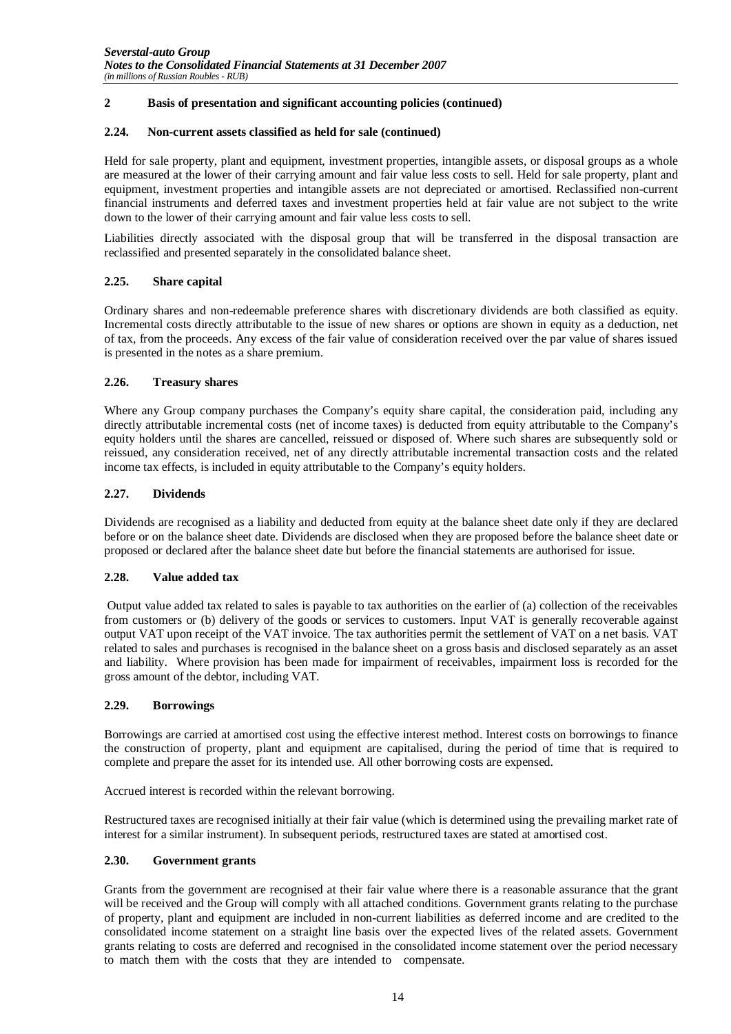## 2 Basis of presentation and significant accounting policies (continued)

### 2.24. Non-current assets classified as held for sale (continued)

Held for sale property, plant and equipment, investment properties, intangible assets, or disposal groups as a whole are measured at the lower of their carrying amount and fair value less costs to sell. Held for sale property, plant and equipment, investment properties and intangible assets are not depreciated or amortised. Reclassified non-current financial instruments and deferred taxes and investment properties held at fair value are not subject to the write down to the lower of their carrying amount and fair value less costs to sell.

Liabilities directly associated with the disposal group that will be transferred in the disposal transaction are reclassified and presented separately in the consolidated balance sheet.

### 2.25. Share capital

Ordinary shares and non-redeemable preference shares with discretionary dividends are both classified as equity. Incremental costs directly attributable to the issue of new shares or options are shown in equity as a deduction, net of tax, from the proceeds. Any excess of the fair value of consideration received over the par value of shares issued is presented in the notes as a share premium.

### 2.26. Treasury shares

Where any Group company purchases the Company's equity share capital, the consideration paid, including any directly attributable incremental costs (net of income taxes) is deducted from equity attributable to the Company's equity holders until the shares are cancelled, reissued or disposed of. Where such shares are subsequently sold or reissued, any consideration received, net of any directly attributable incremental transaction costs and the related income tax effects, is included in equity attributable to the Company's equity holders.

### 2.27. Dividends

Dividends are recognised as a liability and deducted from equity at the balance sheet date only if they are declared before or on the balance sheet date. Dividends are disclosed when they are proposed before the balance sheet date or proposed or declared after the balance sheet date but before the financial statements are authorised for issue.

### 2.28. Value added tax

Output value added tax related to sales is payable to tax authorities on the earlier of (a) collection of the receivables from customers or (b) delivery of the goods or services to customers. Input VAT is generally recoverable against output VAT upon receipt of the VAT invoice. The tax authorities permit the settlement of VAT on a net basis. VAT related to sales and purchases is recognised in the balance sheet on a gross basis and disclosed separately as an asset and liability. Where provision has been made for impairment of receivables, impairment loss is recorded for the gross amount of the debtor, including VAT.

### 2.29. Borrowings

Borrowings are carried at amortised cost using the effective interest method. Interest costs on borrowings to finance the construction of property, plant and equipment are capitalised, during the period of time that is required to complete and prepare the asset for its intended use. All other borrowing costs are expensed.

Accrued interest is recorded within the relevant borrowing.

Restructured taxes are recognised initially at their fair value (which is determined using the prevailing market rate of interest for a similar instrument). In subsequent periods, restructured taxes are stated at amortised cost.

### 2.30. Government grants

Grants from the government are recognised at their fair value where there is a reasonable assurance that the grant will be received and the Group will comply with all attached conditions. Government grants relating to the purchase of property, plant and equipment are included in non-current liabilities as deferred income and are credited to the consolidated income statement on a straight line basis over the expected lives of the related assets. Government grants relating to costs are deferred and recognised in the consolidated income statement over the period necessary to match them with the costs that they are intended to compensate.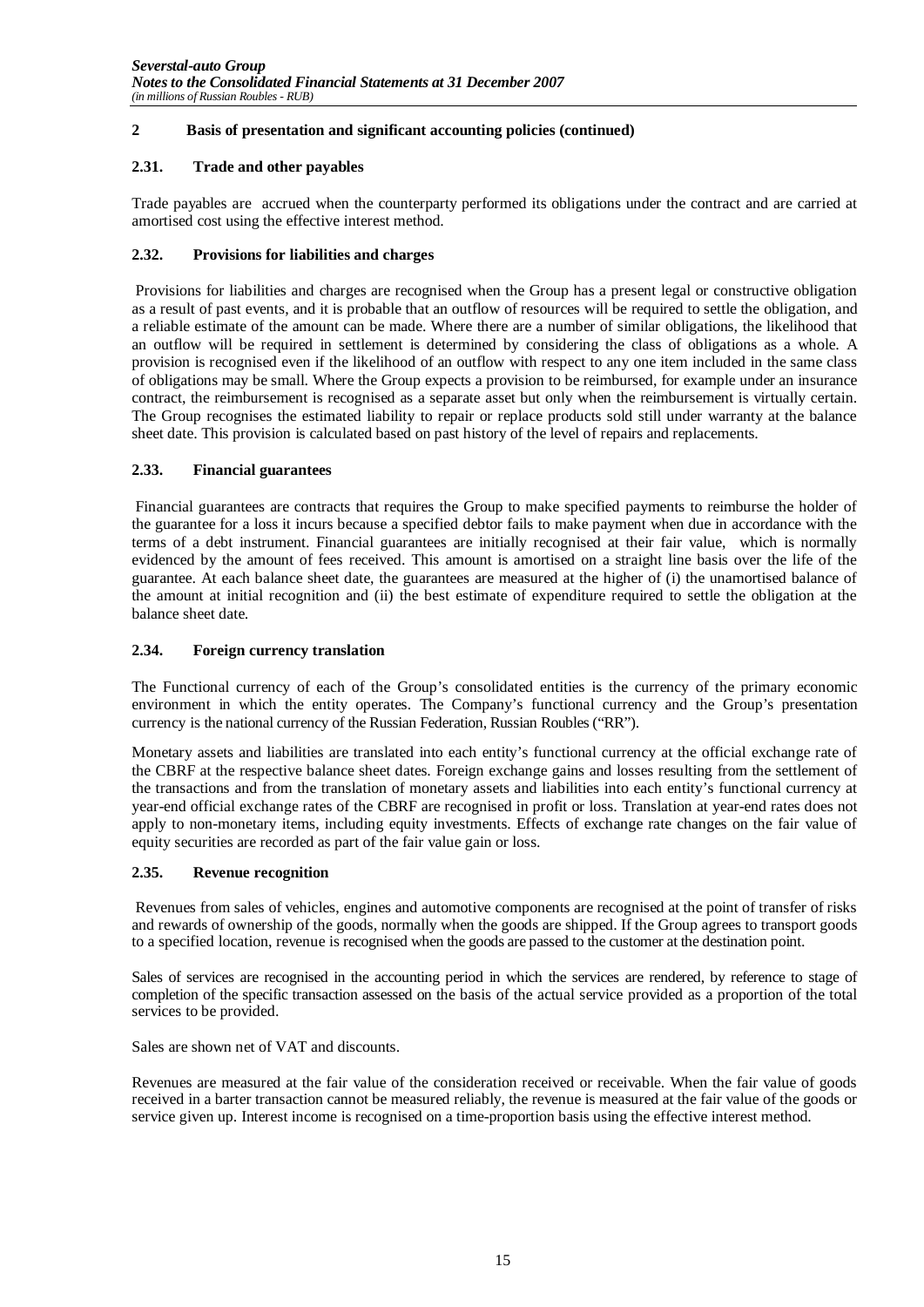## 2 Basis of presentation and significant accounting policies (continued)

### 2.31. Trade and other payables

Trade payables are accrued when the counterparty performed its obligations under the contract and are carried at amortised cost using the effective interest method.

### 2.32. Provisions for liabilities and charges

Provisions for liabilities and charges are recognised when the Group has a present legal or constructive obligation as a result of past events, and it is probable that an outflow of resources will be required to settle the obligation, and a reliable estimate of the amount can be made. Where there are a number of similar obligations, the likelihood that an outflow will be required in settlement is determined by considering the class of obligations as a whole. A provision is recognised even if the likelihood of an outflow with respect to any one item included in the same class of obligations may be small. Where the Group expects a provision to be reimbursed, for example under an insurance contract, the reimbursement is recognised as a separate asset but only when the reimbursement is virtually certain. The Group recognises the estimated liability to repair or replace products sold still under warranty at the balance sheet date. This provision is calculated based on past history of the level of repairs and replacements.

### 2.33. Financial guarantees

Financial guarantees are contracts that requires the Group to make specified payments to reimburse the holder of the guarantee for a loss it incurs because a specified debtor fails to make payment when due in accordance with the terms of a debt instrument. Financial guarantees are initially recognised at their fair value, which is normally evidenced by the amount of fees received. This amount is amortised on a straight line basis over the life of the guarantee. At each balance sheet date, the guarantees are measured at the higher of (i) the unamortised balance of the amount at initial recognition and (ii) the best estimate of expenditure required to settle the obligation at the balance sheet date.

### 2.34. Foreign currency translation

The Functional currency of each of the Group's consolidated entities is the currency of the primary economic environment in which the entity operates. The Company's functional currency and the Group's presentation currency is the national currency of the Russian Federation, Russian Roubles ("RR").

Monetary assets and liabilities are translated into each entity's functional currency at the official exchange rate of the CBRF at the respective balance sheet dates. Foreign exchange gains and losses resulting from the settlement of the transactions and from the translation of monetary assets and liabilities into each entity's functional currency at year-end official exchange rates of the CBRF are recognised in profit or loss. Translation at year-end rates does not apply to non-monetary items, including equity investments. Effects of exchange rate changes on the fair value of equity securities are recorded as part of the fair value gain or loss.

### 2.35. Revenue recognition

Revenues from sales of vehicles, engines and automotive components are recognised at the point of transfer of risks and rewards of ownership of the goods, normally when the goods are shipped. If the Group agrees to transport goods to a specified location, revenue is recognised when the goods are passed to the customer at the destination point.

Sales of services are recognised in the accounting period in which the services are rendered, by reference to stage of completion of the specific transaction assessed on the basis of the actual service provided as a proportion of the total services to be provided.

Sales are shown net of VAT and discounts.

Revenues are measured at the fair value of the consideration received or receivable. When the fair value of goods received in a barter transaction cannot be measured reliably, the revenue is measured at the fair value of the goods or service given up. Interest income is recognised on a time-proportion basis using the effective interest method.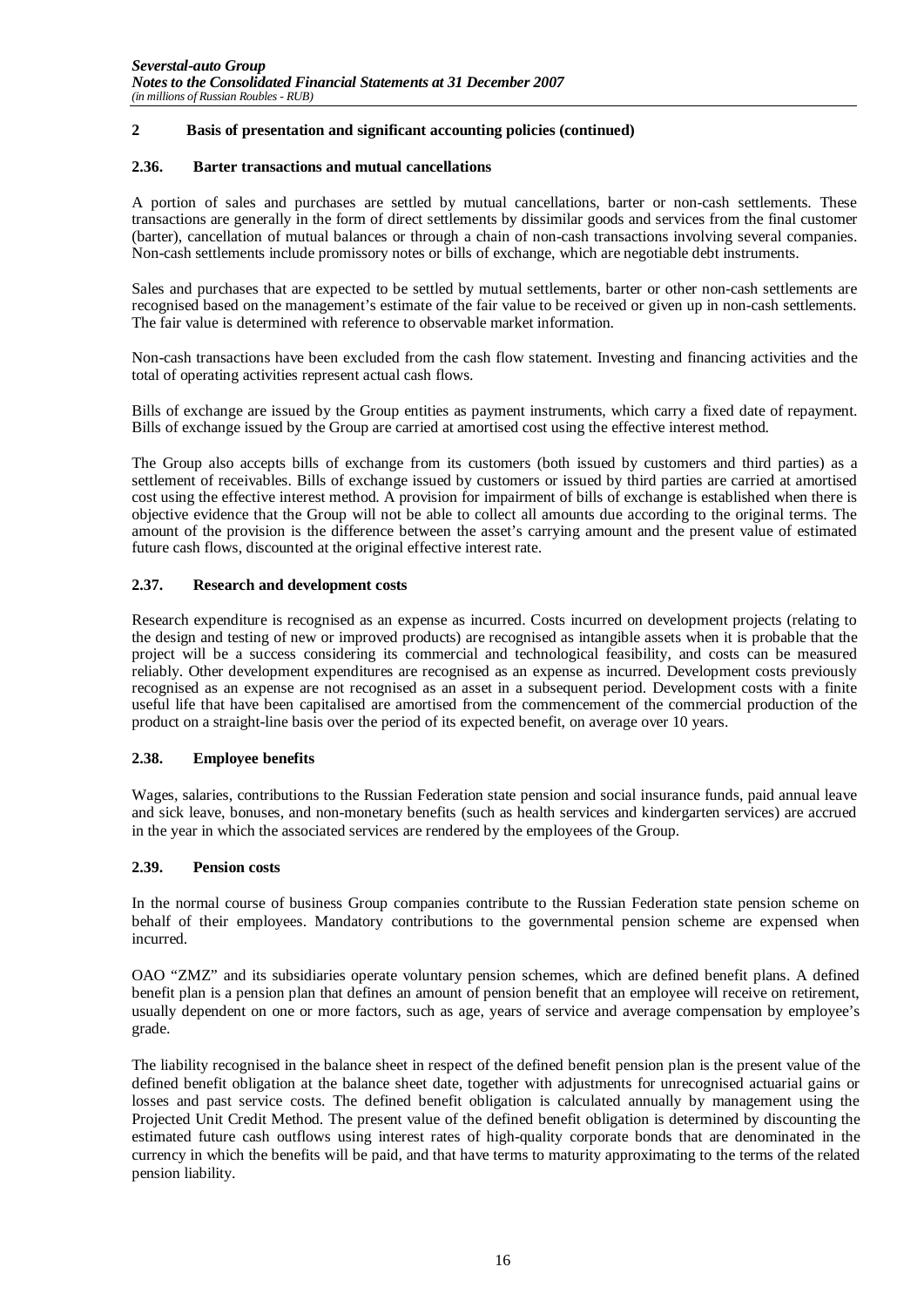## 2 Basis of presentation and significant accounting policies (continued)

### 2.36. Barter transactions and mutual cancellations

A portion of sales and purchases are settled by mutual cancellations, barter or non-cash settlements. These transactions are generally in the form of direct settlements by dissimilar goods and services from the final customer (barter), cancellation of mutual balances or through a chain of non-cash transactions involving several companies. Non-cash settlements include promissory notes or bills of exchange, which are negotiable debt instruments.

Sales and purchases that are expected to be settled by mutual settlements, barter or other non-cash settlements are recognised based on the management's estimate of the fair value to be received or given up in non-cash settlements. The fair value is determined with reference to observable market information.

Non-cash transactions have been excluded from the cash flow statement. Investing and financing activities and the total of operating activities represent actual cash flows.

Bills of exchange are issued by the Group entities as payment instruments, which carry a fixed date of repayment. Bills of exchange issued by the Group are carried at amortised cost using the effective interest method.

The Group also accepts bills of exchange from its customers (both issued by customers and third parties) as a settlement of receivables. Bills of exchange issued by customers or issued by third parties are carried at amortised cost using the effective interest method. A provision for impairment of bills of exchange is established when there is objective evidence that the Group will not be able to collect all amounts due according to the original terms. The amount of the provision is the difference between the asset's carrying amount and the present value of estimated future cash flows, discounted at the original effective interest rate.

### 2.37. Research and development costs

Research expenditure is recognised as an expense as incurred. Costs incurred on development projects (relating to the design and testing of new or improved products) are recognised as intangible assets when it is probable that the project will be a success considering its commercial and technological feasibility, and costs can be measured reliably. Other development expenditures are recognised as an expense as incurred. Development costs previously recognised as an expense are not recognised as an asset in a subsequent period. Development costs with a finite useful life that have been capitalised are amortised from the commencement of the commercial production of the product on a straight-line basis over the period of its expected benefit, on average over 10 years.

### 2.38. Employee benefits

Wages, salaries, contributions to the Russian Federation state pension and social insurance funds, paid annual leave and sick leave, bonuses, and non-monetary benefits (such as health services and kindergarten services) are accrued in the year in which the associated services are rendered by the employees of the Group.

### 2.39. Pension costs

In the normal course of business Group companies contribute to the Russian Federation state pension scheme on behalf of their employees. Mandatory contributions to the governmental pension scheme are expensed when incurred.

OAO "ZMZ" and its subsidiaries operate voluntary pension schemes, which are defined benefit plans. A defined benefit plan is a pension plan that defines an amount of pension benefit that an employee will receive on retirement, usually dependent on one or more factors, such as age, years of service and average compensation by employee's grade.

The liability recognised in the balance sheet in respect of the defined benefit pension plan is the present value of the defined benefit obligation at the balance sheet date, together with adjustments for unrecognised actuarial gains or losses and past service costs. The defined benefit obligation is calculated annually by management using the Projected Unit Credit Method. The present value of the defined benefit obligation is determined by discounting the estimated future cash outflows using interest rates of high-quality corporate bonds that are denominated in the currency in which the benefits will be paid, and that have terms to maturity approximating to the terms of the related pension liability.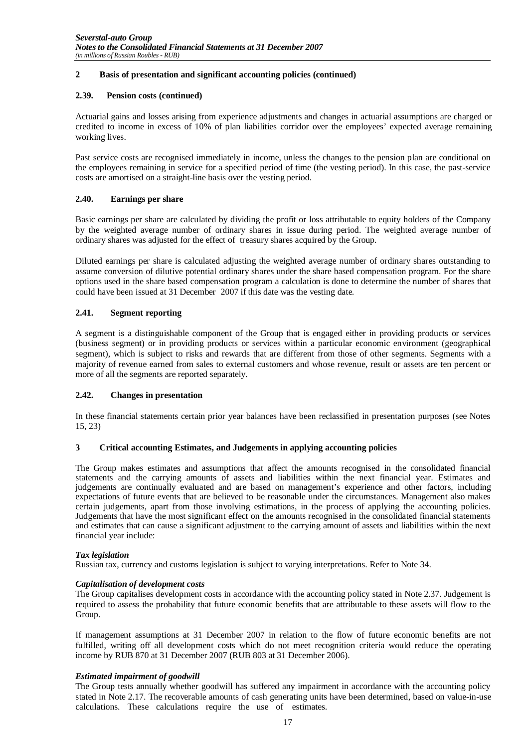## 2 Basis of presentation and significant accounting policies (continued)

### 2.39. Pension costs (continued)

Actuarial gains and losses arising from experience adjustments and changes in actuarial assumptions are charged or credited to income in excess of 10% of plan liabilities corridor over the employees' expected average remaining working lives.

Past service costs are recognised immediately in income, unless the changes to the pension plan are conditional on the employees remaining in service for a specified period of time (the vesting period). In this case, the past-service costs are amortised on a straight-line basis over the vesting period.

### 2.40. Earnings per share

Basic earnings per share are calculated by dividing the profit or loss attributable to equity holders of the Company by the weighted average number of ordinary shares in issue during period. The weighted average number of ordinary shares was adjusted for the effect of treasury shares acquired by the Group.

Diluted earnings per share is calculated adjusting the weighted average number of ordinary shares outstanding to assume conversion of dilutive potential ordinary shares under the share based compensation program. For the share options used in the share based compensation program a calculation is done to determine the number of shares that could have been issued at 31 December 2007 if this date was the vesting date.

### 2.41. Segment reporting

A segment is a distinguishable component of the Group that is engaged either in providing products or services (business segment) or in providing products or services within a particular economic environment (geographical segment), which is subject to risks and rewards that are different from those of other segments. Segments with a majority of revenue earned from sales to external customers and whose revenue, result or assets are ten percent or more of all the segments are reported separately.

### 2.42. Changes in presentation

In these financial statements certain prior year balances have been reclassified in presentation purposes (see Notes 15, 23)

## 3 Critical accounting Estimates, and Judgements in applying accounting policies

The Group makes estimates and assumptions that affect the amounts recognised in the consolidated financial statements and the carrying amounts of assets and liabilities within the next financial year. Estimates and judgements are continually evaluated and are based on management's experience and other factors, including expectations of future events that are believed to be reasonable under the circumstances. Management also makes certain judgements, apart from those involving estimations, in the process of applying the accounting policies. Judgements that have the most significant effect on the amounts recognised in the consolidated financial statements and estimates that can cause a significant adjustment to the carrying amount of assets and liabilities within the next financial year include:

***Tax legislation***
Russian tax, currency and customs legislation is subject to varying interpretations. Refer to Note 34.

***Capitalisation of development costs***
The Group capitalises development costs in accordance with the accounting policy stated in Note 2.37. Judgement is required to assess the probability that future economic benefits that are attributable to these assets will flow to the Group.

If management assumptions at 31 December 2007 in relation to the flow of future economic benefits are not fulfilled, writing off all development costs which do not meet recognition criteria would reduce the operating income by RUB 870 at 31 December 2007 (RUB 803 at 31 December 2006).

***Estimated impairment of goodwill***
The Group tests annually whether goodwill has suffered any impairment in accordance with the accounting policy stated in Note 2.17. The recoverable amounts of cash generating units have been determined, based on value-in-use calculations. These calculations require the use of estimates.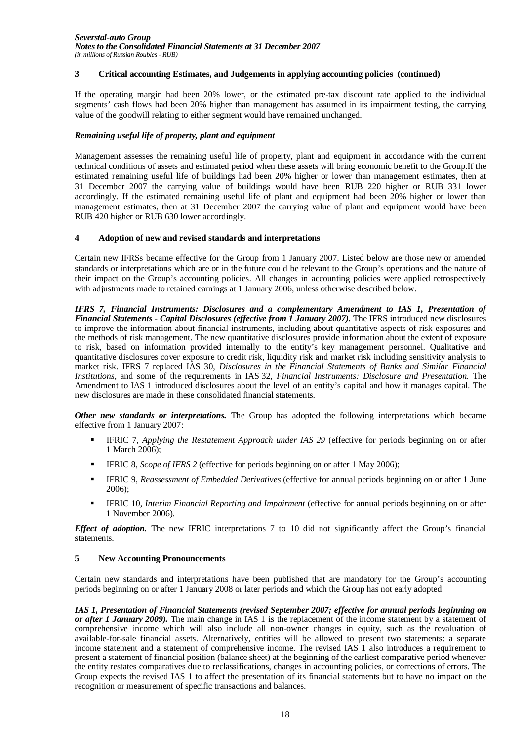## 3 Critical accounting Estimates, and Judgements in applying accounting policies (continued)

If the operating margin had been 20% lower, or the estimated pre-tax discount rate applied to the individual segments' cash flows had been 20% higher than management has assumed in its impairment testing, the carrying value of the goodwill relating to either segment would have remained unchanged.

### *Remaining useful life of property, plant and equipment*

Management assesses the remaining useful life of property, plant and equipment in accordance with the current technical conditions of assets and estimated period when these assets will bring economic benefit to the Group.If the estimated remaining useful life of buildings had been 20% higher or lower than management estimates, then at 31 December 2007 the carrying value of buildings would have been RUB 220 higher or RUB 331 lower accordingly. If the estimated remaining useful life of plant and equipment had been 20% higher or lower than management estimates, then at 31 December 2007 the carrying value of plant and equipment would have been RUB 420 higher or RUB 630 lower accordingly.

## 4 Adoption of new and revised standards and interpretations

Certain new IFRSs became effective for the Group from 1 January 2007. Listed below are those new or amended standards or interpretations which are or in the future could be relevant to the Group's operations and the nature of their impact on the Group's accounting policies. All changes in accounting policies were applied retrospectively with adjustments made to retained earnings at 1 January 2006, unless otherwise described below.

***IFRS 7, Financial Instruments: Disclosures and a complementary Amendment to IAS 1, Presentation of Financial Statements - Capital Disclosures (effective from 1 January 2007).*** The IFRS introduced new disclosures to improve the information about financial instruments, including about quantitative aspects of risk exposures and the methods of risk management. The new quantitative disclosures provide information about the extent of exposure to risk, based on information provided internally to the entity's key management personnel. Qualitative and quantitative disclosures cover exposure to credit risk, liquidity risk and market risk including sensitivity analysis to market risk. IFRS 7 replaced IAS 30, *Disclosures in the Financial Statements of Banks and Similar Financial Institutions*, and some of the requirements in IAS 32, *Financial Instruments: Disclosure and Presentation.* The Amendment to IAS 1 introduced disclosures about the level of an entity's capital and how it manages capital. The new disclosures are made in these consolidated financial statements.

***Other new standards or interpretations.*** The Group has adopted the following interpretations which became effective from 1 January 2007:

- IFRIC 7, *Applying the Restatement Approach under IAS 29* (effective for periods beginning on or after 1 March 2006);
- IFRIC 8, *Scope of IFRS 2* (effective for periods beginning on or after 1 May 2006);
- IFRIC 9, *Reassessment of Embedded Derivatives* (effective for annual periods beginning on or after 1 June 2006);
- IFRIC 10, *Interim Financial Reporting and Impairment* (effective for annual periods beginning on or after 1 November 2006).

***Effect of adoption.*** The new IFRIC interpretations 7 to 10 did not significantly affect the Group's financial statements.

## 5 New Accounting Pronouncements

Certain new standards and interpretations have been published that are mandatory for the Group's accounting periods beginning on or after 1 January 2008 or later periods and which the Group has not early adopted:

***IAS 1, Presentation of Financial Statements (revised September 2007; effective for annual periods beginning on or after 1 January 2009).*** The main change in IAS 1 is the replacement of the income statement by a statement of comprehensive income which will also include all non-owner changes in equity, such as the revaluation of available-for-sale financial assets. Alternatively, entities will be allowed to present two statements: a separate income statement and a statement of comprehensive income. The revised IAS 1 also introduces a requirement to present a statement of financial position (balance sheet) at the beginning of the earliest comparative period whenever the entity restates comparatives due to reclassifications, changes in accounting policies, or corrections of errors. The Group expects the revised IAS 1 to affect the presentation of its financial statements but to have no impact on the recognition or measurement of specific transactions and balances.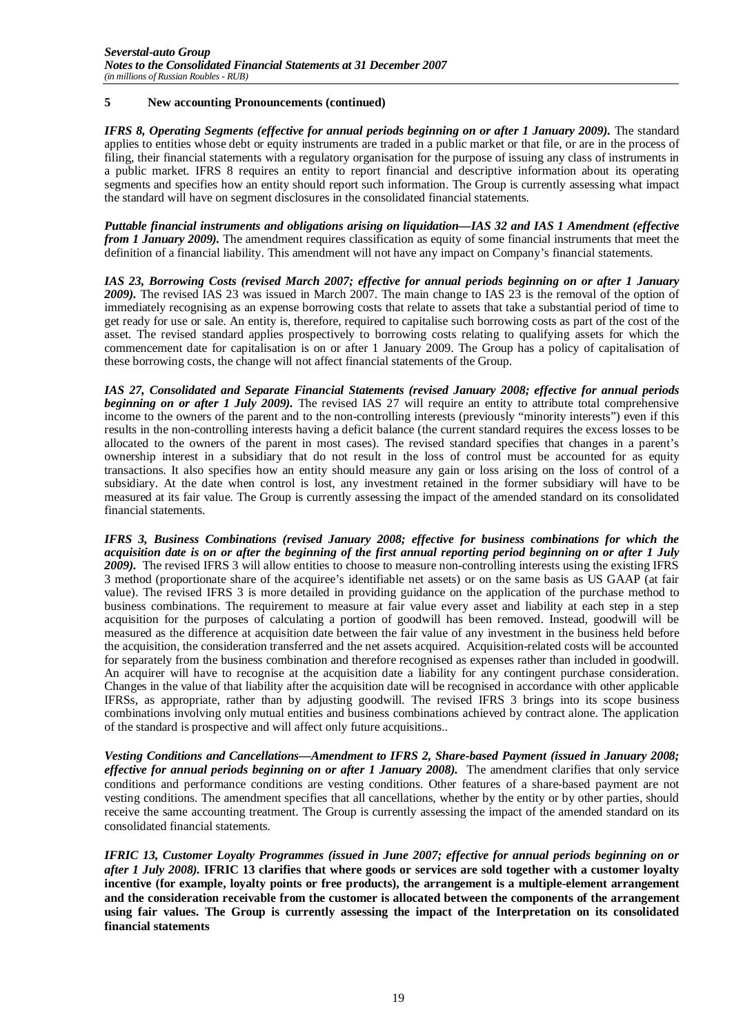## 5 New accounting Pronouncements (continued)

***IFRS 8, Operating Segments (effective for annual periods beginning on or after 1 January 2009).*** The standard applies to entities whose debt or equity instruments are traded in a public market or that file, or are in the process of filing, their financial statements with a regulatory organisation for the purpose of issuing any class of instruments in a public market. IFRS 8 requires an entity to report financial and descriptive information about its operating segments and specifies how an entity should report such information. The Group is currently assessing what impact the standard will have on segment disclosures in the consolidated financial statements.

***Puttable financial instruments and obligations arising on liquidation—IAS 32 and IAS 1 Amendment (effective from 1 January 2009).*** The amendment requires classification as equity of some financial instruments that meet the definition of a financial liability. This amendment will not have any impact on Company's financial statements.

***IAS 23, Borrowing Costs (revised March 2007; effective for annual periods beginning on or after 1 January 2009).*** The revised IAS 23 was issued in March 2007. The main change to IAS 23 is the removal of the option of immediately recognising as an expense borrowing costs that relate to assets that take a substantial period of time to get ready for use or sale. An entity is, therefore, required to capitalise such borrowing costs as part of the cost of the asset. The revised standard applies prospectively to borrowing costs relating to qualifying assets for which the commencement date for capitalisation is on or after 1 January 2009. The Group has a policy of capitalisation of these borrowing costs, the change will not affect financial statements of the Group.

***IAS 27, Consolidated and Separate Financial Statements (revised January 2008; effective for annual periods beginning on or after 1 July 2009).*** The revised IAS 27 will require an entity to attribute total comprehensive income to the owners of the parent and to the non-controlling interests (previously "minority interests") even if this results in the non-controlling interests having a deficit balance (the current standard requires the excess losses to be allocated to the owners of the parent in most cases). The revised standard specifies that changes in a parent's ownership interest in a subsidiary that do not result in the loss of control must be accounted for as equity transactions. It also specifies how an entity should measure any gain or loss arising on the loss of control of a subsidiary. At the date when control is lost, any investment retained in the former subsidiary will have to be measured at its fair value. The Group is currently assessing the impact of the amended standard on its consolidated financial statements.

***IFRS 3, Business Combinations (revised January 2008; effective for business combinations for which the acquisition date is on or after the beginning of the first annual reporting period beginning on or after 1 July 2009).*** The revised IFRS 3 will allow entities to choose to measure non-controlling interests using the existing IFRS 3 method (proportionate share of the acquiree's identifiable net assets) or on the same basis as US GAAP (at fair value). The revised IFRS 3 is more detailed in providing guidance on the application of the purchase method to business combinations. The requirement to measure at fair value every asset and liability at each step in a step acquisition for the purposes of calculating a portion of goodwill has been removed. Instead, goodwill will be measured as the difference at acquisition date between the fair value of any investment in the business held before the acquisition, the consideration transferred and the net assets acquired. Acquisition-related costs will be accounted for separately from the business combination and therefore recognised as expenses rather than included in goodwill. An acquirer will have to recognise at the acquisition date a liability for any contingent purchase consideration. Changes in the value of that liability after the acquisition date will be recognised in accordance with other applicable IFRSs, as appropriate, rather than by adjusting goodwill. The revised IFRS 3 brings into its scope business combinations involving only mutual entities and business combinations achieved by contract alone. The application of the standard is prospective and will affect only future acquisitions..

***Vesting Conditions and Cancellations—Amendment to IFRS 2, Share-based Payment (issued in January 2008; effective for annual periods beginning on or after 1 January 2008).*** The amendment clarifies that only service conditions and performance conditions are vesting conditions. Other features of a share-based payment are not vesting conditions. The amendment specifies that all cancellations, whether by the entity or by other parties, should receive the same accounting treatment. The Group is currently assessing the impact of the amended standard on its consolidated financial statements.

***IFRIC 13, Customer Loyalty Programmes (issued in June 2007; effective for annual periods beginning on or after 1 July 2008).*** **IFRIC 13 clarifies that where goods or services are sold together with a customer loyalty incentive (for example, loyalty points or free products), the arrangement is a multiple-element arrangement and the consideration receivable from the customer is allocated between the components of the arrangement using fair values. The Group is currently assessing the impact of the Interpretation on its consolidated financial statements**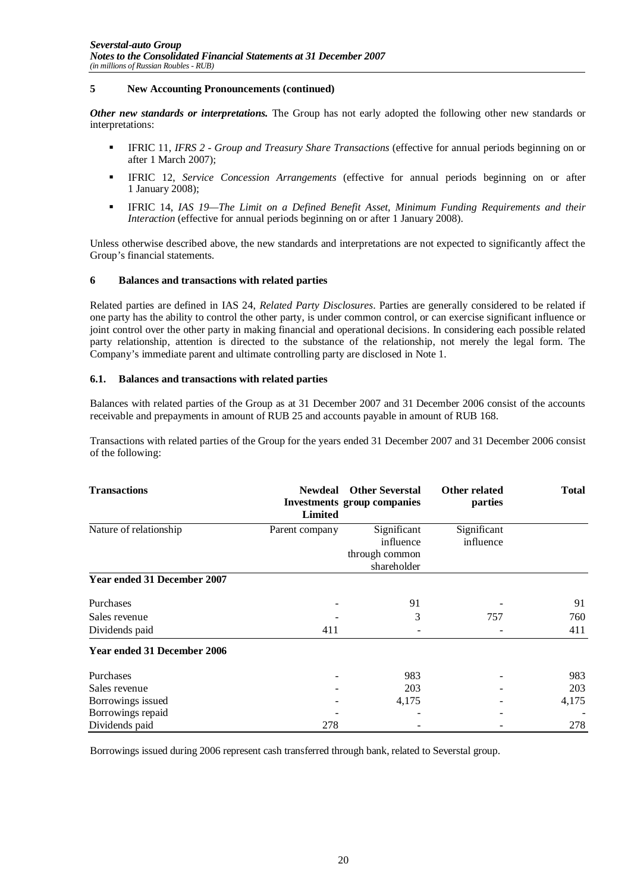## 5 New Accounting Pronouncements (continued)

***Other new standards or interpretations.*** The Group has not early adopted the following other new standards or interpretations:

- IFRIC 11, *IFRS 2 - Group and Treasury Share Transactions* (effective for annual periods beginning on or after 1 March 2007);
- IFRIC 12, *Service Concession Arrangements* (effective for annual periods beginning on or after 1 January 2008);
- IFRIC 14, *IAS 19—The Limit on a Defined Benefit Asset, Minimum Funding Requirements and their Interaction* (effective for annual periods beginning on or after 1 January 2008).

Unless otherwise described above, the new standards and interpretations are not expected to significantly affect the Group's financial statements.

## 6 Balances and transactions with related parties

Related parties are defined in IAS 24, *Related Party Disclosures*. Parties are generally considered to be related if one party has the ability to control the other party, is under common control, or can exercise significant influence or joint control over the other party in making financial and operational decisions. In considering each possible related party relationship, attention is directed to the substance of the relationship, not merely the legal form. The Company's immediate parent and ultimate controlling party are disclosed in Note 1.

### 6.1. Balances and transactions with related parties

Balances with related parties of the Group as at 31 December 2007 and 31 December 2006 consist of the accounts receivable and prepayments in amount of RUB 25 and accounts payable in amount of RUB 168.

Transactions with related parties of the Group for the years ended 31 December 2007 and 31 December 2006 consist of the following:

| Transactions | Newdeal Investments Limited | Other Severstal group companies | Other related parties | Total |
|---|---|---|---|---|
| Nature of relationship | Parent company | Significant influence through common shareholder | Significant influence | |
| **Year ended 31 December 2007** | | | | |
| Purchases | - | 91 | - | 91 |
| Sales revenue | - | 3 | 757 | 760 |
| Dividends paid | 411 | - | - | 411 |
| **Year ended 31 December 2006** | | | | |
| Purchases | - | 983 | - | 983 |
| Sales revenue | - | 203 | - | 203 |
| Borrowings issued | - | 4,175 | - | 4,175 |
| Borrowings repaid | - | - | - | - |
| Dividends paid | 278 | - | - | 278 |

Borrowings issued during 2006 represent cash transferred through bank, related to Severstal group.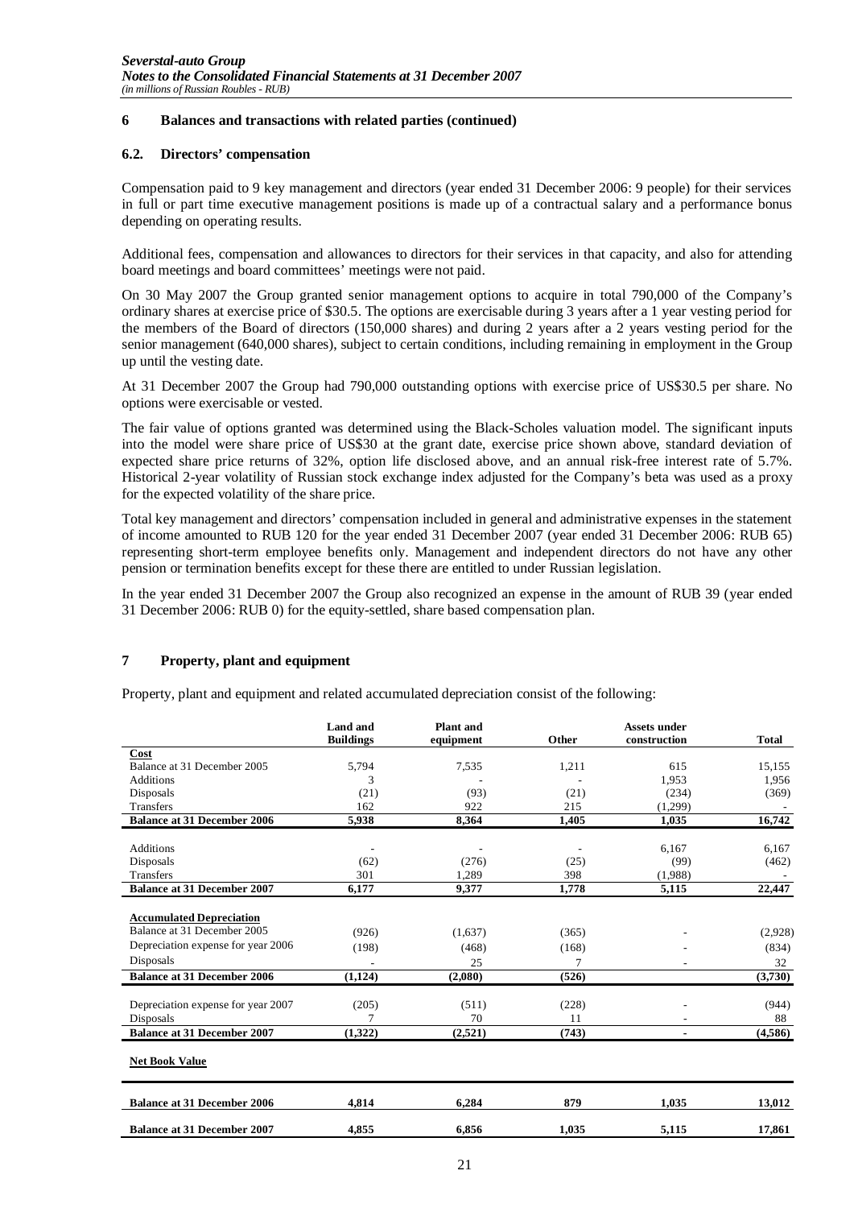## 6 Balances and transactions with related parties (continued)

### 6.2. Directors' compensation

Compensation paid to 9 key management and directors (year ended 31 December 2006: 9 people) for their services in full or part time executive management positions is made up of a contractual salary and a performance bonus depending on operating results.

Additional fees, compensation and allowances to directors for their services in that capacity, and also for attending board meetings and board committees' meetings were not paid.

On 30 May 2007 the Group granted senior management options to acquire in total 790,000 of the Company's ordinary shares at exercise price of $30.5. The options are exercisable during 3 years after a 1 year vesting period for the members of the Board of directors (150,000 shares) and during 2 years after a 2 years vesting period for the senior management (640,000 shares), subject to certain conditions, including remaining in employment in the Group up until the vesting date.

At 31 December 2007 the Group had 790,000 outstanding options with exercise price of US$30.5 per share. No options were exercisable or vested.

The fair value of options granted was determined using the Black-Scholes valuation model. The significant inputs into the model were share price of US$30 at the grant date, exercise price shown above, standard deviation of expected share price returns of 32%, option life disclosed above, and an annual risk-free interest rate of 5.7%. Historical 2-year volatility of Russian stock exchange index adjusted for the Company's beta was used as a proxy for the expected volatility of the share price.

Total key management and directors' compensation included in general and administrative expenses in the statement of income amounted to RUB 120 for the year ended 31 December 2007 (year ended 31 December 2006: RUB 65) representing short-term employee benefits only. Management and independent directors do not have any other pension or termination benefits except for these there are entitled to under Russian legislation.

In the year ended 31 December 2007 the Group also recognized an expense in the amount of RUB 39 (year ended 31 December 2006: RUB 0) for the equity-settled, share based compensation plan.

## 7 Property, plant and equipment

Property, plant and equipment and related accumulated depreciation consist of the following:

| | Land and Buildings | Plant and equipment | Other | Assets under construction | Total |
|---|---|---|---|---|---|
| **Cost** | | | | | |
| Balance at 31 December 2005 | 5,794 | 7,535 | 1,211 | 615 | 15,155 |
| Additions | 3 | - | - | 1,953 | 1,956 |
| Disposals | (21) | (93) | (21) | (234) | (369) |
| Transfers | 162 | 922 | 215 | (1,299) | - |
| **Balance at 31 December 2006** | **5,938** | **8,364** | **1,405** | **1,035** | **16,742** |
| Additions | - | - | - | 6,167 | 6,167 |
| Disposals | (62) | (276) | (25) | (99) | (462) |
| Transfers | 301 | 1,289 | 398 | (1,988) | - |
| **Balance at 31 December 2007** | **6,177** | **9,377** | **1,778** | **5,115** | **22,447** |
| **Accumulated Depreciation** | | | | | |
| Balance at 31 December 2005 | (926) | (1,637) | (365) | - | (2,928) |
| Depreciation expense for year 2006 | (198) | (468) | (168) | - | (834) |
| Disposals | - | 25 | 7 | - | 32 |
| **Balance at 31 December 2006** | **(1,124)** | **(2,080)** | **(526)** | | **(3,730)** |
| Depreciation expense for year 2007 | (205) | (511) | (228) | - | (944) |
| Disposals | 7 | 70 | 11 | - | 88 |
| **Balance at 31 December 2007** | **(1,322)** | **(2,521)** | **(743)** | **-** | **(4,586)** |
| **Net Book Value** | | | | | |
| **Balance at 31 December 2006** | **4,814** | **6,284** | **879** | **1,035** | **13,012** |
| **Balance at 31 December 2007** | **4,855** | **6,856** | **1,035** | **5,115** | **17,861** |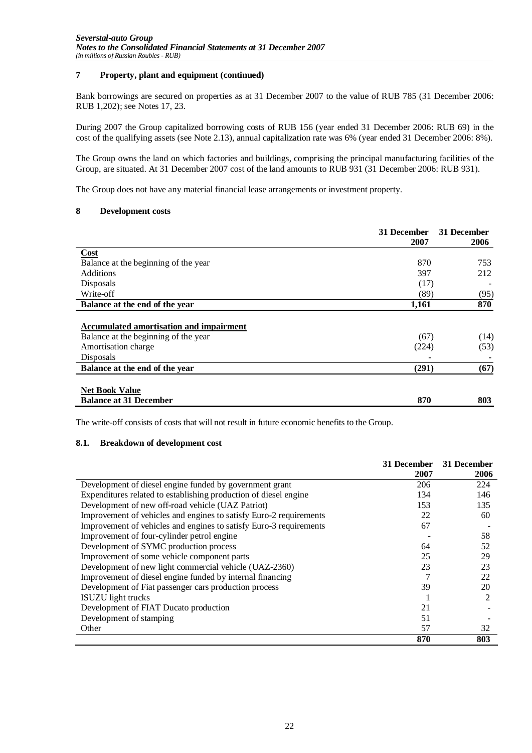## 7 Property, plant and equipment (continued)

Bank borrowings are secured on properties as at 31 December 2007 to the value of RUB 785 (31 December 2006: RUB 1,202); see Notes 17, 23.

During 2007 the Group capitalized borrowing costs of RUB 156 (year ended 31 December 2006: RUB 69) in the cost of the qualifying assets (see Note 2.13), annual capitalization rate was 6% (year ended 31 December 2006: 8%).

The Group owns the land on which factories and buildings, comprising the principal manufacturing facilities of the Group, are situated. At 31 December 2007 cost of the land amounts to RUB 931 (31 December 2006: RUB 931).

The Group does not have any material financial lease arrangements or investment property.

## 8 Development costs

| | 31 December 2007 | 31 December 2006 |
|---|---|---|
| **Cost** | | |
| Balance at the beginning of the year | 870 | 753 |
| Additions | 397 | 212 |
| Disposals | (17) | - |
| Write-off | (89) | (95) |
| **Balance at the end of the year** | **1,161** | **870** |
| **Accumulated amortisation and impairment** | | |
| Balance at the beginning of the year | (67) | (14) |
| Amortisation charge | (224) | (53) |
| Disposals | - | - |
| **Balance at the end of the year** | **(291)** | **(67)** |
| **Net Book Value** | | |
| **Balance at 31 December** | **870** | **803** |

The write-off consists of costs that will not result in future economic benefits to the Group.

### 8.1. Breakdown of development cost

| | 31 December 2007 | 31 December 2006 |
|---|---|---|
| Development of diesel engine funded by government grant | 206 | 224 |
| Expenditures related to establishing production of diesel engine | 134 | 146 |
| Development of new off-road vehicle (UAZ Patriot) | 153 | 135 |
| Improvement of vehicles and engines to satisfy Euro-2 requirements | 22 | 60 |
| Improvement of vehicles and engines to satisfy Euro-3 requirements | 67 | - |
| Improvement of four-cylinder petrol engine | - | 58 |
| Development of SYMC production process | 64 | 52 |
| Improvement of some vehicle component parts | 25 | 29 |
| Development of new light commercial vehicle (UAZ-2360) | 23 | 23 |
| Improvement of diesel engine funded by internal financing | 7 | 22 |
| Development of Fiat passenger cars production process | 39 | 20 |
| ISUZU light trucks | 1 | 2 |
| Development of FIAT Ducato production | 21 | - |
| Development of stamping | 51 | - |
| Other | 57 | 32 |
| | **870** | **803** |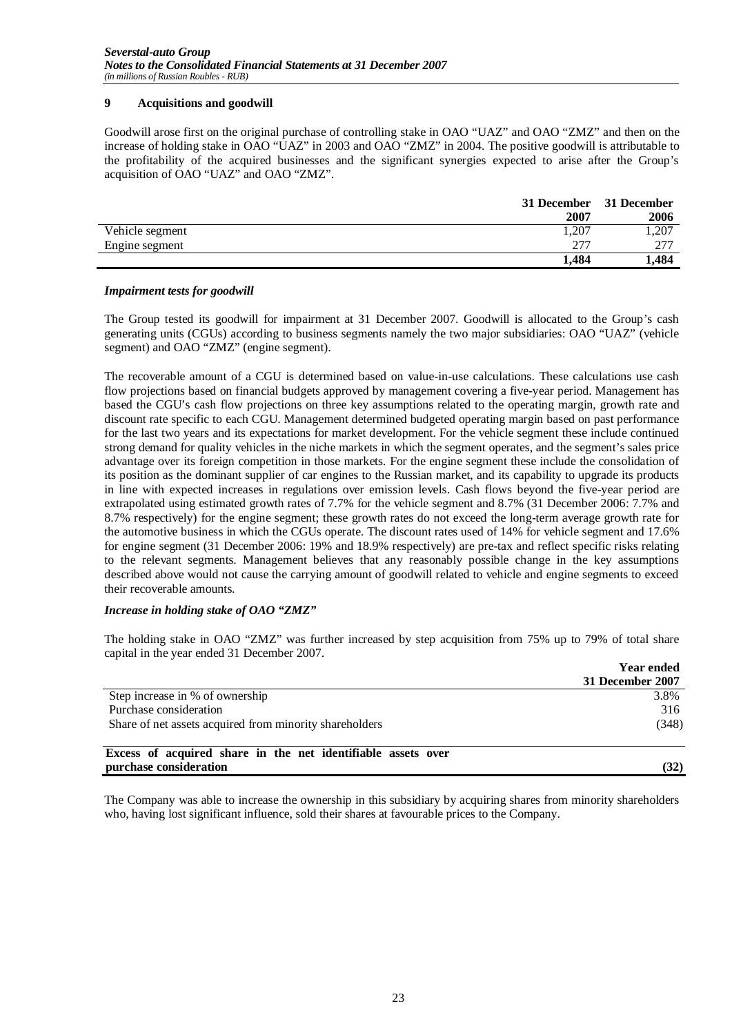## 9 Acquisitions and goodwill

Goodwill arose first on the original purchase of controlling stake in OAO "UAZ" and OAO "ZMZ" and then on the increase of holding stake in OAO "UAZ" in 2003 and OAO "ZMZ" in 2004. The positive goodwill is attributable to the profitability of the acquired businesses and the significant synergies expected to arise after the Group's acquisition of OAO "UAZ" and OAO "ZMZ".

| | 31 December 2007 | 31 December 2006 |
|---|---|---|
| Vehicle segment | 1,207 | 1,207 |
| Engine segment | 277 | 277 |
| | **1,484** | **1,484** |

### *Impairment tests for goodwill*

The Group tested its goodwill for impairment at 31 December 2007. Goodwill is allocated to the Group's cash generating units (CGUs) according to business segments namely the two major subsidiaries: OAO "UAZ" (vehicle segment) and OAO "ZMZ" (engine segment).

The recoverable amount of a CGU is determined based on value-in-use calculations. These calculations use cash flow projections based on financial budgets approved by management covering a five-year period. Management has based the CGU's cash flow projections on three key assumptions related to the operating margin, growth rate and discount rate specific to each CGU. Management determined budgeted operating margin based on past performance for the last two years and its expectations for market development. For the vehicle segment these include continued strong demand for quality vehicles in the niche markets in which the segment operates, and the segment's sales price advantage over its foreign competition in those markets. For the engine segment these include the consolidation of its position as the dominant supplier of car engines to the Russian market, and its capability to upgrade its products in line with expected increases in regulations over emission levels. Cash flows beyond the five-year period are extrapolated using estimated growth rates of 7.7% for the vehicle segment and 8.7% (31 December 2006: 7.7% and 8.7% respectively) for the engine segment; these growth rates do not exceed the long-term average growth rate for the automotive business in which the CGUs operate. The discount rates used of 14% for vehicle segment and 17.6% for engine segment (31 December 2006: 19% and 18.9% respectively) are pre-tax and reflect specific risks relating to the relevant segments. Management believes that any reasonably possible change in the key assumptions described above would not cause the carrying amount of goodwill related to vehicle and engine segments to exceed their recoverable amounts.

### *Increase in holding stake of OAO "ZMZ"*

The holding stake in OAO "ZMZ" was further increased by step acquisition from 75% up to 79% of total share capital in the year ended 31 December 2007.

| | Year ended 31 December 2007 |
|---|---|
| Step increase in % of ownership | 3.8% |
| Purchase consideration | 316 |
| Share of net assets acquired from minority shareholders | (348) |
| **Excess of acquired share in the net identifiable assets over purchase consideration** | **(32)** |

The Company was able to increase the ownership in this subsidiary by acquiring shares from minority shareholders who, having lost significant influence, sold their shares at favourable prices to the Company.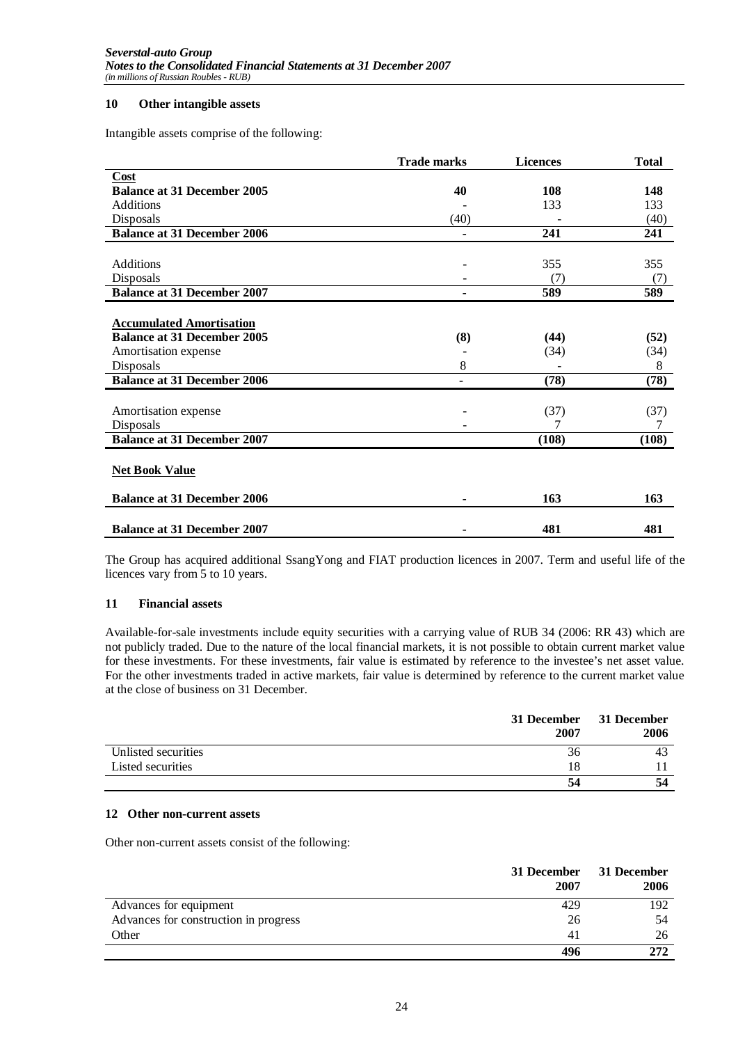## 10 Other intangible assets

Intangible assets comprise of the following:

| | Trade marks | Licences | Total |
|---|---|---|---|
| **Cost** | | | |
| **Balance at 31 December 2005** | **40** | **108** | **148** |
| Additions | - | 133 | 133 |
| Disposals | (40) | - | (40) |
| **Balance at 31 December 2006** | **-** | **241** | **241** |
| | | | |
| Additions | - | 355 | 355 |
| Disposals | - | (7) | (7) |
| **Balance at 31 December 2007** | **-** | **589** | **589** |
| | | | |
| **Accumulated Amortisation** | | | |
| **Balance at 31 December 2005** | **(8)** | **(44)** | **(52)** |
| Amortisation expense | - | (34) | (34) |
| Disposals | 8 | - | 8 |
| **Balance at 31 December 2006** | **-** | **(78)** | **(78)** |
| | | | |
| Amortisation expense | - | (37) | (37) |
| Disposals | - | 7 | 7 |
| **Balance at 31 December 2007** | | **(108)** | **(108)** |
| | | | |
| **Net Book Value** | | | |
| **Balance at 31 December 2006** | **-** | **163** | **163** |
| **Balance at 31 December 2007** | **-** | **481** | **481** |

The Group has acquired additional SsangYong and FIAT production licences in 2007. Term and useful life of the licences vary from 5 to 10 years.

## 11 Financial assets

Available-for-sale investments include equity securities with a carrying value of RUB 34 (2006: RR 43) which are not publicly traded. Due to the nature of the local financial markets, it is not possible to obtain current market value for these investments. For these investments, fair value is estimated by reference to the investee's net asset value. For the other investments traded in active markets, fair value is determined by reference to the current market value at the close of business on 31 December.

| | 31 December 2007 | 31 December 2006 |
|---|---|---|
| Unlisted securities | 36 | 43 |
| Listed securities | 18 | 11 |
| | **54** | **54** |

## 12 Other non-current assets

Other non-current assets consist of the following:

| | 31 December 2007 | 31 December 2006 |
|---|---|---|
| Advances for equipment | 429 | 192 |
| Advances for construction in progress | 26 | 54 |
| Other | 41 | 26 |
| | **496** | **272** |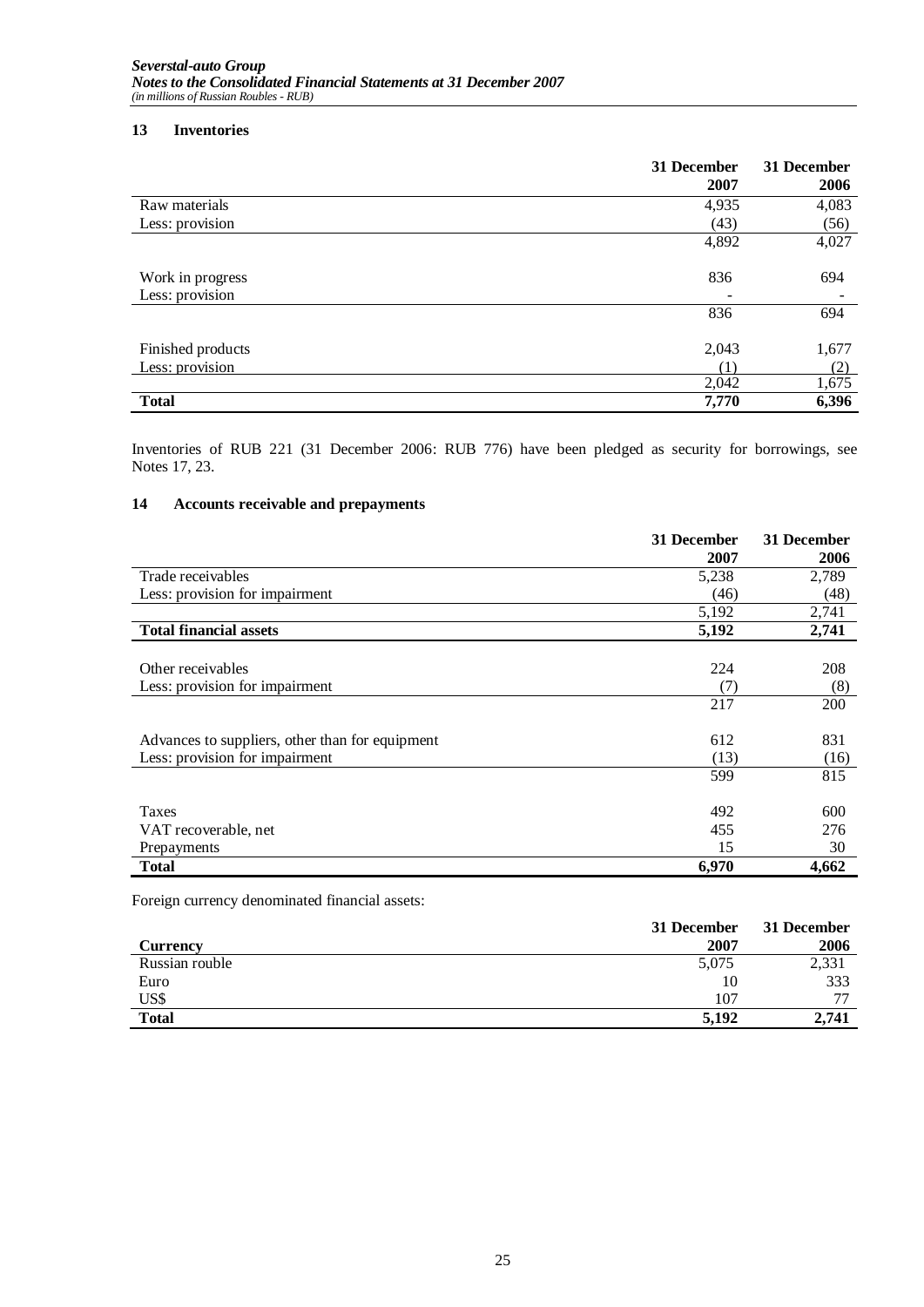## 13 Inventories

| | 31 December 2007 | 31 December 2006 |
|---|---|---|
| Raw materials | 4,935 | 4,083 |
| Less: provision | (43) | (56) |
| | 4,892 | 4,027 |
| | | |
| Work in progress | 836 | 694 |
| Less: provision | - | - |
| | 836 | 694 |
| | | |
| Finished products | 2,043 | 1,677 |
| Less: provision | (1) | (2) |
| | 2,042 | 1,675 |
| **Total** | **7,770** | **6,396** |

Inventories of RUB 221 (31 December 2006: RUB 776) have been pledged as security for borrowings, see Notes 17, 23.

## 14 Accounts receivable and prepayments

| | 31 December 2007 | 31 December 2006 |
|---|---|---|
| Trade receivables | 5,238 | 2,789 |
| Less: provision for impairment | (46) | (48) |
| | 5,192 | 2,741 |
| **Total financial assets** | **5,192** | **2,741** |
| | | |
| Other receivables | 224 | 208 |
| Less: provision for impairment | (7) | (8) |
| | 217 | 200 |
| | | |
| Advances to suppliers, other than for equipment | 612 | 831 |
| Less: provision for impairment | (13) | (16) |
| | 599 | 815 |
| | | |
| Taxes | 492 | 600 |
| VAT recoverable, net | 455 | 276 |
| Prepayments | 15 | 30 |
| **Total** | **6,970** | **4,662** |

Foreign currency denominated financial assets:

| **Currency** | 31 December 2007 | 31 December 2006 |
|---|---|---|
| Russian rouble | 5,075 | 2,331 |
| Euro | 10 | 333 |
| US$ | 107 | 77 |
| **Total** | **5,192** | **2,741** |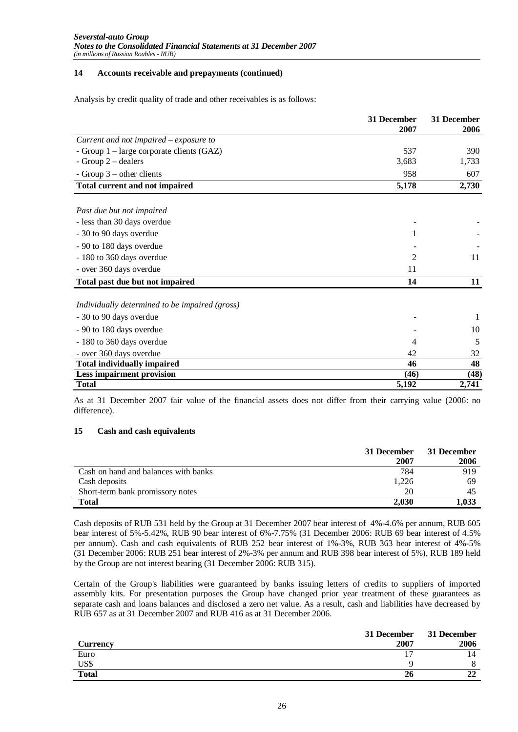## 14 Accounts receivable and prepayments (continued)

Analysis by credit quality of trade and other receivables is as follows:

| | 31 December 2007 | 31 December 2006 |
|---|---|---|
| *Current and not impaired – exposure to* | | |
| - Group 1 – large corporate clients (GAZ) | 537 | 390 |
| - Group 2 – dealers | 3,683 | 1,733 |
| - Group 3 – other clients | 958 | 607 |
| **Total current and not impaired** | **5,178** | **2,730** |
| | | |
| *Past due but not impaired* | | |
| - less than 30 days overdue | - | - |
| - 30 to 90 days overdue | 1 | - |
| - 90 to 180 days overdue | - | - |
| - 180 to 360 days overdue | 2 | 11 |
| - over 360 days overdue | 11 | |
| **Total past due but not impaired** | **14** | **11** |
| | | |
| *Individually determined to be impaired (gross)* | | |
| - 30 to 90 days overdue | - | 1 |
| - 90 to 180 days overdue | - | 10 |
| - 180 to 360 days overdue | 4 | 5 |
| - over 360 days overdue | 42 | 32 |
| **Total individually impaired** | **46** | **48** |
| **Less impairment provision** | **(46)** | **(48)** |
| **Total** | **5,192** | **2,741** |

As at 31 December 2007 fair value of the financial assets does not differ from their carrying value (2006: no difference).

## 15 Cash and cash equivalents

| | 31 December 2007 | 31 December 2006 |
|---|---|---|
| Cash on hand and balances with banks | 784 | 919 |
| Cash deposits | 1,226 | 69 |
| Short-term bank promissory notes | 20 | 45 |
| **Total** | **2,030** | **1,033** |

Cash deposits of RUB 531 held by the Group at 31 December 2007 bear interest of 4%-4.6% per annum, RUB 605 bear interest of 5%-5.42%, RUB 90 bear interest of 6%-7.75% (31 December 2006: RUB 69 bear interest of 4.5% per annum). Cash and cash equivalents of RUB 252 bear interest of 1%-3%, RUB 363 bear interest of 4%-5% (31 December 2006: RUB 251 bear interest of 2%-3% per annum and RUB 398 bear interest of 5%), RUB 189 held by the Group are not interest bearing (31 December 2006: RUB 315).

Certain of the Group's liabilities were guaranteed by banks issuing letters of credits to suppliers of imported assembly kits. For presentation purposes the Group have changed prior year treatment of these guarantees as separate cash and loans balances and disclosed a zero net value. As a result, cash and liabilities have decreased by RUB 657 as at 31 December 2007 and RUB 416 as at 31 December 2006.

| Currency | 31 December 2007 | 31 December 2006 |
|---|---|---|
| Euro | 17 | 14 |
| US$ | 9 | 8 |
| **Total** | **26** | **22** |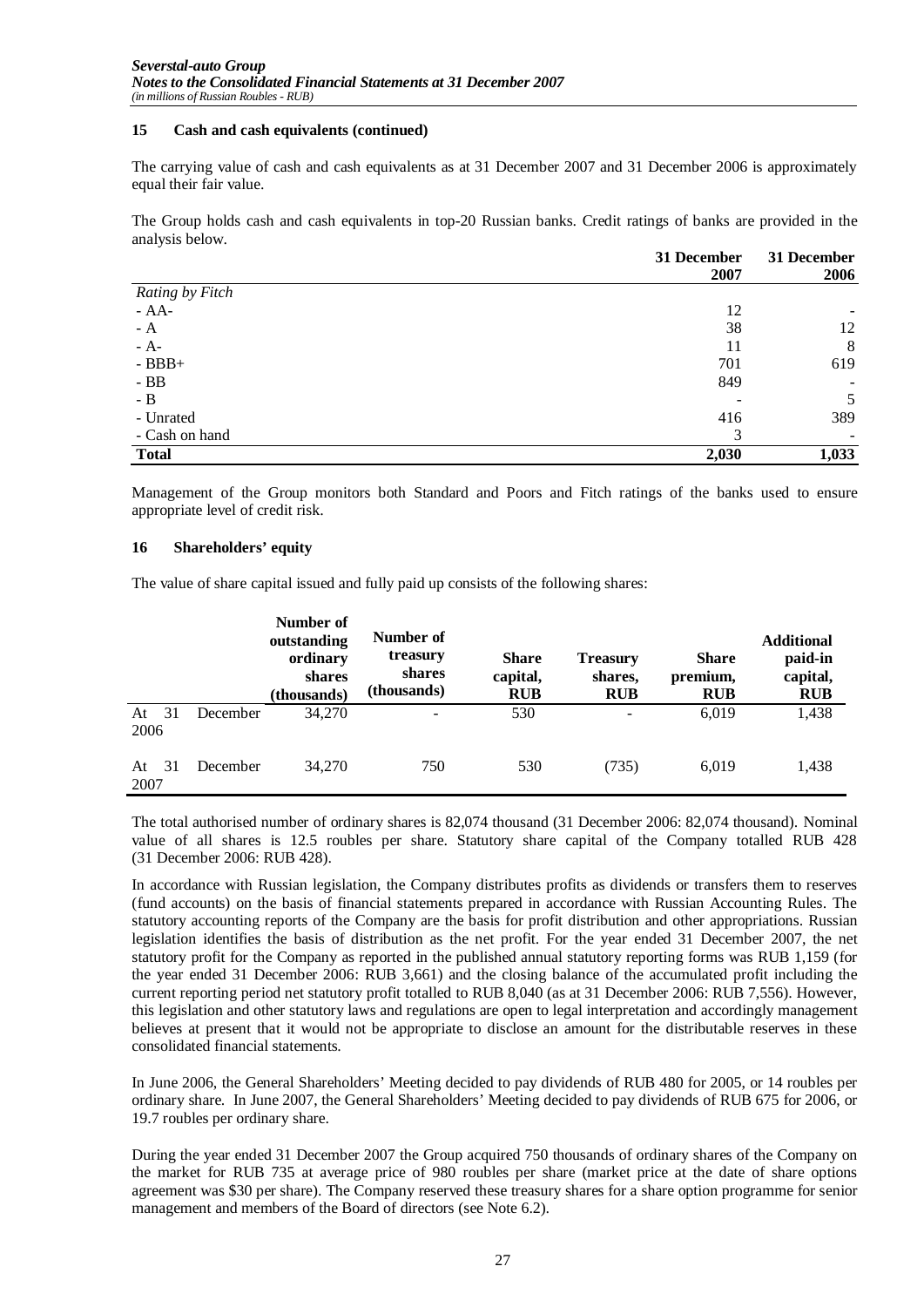## 15 Cash and cash equivalents (continued)

The carrying value of cash and cash equivalents as at 31 December 2007 and 31 December 2006 is approximately equal their fair value.

The Group holds cash and cash equivalents in top-20 Russian banks. Credit ratings of banks are provided in the analysis below.

| | 31 December 2007 | 31 December 2006 |
|---|---|---|
| *Rating by Fitch* | | |
| - AA- | 12 | - |
| - A | 38 | 12 |
| - A- | 11 | 8 |
| - BBB+ | 701 | 619 |
| - BB | 849 | - |
| - B | - | 5 |
| - Unrated | 416 | 389 |
| - Cash on hand | 3 | - |
| **Total** | **2,030** | **1,033** |

Management of the Group monitors both Standard and Poors and Fitch ratings of the banks used to ensure appropriate level of credit risk.

## 16 Shareholders' equity

The value of share capital issued and fully paid up consists of the following shares:

| | Number of outstanding ordinary shares (thousands) | Number of treasury shares (thousands) | Share capital, RUB | Treasury shares, RUB | Share premium, RUB | Additional paid-in capital, RUB |
|---|---|---|---|---|---|---|
| At 31 December 2006 | 34,270 | - | 530 | - | 6,019 | 1,438 |
| At 31 December 2007 | 34,270 | 750 | 530 | (735) | 6,019 | 1,438 |

The total authorised number of ordinary shares is 82,074 thousand (31 December 2006: 82,074 thousand). Nominal value of all shares is 12.5 roubles per share. Statutory share capital of the Company totalled RUB 428 (31 December 2006: RUB 428).

In accordance with Russian legislation, the Company distributes profits as dividends or transfers them to reserves (fund accounts) on the basis of financial statements prepared in accordance with Russian Accounting Rules. The statutory accounting reports of the Company are the basis for profit distribution and other appropriations. Russian legislation identifies the basis of distribution as the net profit. For the year ended 31 December 2007, the net statutory profit for the Company as reported in the published annual statutory reporting forms was RUB 1,159 (for the year ended 31 December 2006: RUB 3,661) and the closing balance of the accumulated profit including the current reporting period net statutory profit totalled to RUB 8,040 (as at 31 December 2006: RUB 7,556). However, this legislation and other statutory laws and regulations are open to legal interpretation and accordingly management believes at present that it would not be appropriate to disclose an amount for the distributable reserves in these consolidated financial statements.

In June 2006, the General Shareholders' Meeting decided to pay dividends of RUB 480 for 2005, or 14 roubles per ordinary share. In June 2007, the General Shareholders' Meeting decided to pay dividends of RUB 675 for 2006, or 19.7 roubles per ordinary share.

During the year ended 31 December 2007 the Group acquired 750 thousands of ordinary shares of the Company on the market for RUB 735 at average price of 980 roubles per share (market price at the date of share options agreement was $30 per share). The Company reserved these treasury shares for a share option programme for senior management and members of the Board of directors (see Note 6.2).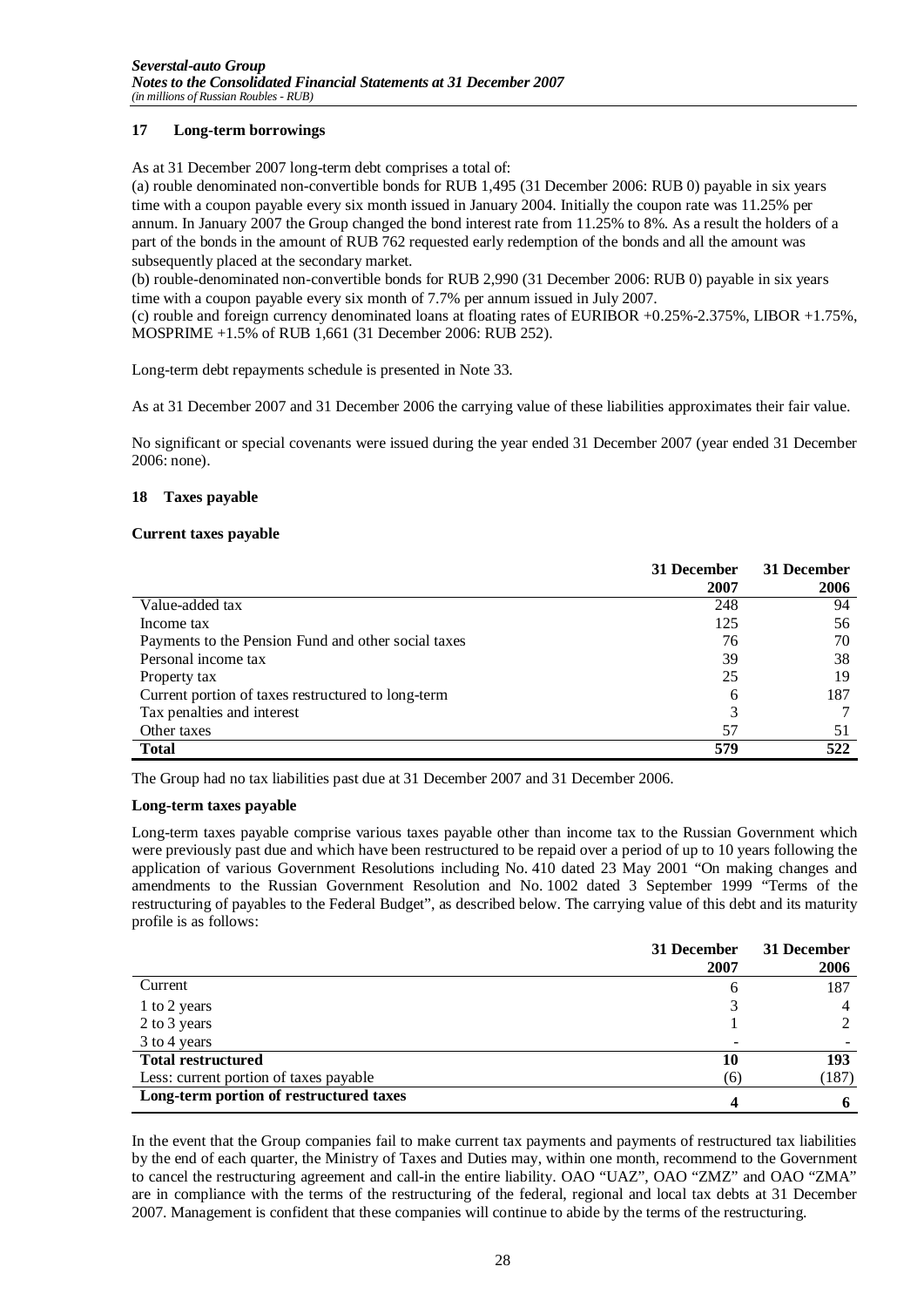## 17 Long-term borrowings

As at 31 December 2007 long-term debt comprises a total of:

(a) rouble denominated non-convertible bonds for RUB 1,495 (31 December 2006: RUB 0) payable in six years time with a coupon payable every six month issued in January 2004. Initially the coupon rate was 11.25% per annum. In January 2007 the Group changed the bond interest rate from 11.25% to 8%. As a result the holders of a part of the bonds in the amount of RUB 762 requested early redemption of the bonds and all the amount was subsequently placed at the secondary market.

(b) rouble-denominated non-convertible bonds for RUB 2,990 (31 December 2006: RUB 0) payable in six years time with a coupon payable every six month of 7.7% per annum issued in July 2007.

(c) rouble and foreign currency denominated loans at floating rates of EURIBOR +0.25%-2.375%, LIBOR +1.75%, MOSPRIME +1.5% of RUB 1,661 (31 December 2006: RUB 252).

Long-term debt repayments schedule is presented in Note 33.

As at 31 December 2007 and 31 December 2006 the carrying value of these liabilities approximates their fair value.

No significant or special covenants were issued during the year ended 31 December 2007 (year ended 31 December 2006: none).

## 18 Taxes payable

**Current taxes payable**

| | 31 December 2007 | 31 December 2006 |
|---|---|---|
| Value-added tax | 248 | 94 |
| Income tax | 125 | 56 |
| Payments to the Pension Fund and other social taxes | 76 | 70 |
| Personal income tax | 39 | 38 |
| Property tax | 25 | 19 |
| Current portion of taxes restructured to long-term | 6 | 187 |
| Tax penalties and interest | 3 | 7 |
| Other taxes | 57 | 51 |
| **Total** | **579** | **522** |

The Group had no tax liabilities past due at 31 December 2007 and 31 December 2006.

**Long-term taxes payable**

Long-term taxes payable comprise various taxes payable other than income tax to the Russian Government which were previously past due and which have been restructured to be repaid over a period of up to 10 years following the application of various Government Resolutions including No. 410 dated 23 May 2001 "On making changes and amendments to the Russian Government Resolution and No. 1002 dated 3 September 1999 "Terms of the restructuring of payables to the Federal Budget", as described below. The carrying value of this debt and its maturity profile is as follows:

| | 31 December 2007 | 31 December 2006 |
|---|---|---|
| Current | 6 | 187 |
| 1 to 2 years | 3 | 4 |
| 2 to 3 years | 1 | 2 |
| 3 to 4 years | - | - |
| **Total restructured** | **10** | **193** |
| Less: current portion of taxes payable | (6) | (187) |
| **Long-term portion of restructured taxes** | **4** | **6** |

In the event that the Group companies fail to make current tax payments and payments of restructured tax liabilities by the end of each quarter, the Ministry of Taxes and Duties may, within one month, recommend to the Government to cancel the restructuring agreement and call-in the entire liability. OAO "UAZ", OAO "ZMZ" and OAO "ZMA" are in compliance with the terms of the restructuring of the federal, regional and local tax debts at 31 December 2007. Management is confident that these companies will continue to abide by the terms of the restructuring.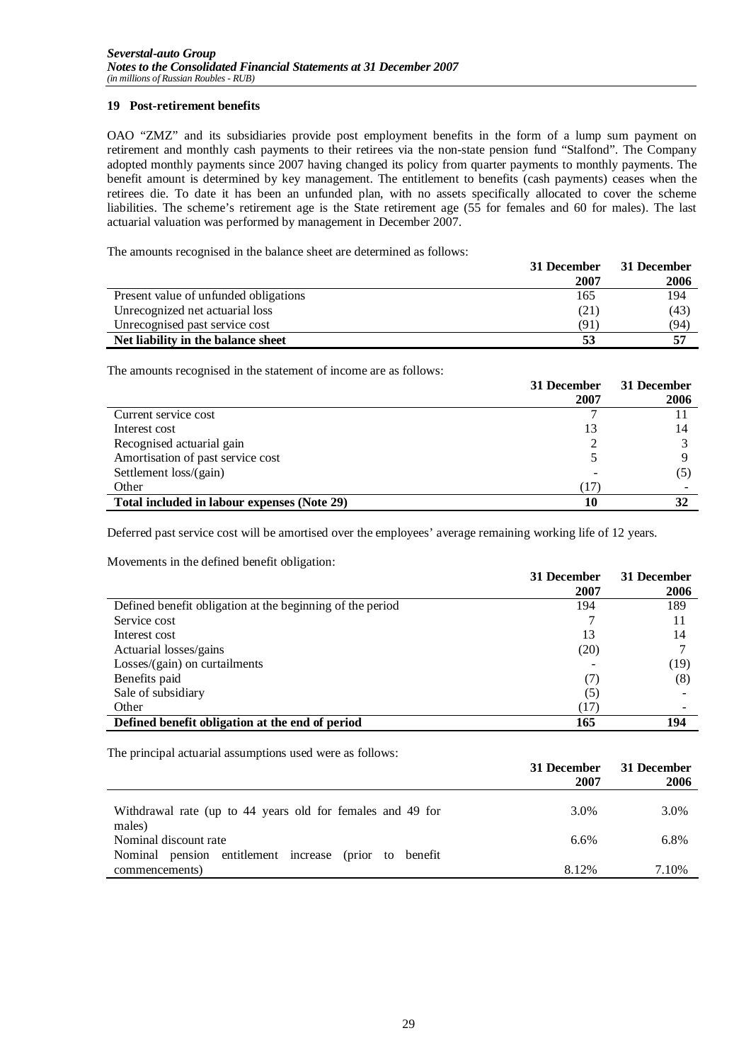## 19 Post-retirement benefits

OAO "ZMZ" and its subsidiaries provide post employment benefits in the form of a lump sum payment on retirement and monthly cash payments to their retirees via the non-state pension fund "Stalfond". The Company adopted monthly payments since 2007 having changed its policy from quarter payments to monthly payments. The benefit amount is determined by key management. The entitlement to benefits (cash payments) ceases when the retirees die. To date it has been an unfunded plan, with no assets specifically allocated to cover the scheme liabilities. The scheme's retirement age is the State retirement age (55 for females and 60 for males). The last actuarial valuation was performed by management in December 2007.

The amounts recognised in the balance sheet are determined as follows:

| | 31 December 2007 | 31 December 2006 |
|---|---|---|
| Present value of unfunded obligations | 165 | 194 |
| Unrecognized net actuarial loss | (21) | (43) |
| Unrecognised past service cost | (91) | (94) |
| **Net liability in the balance sheet** | **53** | **57** |

The amounts recognised in the statement of income are as follows:

| | 31 December 2007 | 31 December 2006 |
|---|---|---|
| Current service cost | 7 | 11 |
| Interest cost | 13 | 14 |
| Recognised actuarial gain | 2 | 3 |
| Amortisation of past service cost | 5 | 9 |
| Settlement loss/(gain) | - | (5) |
| Other | (17) | - |
| **Total included in labour expenses (Note 29)** | **10** | **32** |

Deferred past service cost will be amortised over the employees' average remaining working life of 12 years.

Movements in the defined benefit obligation:

| | 31 December 2007 | 31 December 2006 |
|---|---|---|
| Defined benefit obligation at the beginning of the period | 194 | 189 |
| Service cost | 7 | 11 |
| Interest cost | 13 | 14 |
| Actuarial losses/gains | (20) | 7 |
| Losses/(gain) on curtailments | - | (19) |
| Benefits paid | (7) | (8) |
| Sale of subsidiary | (5) | - |
| Other | (17) | - |
| **Defined benefit obligation at the end of period** | **165** | **194** |

The principal actuarial assumptions used were as follows:

| | 31 December 2007 | 31 December 2006 |
|---|---|---|
| Withdrawal rate (up to 44 years old for females and 49 for males) | 3.0% | 3.0% |
| Nominal discount rate | 6.6% | 6.8% |
| Nominal pension entitlement increase (prior to benefit commencements) | 8.12% | 7.10% |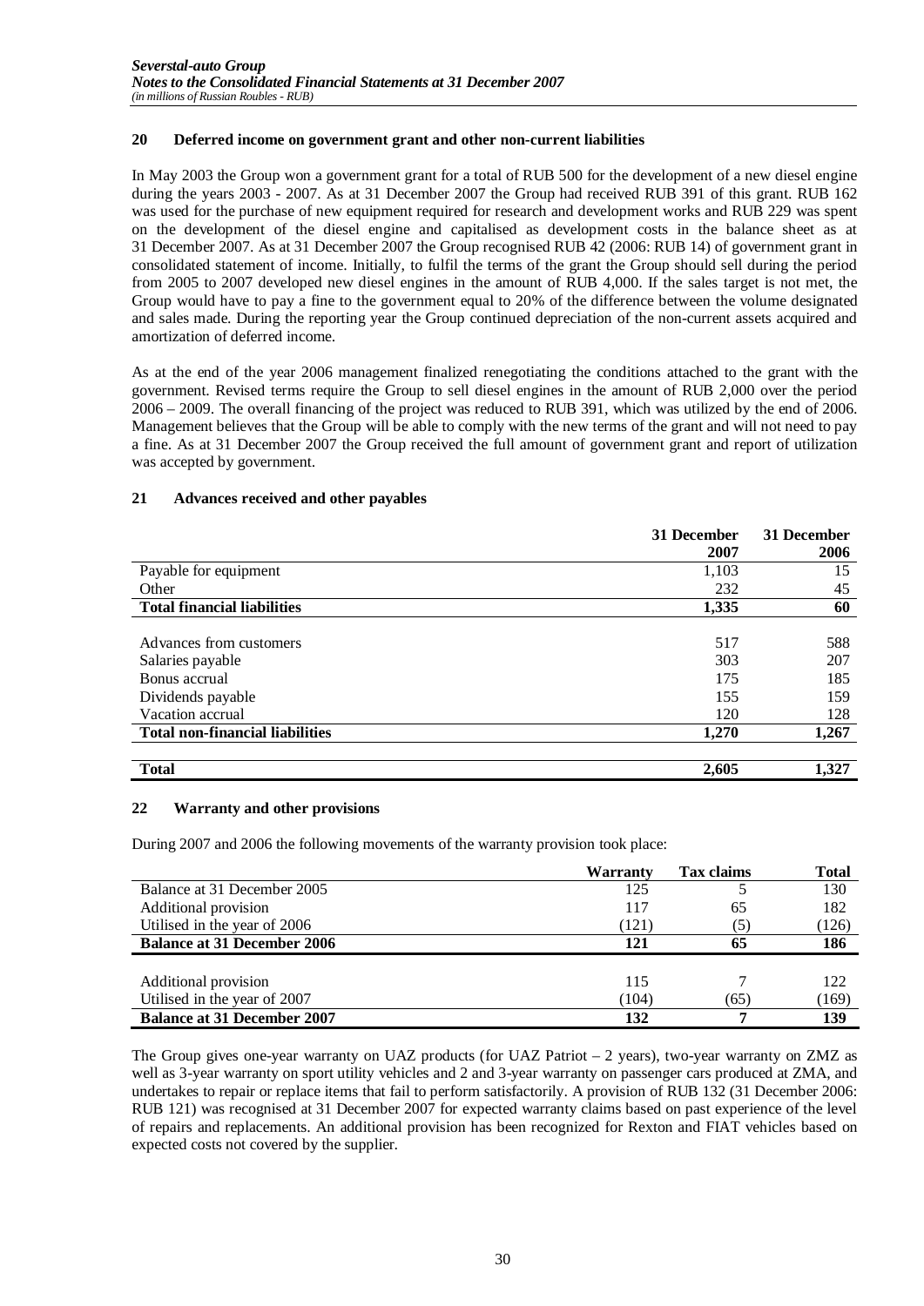## 20 Deferred income on government grant and other non-current liabilities

In May 2003 the Group won a government grant for a total of RUB 500 for the development of a new diesel engine during the years 2003 - 2007. As at 31 December 2007 the Group had received RUB 391 of this grant. RUB 162 was used for the purchase of new equipment required for research and development works and RUB 229 was spent on the development of the diesel engine and capitalised as development costs in the balance sheet as at 31 December 2007. As at 31 December 2007 the Group recognised RUB 42 (2006: RUB 14) of government grant in consolidated statement of income. Initially, to fulfil the terms of the grant the Group should sell during the period from 2005 to 2007 developed new diesel engines in the amount of RUB 4,000. If the sales target is not met, the Group would have to pay a fine to the government equal to 20% of the difference between the volume designated and sales made. During the reporting year the Group continued depreciation of the non-current assets acquired and amortization of deferred income.

As at the end of the year 2006 management finalized renegotiating the conditions attached to the grant with the government. Revised terms require the Group to sell diesel engines in the amount of RUB 2,000 over the period 2006 – 2009. The overall financing of the project was reduced to RUB 391, which was utilized by the end of 2006. Management believes that the Group will be able to comply with the new terms of the grant and will not need to pay a fine. As at 31 December 2007 the Group received the full amount of government grant and report of utilization was accepted by government.

## 21 Advances received and other payables

| | 31 December 2007 | 31 December 2006 |
|---|---|---|
| Payable for equipment | 1,103 | 15 |
| Other | 232 | 45 |
| **Total financial liabilities** | **1,335** | **60** |
| | | |
| Advances from customers | 517 | 588 |
| Salaries payable | 303 | 207 |
| Bonus accrual | 175 | 185 |
| Dividends payable | 155 | 159 |
| Vacation accrual | 120 | 128 |
| **Total non-financial liabilities** | **1,270** | **1,267** |
| | | |
| **Total** | **2,605** | **1,327** |

## 22 Warranty and other provisions

During 2007 and 2006 the following movements of the warranty provision took place:

| | Warranty | Tax claims | Total |
|---|---|---|---|
| Balance at 31 December 2005 | 125 | 5 | 130 |
| Additional provision | 117 | 65 | 182 |
| Utilised in the year of 2006 | (121) | (5) | (126) |
| **Balance at 31 December 2006** | **121** | **65** | **186** |
| | | | |
| Additional provision | 115 | 7 | 122 |
| Utilised in the year of 2007 | (104) | (65) | (169) |
| **Balance at 31 December 2007** | **132** | **7** | **139** |

The Group gives one-year warranty on UAZ products (for UAZ Patriot – 2 years), two-year warranty on ZMZ as well as 3-year warranty on sport utility vehicles and 2 and 3-year warranty on passenger cars produced at ZMA, and undertakes to repair or replace items that fail to perform satisfactorily. A provision of RUB 132 (31 December 2006: RUB 121) was recognised at 31 December 2007 for expected warranty claims based on past experience of the level of repairs and replacements. An additional provision has been recognized for Rexton and FIAT vehicles based on expected costs not covered by the supplier.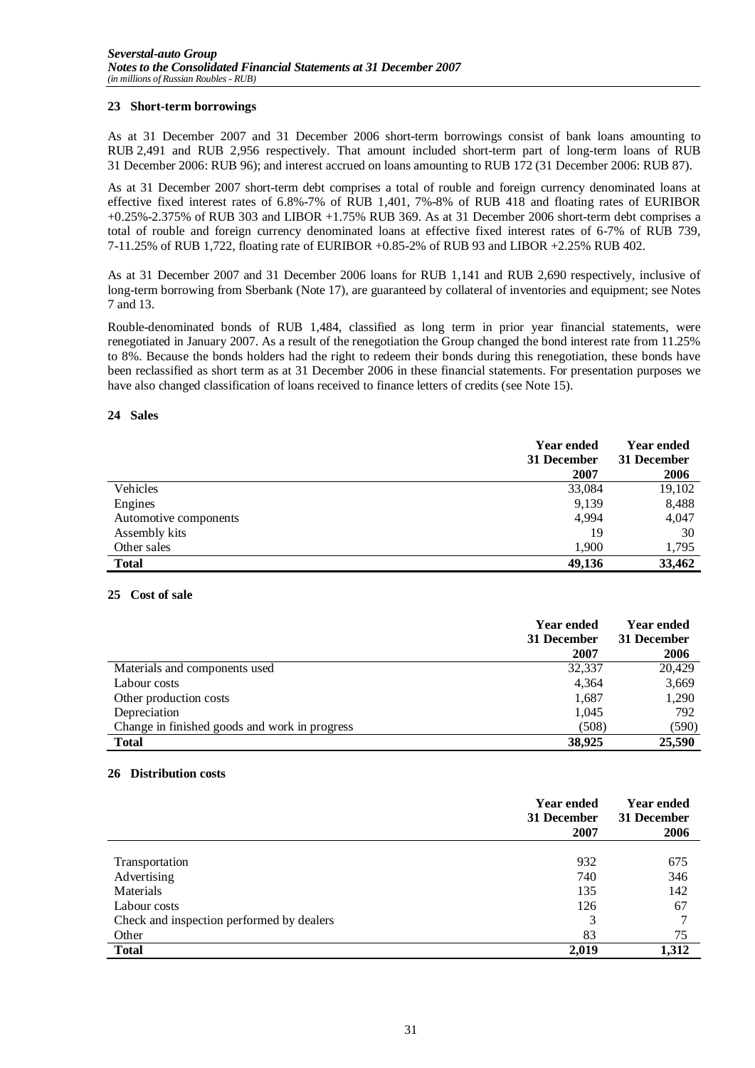## 23 Short-term borrowings

As at 31 December 2007 and 31 December 2006 short-term borrowings consist of bank loans amounting to RUB 2,491 and RUB 2,956 respectively. That amount included short-term part of long-term loans of RUB 31 December 2006: RUB 96); and interest accrued on loans amounting to RUB 172 (31 December 2006: RUB 87).

As at 31 December 2007 short-term debt comprises a total of rouble and foreign currency denominated loans at effective fixed interest rates of 6.8%-7% of RUB 1,401, 7%-8% of RUB 418 and floating rates of EURIBOR +0.25%-2.375% of RUB 303 and LIBOR +1.75% RUB 369. As at 31 December 2006 short-term debt comprises a total of rouble and foreign currency denominated loans at effective fixed interest rates of 6-7% of RUB 739, 7-11.25% of RUB 1,722, floating rate of EURIBOR +0.85-2% of RUB 93 and LIBOR +2.25% RUB 402.

As at 31 December 2007 and 31 December 2006 loans for RUB 1,141 and RUB 2,690 respectively, inclusive of long-term borrowing from Sberbank (Note 17), are guaranteed by collateral of inventories and equipment; see Notes 7 and 13.

Rouble-denominated bonds of RUB 1,484, classified as long term in prior year financial statements, were renegotiated in January 2007. As a result of the renegotiation the Group changed the bond interest rate from 11.25% to 8%. Because the bonds holders had the right to redeem their bonds during this renegotiation, these bonds have been reclassified as short term as at 31 December 2006 in these financial statements. For presentation purposes we have also changed classification of loans received to finance letters of credits (see Note 15).

## 24 Sales

| | Year ended 31 December 2007 | Year ended 31 December 2006 |
|---|---|---|
| Vehicles | 33,084 | 19,102 |
| Engines | 9,139 | 8,488 |
| Automotive components | 4,994 | 4,047 |
| Assembly kits | 19 | 30 |
| Other sales | 1,900 | 1,795 |
| **Total** | **49,136** | **33,462** |

## 25 Cost of sale

| | Year ended 31 December 2007 | Year ended 31 December 2006 |
|---|---|---|
| Materials and components used | 32,337 | 20,429 |
| Labour costs | 4,364 | 3,669 |
| Other production costs | 1,687 | 1,290 |
| Depreciation | 1,045 | 792 |
| Change in finished goods and work in progress | (508) | (590) |
| **Total** | **38,925** | **25,590** |

## 26 Distribution costs

| | Year ended 31 December 2007 | Year ended 31 December 2006 |
|---|---|---|
| Transportation | 932 | 675 |
| Advertising | 740 | 346 |
| Materials | 135 | 142 |
| Labour costs | 126 | 67 |
| Check and inspection performed by dealers | 3 | 7 |
| Other | 83 | 75 |
| **Total** | **2,019** | **1,312** |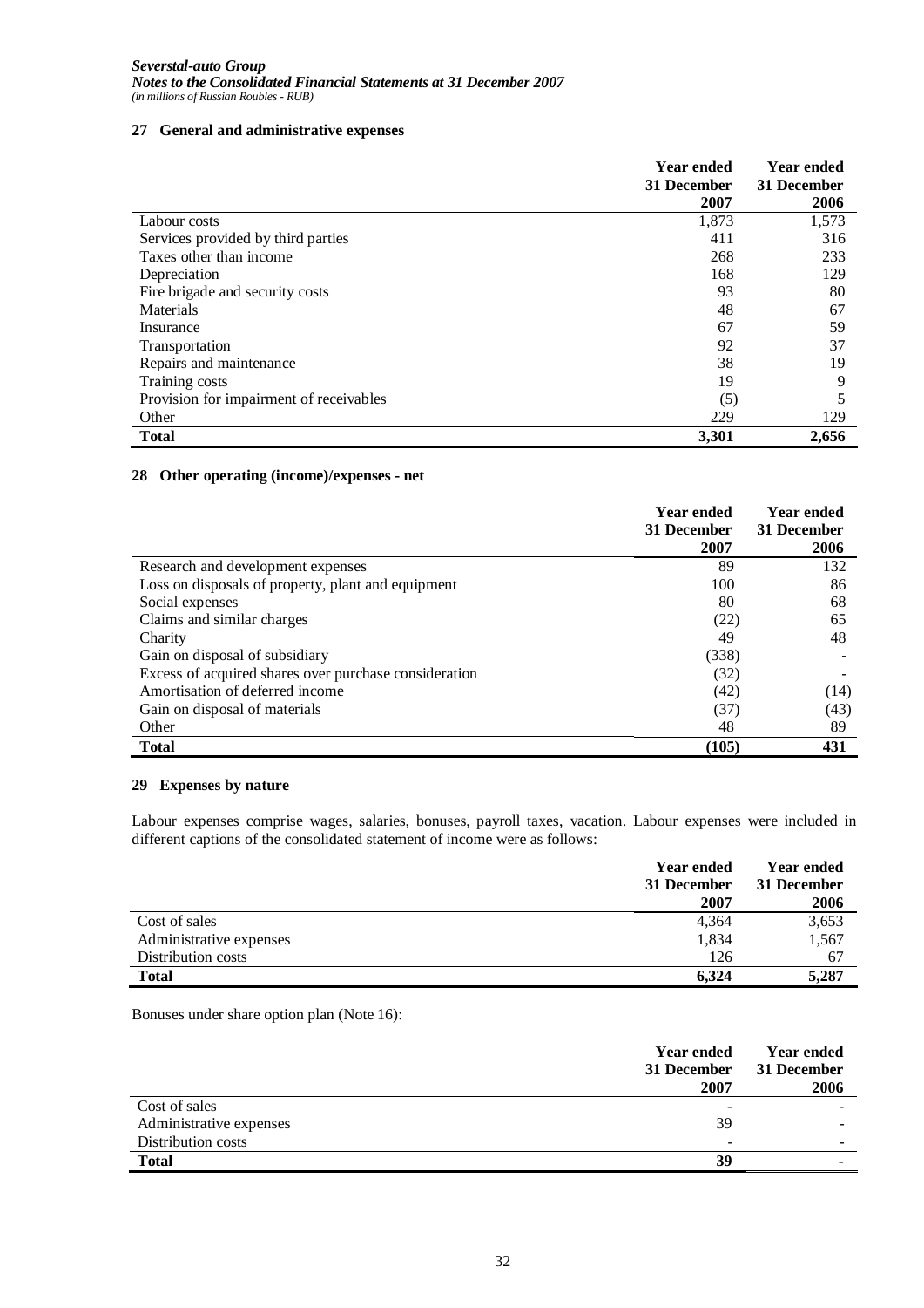## 27 General and administrative expenses

| | Year ended 31 December 2007 | Year ended 31 December 2006 |
|---|---|---|
| Labour costs | 1,873 | 1,573 |
| Services provided by third parties | 411 | 316 |
| Taxes other than income | 268 | 233 |
| Depreciation | 168 | 129 |
| Fire brigade and security costs | 93 | 80 |
| Materials | 48 | 67 |
| Insurance | 67 | 59 |
| Transportation | 92 | 37 |
| Repairs and maintenance | 38 | 19 |
| Training costs | 19 | 9 |
| Provision for impairment of receivables | (5) | 5 |
| Other | 229 | 129 |
| **Total** | **3,301** | **2,656** |

## 28 Other operating (income)/expenses - net

| | Year ended 31 December 2007 | Year ended 31 December 2006 |
|---|---|---|
| Research and development expenses | 89 | 132 |
| Loss on disposals of property, plant and equipment | 100 | 86 |
| Social expenses | 80 | 68 |
| Claims and similar charges | (22) | 65 |
| Charity | 49 | 48 |
| Gain on disposal of subsidiary | (338) | - |
| Excess of acquired shares over purchase consideration | (32) | - |
| Amortisation of deferred income | (42) | (14) |
| Gain on disposal of materials | (37) | (43) |
| Other | 48 | 89 |
| **Total** | **(105)** | **431** |

## 29 Expenses by nature

Labour expenses comprise wages, salaries, bonuses, payroll taxes, vacation. Labour expenses were included in different captions of the consolidated statement of income were as follows:

| | Year ended 31 December 2007 | Year ended 31 December 2006 |
|---|---|---|
| Cost of sales | 4,364 | 3,653 |
| Administrative expenses | 1,834 | 1,567 |
| Distribution costs | 126 | 67 |
| **Total** | **6,324** | **5,287** |

Bonuses under share option plan (Note 16):

| | Year ended 31 December 2007 | Year ended 31 December 2006 |
|---|---|---|
| Cost of sales | - | - |
| Administrative expenses | 39 | - |
| Distribution costs | - | - |
| **Total** | **39** | **-** |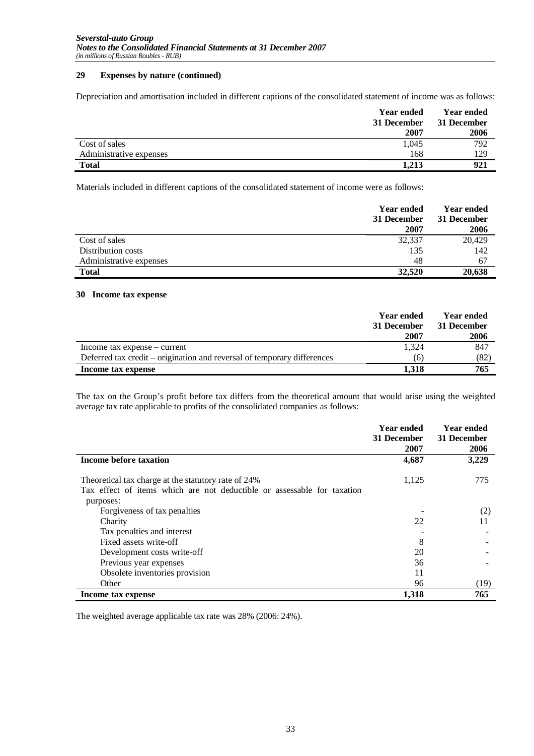## 29 Expenses by nature (continued)

Depreciation and amortisation included in different captions of the consolidated statement of income was as follows:

| | Year ended 31 December 2007 | Year ended 31 December 2006 |
|---|---|---|
| Cost of sales | 1,045 | 792 |
| Administrative expenses | 168 | 129 |
| **Total** | **1,213** | **921** |

Materials included in different captions of the consolidated statement of income were as follows:

| | Year ended 31 December 2007 | Year ended 31 December 2006 |
|---|---|---|
| Cost of sales | 32,337 | 20,429 |
| Distribution costs | 135 | 142 |
| Administrative expenses | 48 | 67 |
| **Total** | **32,520** | **20,638** |

## 30 Income tax expense

| | Year ended 31 December 2007 | Year ended 31 December 2006 |
|---|---|---|
| Income tax expense – current | 1,324 | 847 |
| Deferred tax credit – origination and reversal of temporary differences | (6) | (82) |
| **Income tax expense** | **1,318** | **765** |

The tax on the Group's profit before tax differs from the theoretical amount that would arise using the weighted average tax rate applicable to profits of the consolidated companies as follows:

| | Year ended 31 December 2007 | Year ended 31 December 2006 |
|---|---|---|
| **Income before taxation** | **4,687** | **3,229** |
| Theoretical tax charge at the statutory rate of 24% | 1,125 | 775 |
| Tax effect of items which are not deductible or assessable for taxation purposes: | | |
| Forgiveness of tax penalties | - | (2) |
| Charity | 22 | 11 |
| Tax penalties and interest | - | - |
| Fixed assets write-off | 8 | - |
| Development costs write-off | 20 | - |
| Previous year expenses | 36 | - |
| Obsolete inventories provision | 11 | |
| Other | 96 | (19) |
| **Income tax expense** | **1,318** | **765** |

The weighted average applicable tax rate was 28% (2006: 24%).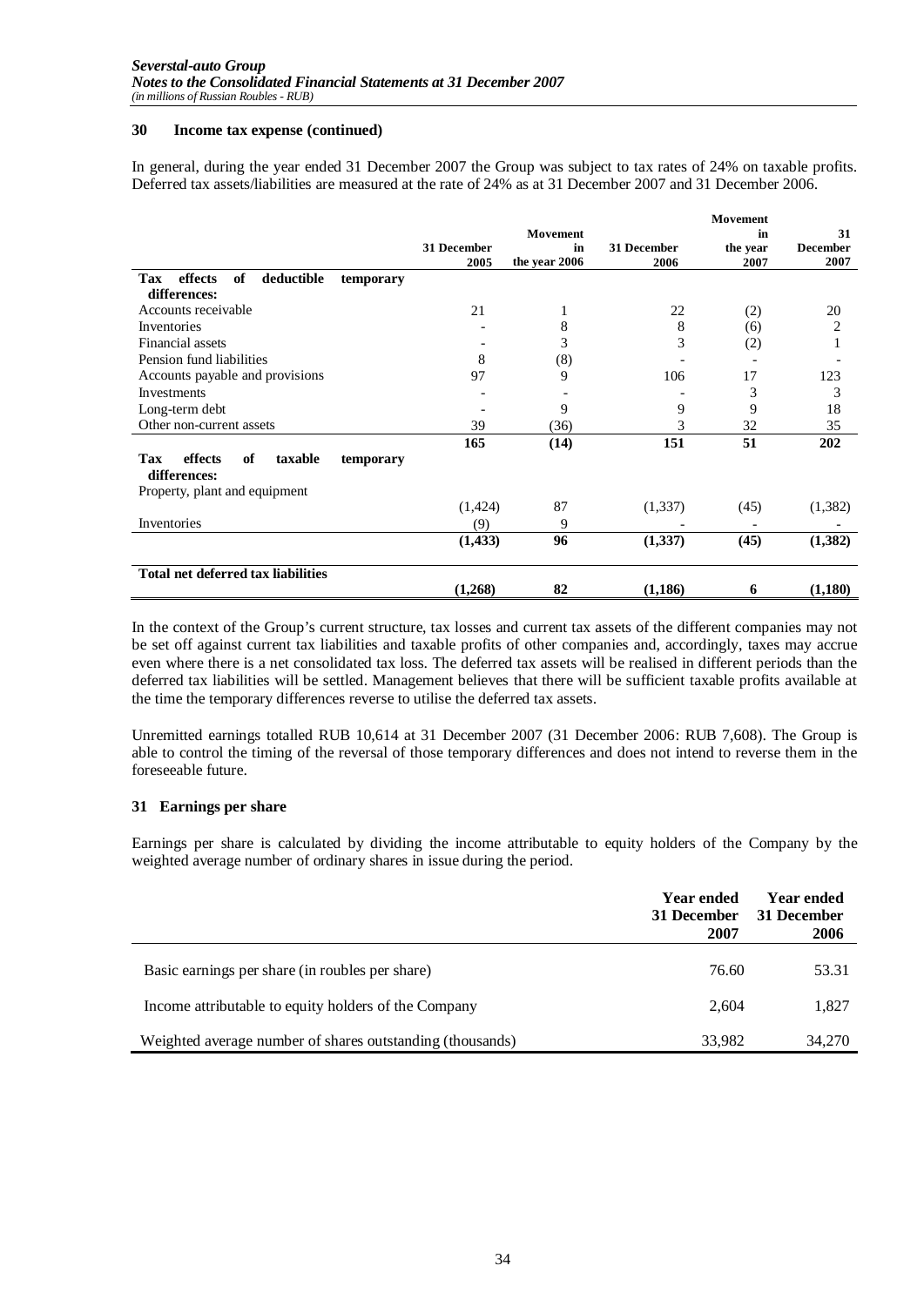### 30 Income tax expense (continued)

In general, during the year ended 31 December 2007 the Group was subject to tax rates of 24% on taxable profits. Deferred tax assets/liabilities are measured at the rate of 24% as at 31 December 2007 and 31 December 2006.

| | 31 December 2005 | Movement in the year 2006 | 31 December 2006 | Movement in the year 2007 | 31 December 2007 |
|---|---|---|---|---|---|
| **Tax effects of deductible temporary differences:** | | | | | |
| Accounts receivable | 21 | 1 | 22 | (2) | 20 |
| Inventories | - | 8 | 8 | (6) | 2 |
| Financial assets | - | 3 | 3 | (2) | 1 |
| Pension fund liabilities | 8 | (8) | - | - | - |
| Accounts payable and provisions | 97 | 9 | 106 | 17 | 123 |
| Investments | - | - | - | 3 | 3 |
| Long-term debt | - | 9 | 9 | 9 | 18 |
| Other non-current assets | 39 | (36) | 3 | 32 | 35 |
| | **165** | **(14)** | **151** | **51** | **202** |
| **Tax effects of taxable temporary differences:** | | | | | |
| Property, plant and equipment | (1,424) | 87 | (1,337) | (45) | (1,382) |
| Inventories | (9) | 9 | - | - | - |
| | **(1,433)** | **96** | **(1,337)** | **(45)** | **(1,382)** |
| **Total net deferred tax liabilities** | **(1,268)** | **82** | **(1,186)** | **6** | **(1,180)** |

In the context of the Group's current structure, tax losses and current tax assets of the different companies may not be set off against current tax liabilities and taxable profits of other companies and, accordingly, taxes may accrue even where there is a net consolidated tax loss. The deferred tax assets will be realised in different periods than the deferred tax liabilities will be settled. Management believes that there will be sufficient taxable profits available at the time the temporary differences reverse to utilise the deferred tax assets.

Unremitted earnings totalled RUB 10,614 at 31 December 2007 (31 December 2006: RUB 7,608). The Group is able to control the timing of the reversal of those temporary differences and does not intend to reverse them in the foreseeable future.

### 31 Earnings per share

Earnings per share is calculated by dividing the income attributable to equity holders of the Company by the weighted average number of ordinary shares in issue during the period.

| | Year ended 31 December 2007 | Year ended 31 December 2006 |
|---|---|---|
| Basic earnings per share (in roubles per share) | 76.60 | 53.31 |
| Income attributable to equity holders of the Company | 2,604 | 1,827 |
| Weighted average number of shares outstanding (thousands) | 33,982 | 34,270 |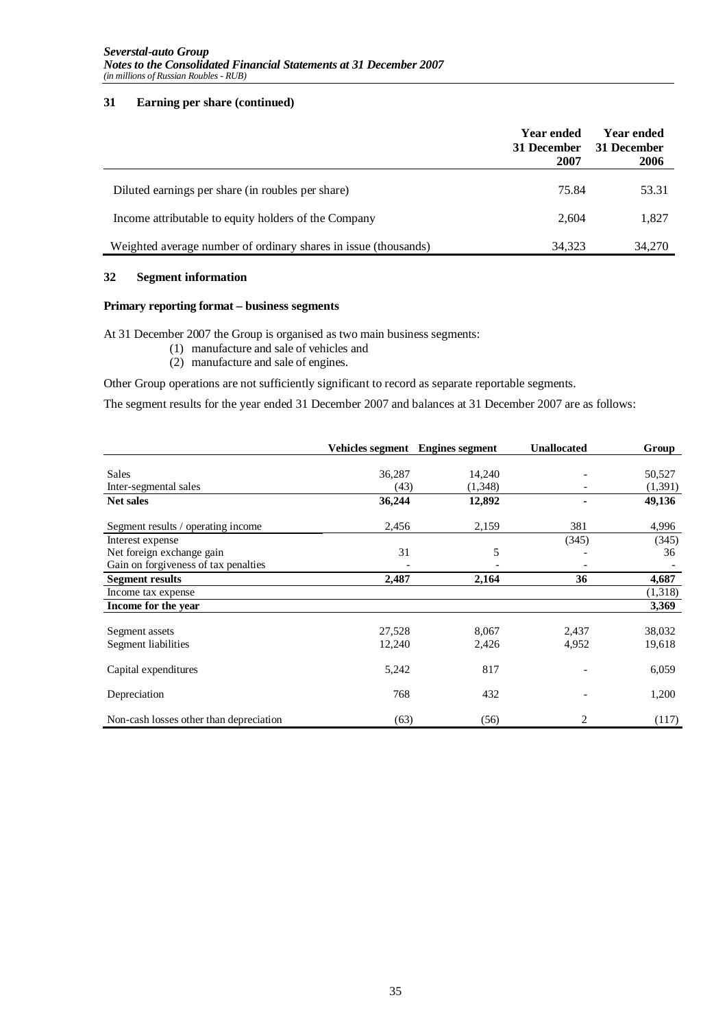## 31 Earning per share (continued)

| | Year ended 31 December 2007 | Year ended 31 December 2006 |
|---|---|---|
| Diluted earnings per share (in roubles per share) | 75.84 | 53.31 |
| Income attributable to equity holders of the Company | 2,604 | 1,827 |
| Weighted average number of ordinary shares in issue (thousands) | 34,323 | 34,270 |

## 32 Segment information

### Primary reporting format – business segments

At 31 December 2007 the Group is organised as two main business segments:

(1) manufacture and sale of vehicles and
(2) manufacture and sale of engines.

Other Group operations are not sufficiently significant to record as separate reportable segments.

The segment results for the year ended 31 December 2007 and balances at 31 December 2007 are as follows:

| | Vehicles segment | Engines segment | Unallocated | Group |
|---|---|---|---|---|
| Sales | 36,287 | 14,240 | - | 50,527 |
| Inter-segmental sales | (43) | (1,348) | - | (1,391) |
| **Net sales** | **36,244** | **12,892** | **-** | **49,136** |
| Segment results / operating income | 2,456 | 2,159 | 381 | 4,996 |
| Interest expense | | | (345) | (345) |
| Net foreign exchange gain | 31 | 5 | - | 36 |
| Gain on forgiveness of tax penalties | - | - | - | - |
| **Segment results** | **2,487** | **2,164** | **36** | **4,687** |
| Income tax expense | | | | (1,318) |
| **Income for the year** | | | | **3,369** |
| Segment assets | 27,528 | 8,067 | 2,437 | 38,032 |
| Segment liabilities | 12,240 | 2,426 | 4,952 | 19,618 |
| Capital expenditures | 5,242 | 817 | - | 6,059 |
| Depreciation | 768 | 432 | - | 1,200 |
| Non-cash losses other than depreciation | (63) | (56) | 2 | (117) |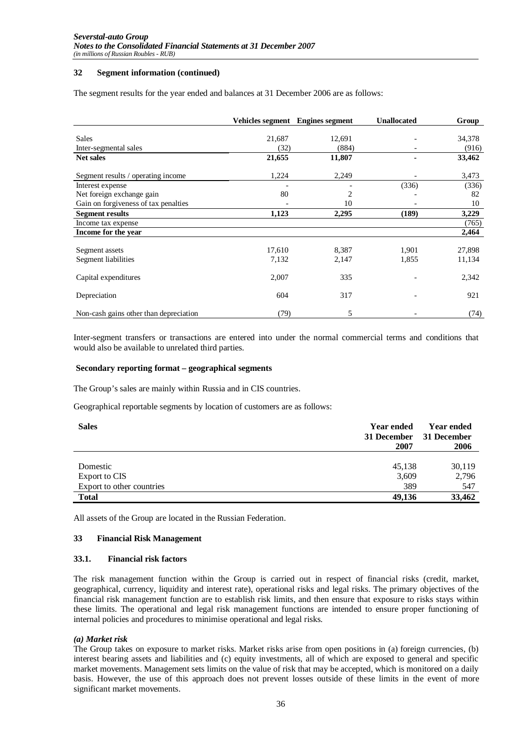### 32 Segment information (continued)

The segment results for the year ended and balances at 31 December 2006 are as follows:

| | Vehicles segment | Engines segment | Unallocated | Group |
|---|---|---|---|---|
| Sales | 21,687 | 12,691 | - | 34,378 |
| Inter-segmental sales | (32) | (884) | - | (916) |
| **Net sales** | **21,655** | **11,807** | **-** | **33,462** |
| Segment results / operating income | 1,224 | 2,249 | - | 3,473 |
| Interest expense | - | - | (336) | (336) |
| Net foreign exchange gain | 80 | 2 | - | 82 |
| Gain on forgiveness of tax penalties | - | 10 | - | 10 |
| **Segment results** | **1,123** | **2,295** | **(189)** | **3,229** |
| Income tax expense | | | | (765) |
| **Income for the year** | | | | **2,464** |
| Segment assets | 17,610 | 8,387 | 1,901 | 27,898 |
| Segment liabilities | 7,132 | 2,147 | 1,855 | 11,134 |
| Capital expenditures | 2,007 | 335 | - | 2,342 |
| Depreciation | 604 | 317 | - | 921 |
| Non-cash gains other than depreciation | (79) | 5 | - | (74) |

Inter-segment transfers or transactions are entered into under the normal commercial terms and conditions that would also be available to unrelated third parties.

**Secondary reporting format – geographical segments**

The Group's sales are mainly within Russia and in CIS countries.

Geographical reportable segments by location of customers are as follows:

| Sales | Year ended 31 December 2007 | Year ended 31 December 2006 |
|---|---|---|
| Domestic | 45,138 | 30,119 |
| Export to CIS | 3,609 | 2,796 |
| Export to other countries | 389 | 547 |
| **Total** | **49,136** | **33,462** |

All assets of the Group are located in the Russian Federation.

### 33 Financial Risk Management

#### 33.1. Financial risk factors

The risk management function within the Group is carried out in respect of financial risks (credit, market, geographical, currency, liquidity and interest rate), operational risks and legal risks. The primary objectives of the financial risk management function are to establish risk limits, and then ensure that exposure to risks stays within these limits. The operational and legal risk management functions are intended to ensure proper functioning of internal policies and procedures to minimise operational and legal risks.

***(a) Market risk***

The Group takes on exposure to market risks. Market risks arise from open positions in (a) foreign currencies, (b) interest bearing assets and liabilities and (c) equity investments, all of which are exposed to general and specific market movements. Management sets limits on the value of risk that may be accepted, which is monitored on a daily basis. However, the use of this approach does not prevent losses outside of these limits in the event of more significant market movements.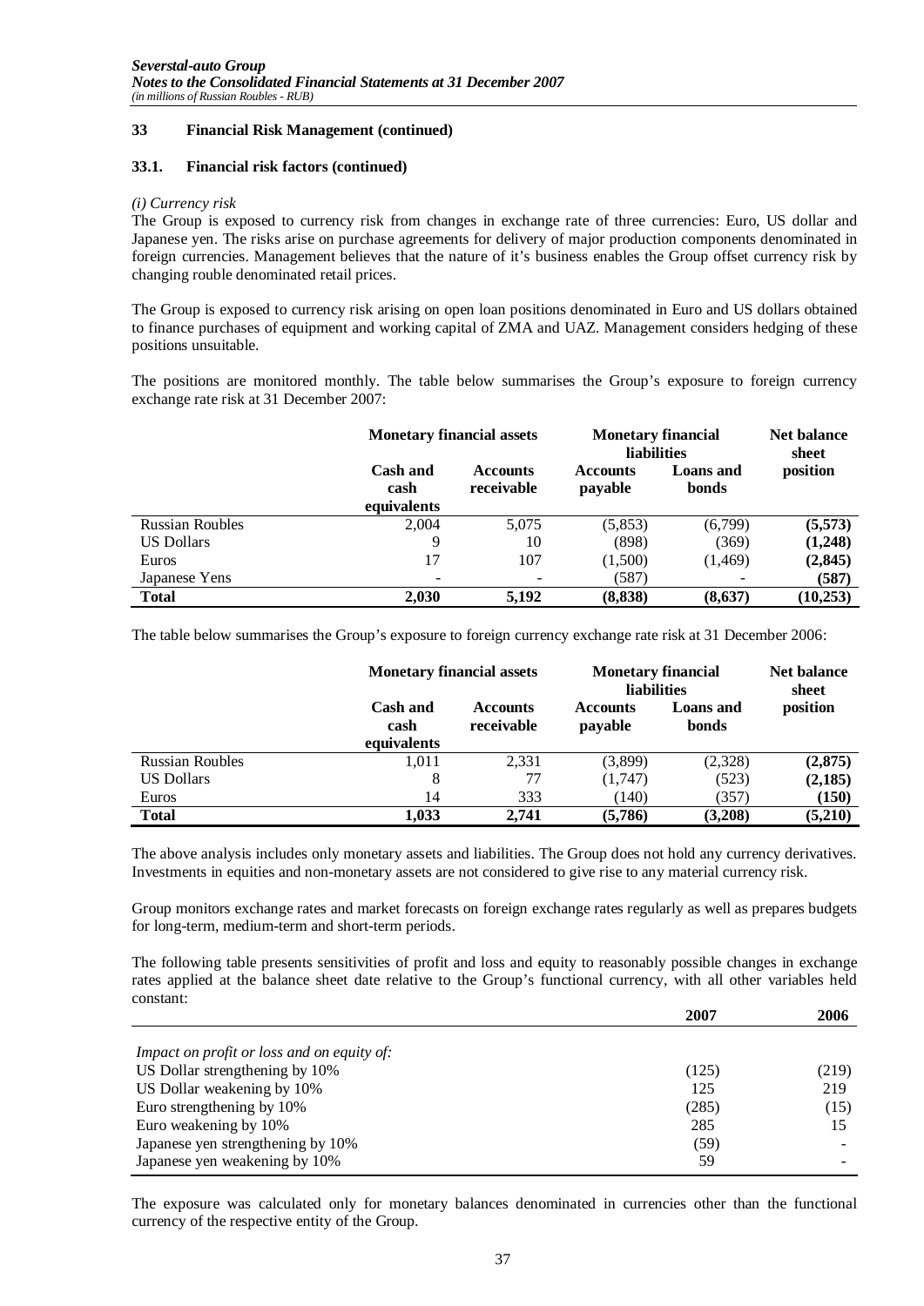## 33 Financial Risk Management (continued)

### 33.1. Financial risk factors (continued)

*(i) Currency risk*

The Group is exposed to currency risk from changes in exchange rate of three currencies: Euro, US dollar and Japanese yen. The risks arise on purchase agreements for delivery of major production components denominated in foreign currencies. Management believes that the nature of it's business enables the Group offset currency risk by changing rouble denominated retail prices.

The Group is exposed to currency risk arising on open loan positions denominated in Euro and US dollars obtained to finance purchases of equipment and working capital of ZMA and UAZ. Management considers hedging of these positions unsuitable.

The positions are monitored monthly. The table below summarises the Group's exposure to foreign currency exchange rate risk at 31 December 2007:

| | Monetary financial assets | | Monetary financial liabilities | | Net balance sheet position |
|---|---|---|---|---|---|
| | Cash and cash equivalents | Accounts receivable | Accounts payable | Loans and bonds | |
| Russian Roubles | 2,004 | 5,075 | (5,853) | (6,799) | **(5,573)** |
| US Dollars | 9 | 10 | (898) | (369) | **(1,248)** |
| Euros | 17 | 107 | (1,500) | (1,469) | **(2,845)** |
| Japanese Yens | - | - | (587) | - | **(587)** |
| **Total** | **2,030** | **5,192** | **(8,838)** | **(8,637)** | **(10,253)** |

The table below summarises the Group's exposure to foreign currency exchange rate risk at 31 December 2006:

| | Monetary financial assets | | Monetary financial liabilities | | Net balance sheet position |
|---|---|---|---|---|---|
| | Cash and cash equivalents | Accounts receivable | Accounts payable | Loans and bonds | |
| Russian Roubles | 1,011 | 2,331 | (3,899) | (2,328) | **(2,875)** |
| US Dollars | 8 | 77 | (1,747) | (523) | **(2,185)** |
| Euros | 14 | 333 | (140) | (357) | **(150)** |
| **Total** | **1,033** | **2,741** | **(5,786)** | **(3,208)** | **(5,210)** |

The above analysis includes only monetary assets and liabilities. The Group does not hold any currency derivatives. Investments in equities and non-monetary assets are not considered to give rise to any material currency risk.

Group monitors exchange rates and market forecasts on foreign exchange rates regularly as well as prepares budgets for long-term, medium-term and short-term periods.

The following table presents sensitivities of profit and loss and equity to reasonably possible changes in exchange rates applied at the balance sheet date relative to the Group's functional currency, with all other variables held constant:

| | 2007 | 2006 |
|---|---|---|
| *Impact on profit or loss and on equity of:* | | |
| US Dollar strengthening by 10% | (125) | (219) |
| US Dollar weakening by 10% | 125 | 219 |
| Euro strengthening by 10% | (285) | (15) |
| Euro weakening by 10% | 285 | 15 |
| Japanese yen strengthening by 10% | (59) | - |
| Japanese yen weakening by 10% | 59 | - |

The exposure was calculated only for monetary balances denominated in currencies other than the functional currency of the respective entity of the Group.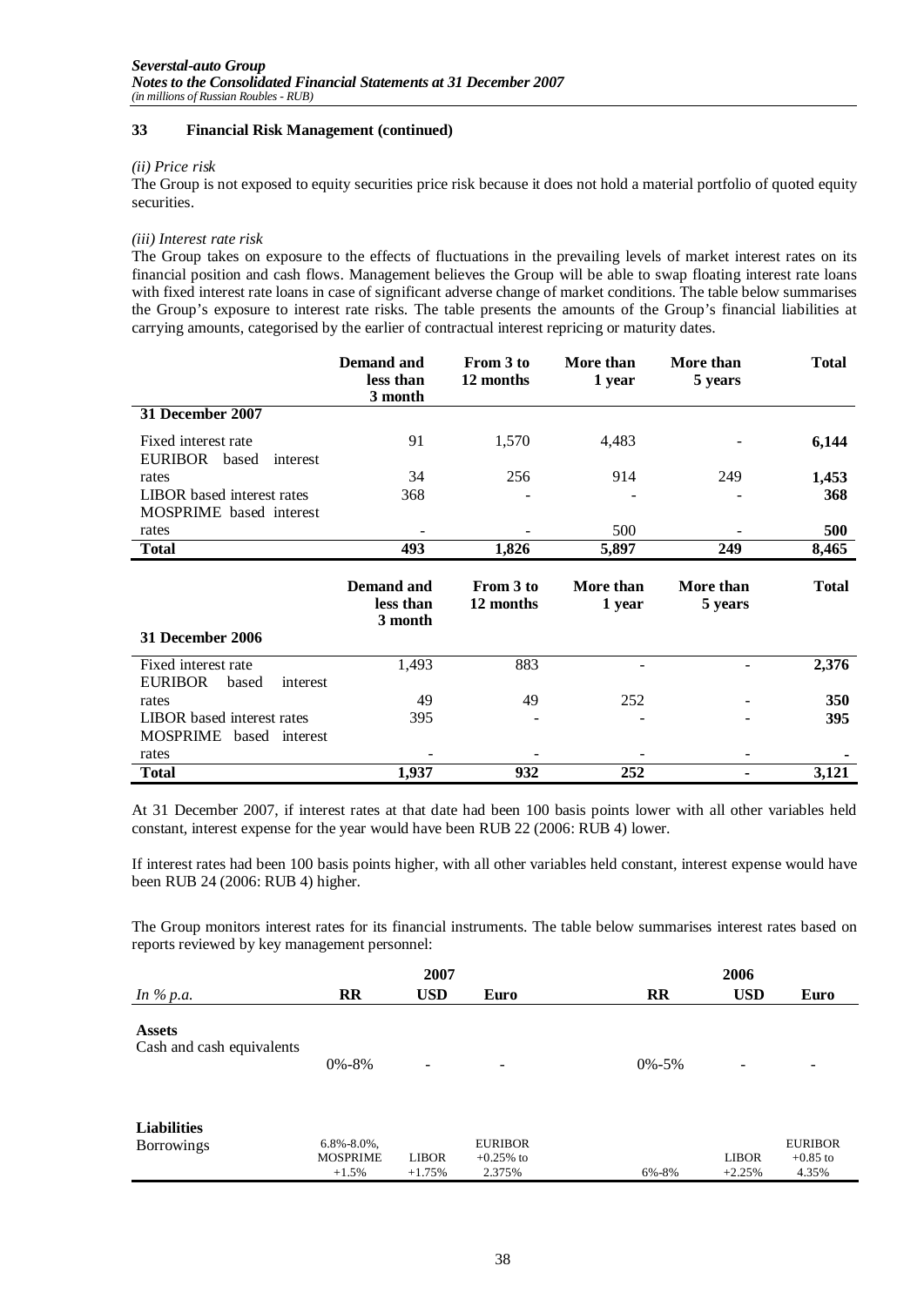### 33 Financial Risk Management (continued)

*(ii) Price risk*

The Group is not exposed to equity securities price risk because it does not hold a material portfolio of quoted equity securities.

*(iii) Interest rate risk*

The Group takes on exposure to the effects of fluctuations in the prevailing levels of market interest rates on its financial position and cash flows. Management believes the Group will be able to swap floating interest rate loans with fixed interest rate loans in case of significant adverse change of market conditions. The table below summarises the Group's exposure to interest rate risks. The table presents the amounts of the Group's financial liabilities at carrying amounts, categorised by the earlier of contractual interest repricing or maturity dates.

| | Demand and less than 3 month | From 3 to 12 months | More than 1 year | More than 5 years | Total |
|---|---|---|---|---|---|
| **31 December 2007** | | | | | |
| Fixed interest rate | 91 | 1,570 | 4,483 | - | **6,144** |
| EURIBOR based interest rates | 34 | 256 | 914 | 249 | **1,453** |
| LIBOR based interest rates | 368 | - | - | - | **368** |
| MOSPRIME based interest rates | - | - | 500 | - | **500** |
| **Total** | **493** | **1,826** | **5,897** | **249** | **8,465** |

| | Demand and less than 3 month | From 3 to 12 months | More than 1 year | More than 5 years | Total |
|---|---|---|---|---|---|
| **31 December 2006** | | | | | |
| Fixed interest rate | 1,493 | 883 | - | - | **2,376** |
| EURIBOR based interest rates | 49 | 49 | 252 | - | **350** |
| LIBOR based interest rates | 395 | - | - | - | **395** |
| MOSPRIME based interest rates | - | - | - | - | **-** |
| **Total** | **1,937** | **932** | **252** | **-** | **3,121** |

At 31 December 2007, if interest rates at that date had been 100 basis points lower with all other variables held constant, interest expense for the year would have been RUB 22 (2006: RUB 4) lower.

If interest rates had been 100 basis points higher, with all other variables held constant, interest expense would have been RUB 24 (2006: RUB 4) higher.

The Group monitors interest rates for its financial instruments. The table below summarises interest rates based on reports reviewed by key management personnel:

| | 2007 | | | 2006 | | |
|---|---|---|---|---|---|---|
| *In % p.a.* | **RR** | **USD** | **Euro** | **RR** | **USD** | **Euro** |
| **Assets** | | | | | | |
| Cash and cash equivalents | 0%-8% | - | - | 0%-5% | - | - |
| **Liabilities** | | | | | | |
| Borrowings | 6.8%-8.0%, MOSPRIME +1.5% | LIBOR +1.75% | EURIBOR +0.25% to 2.375% | 6%-8% | LIBOR +2.25% | EURIBOR +0.85 to 4.35% |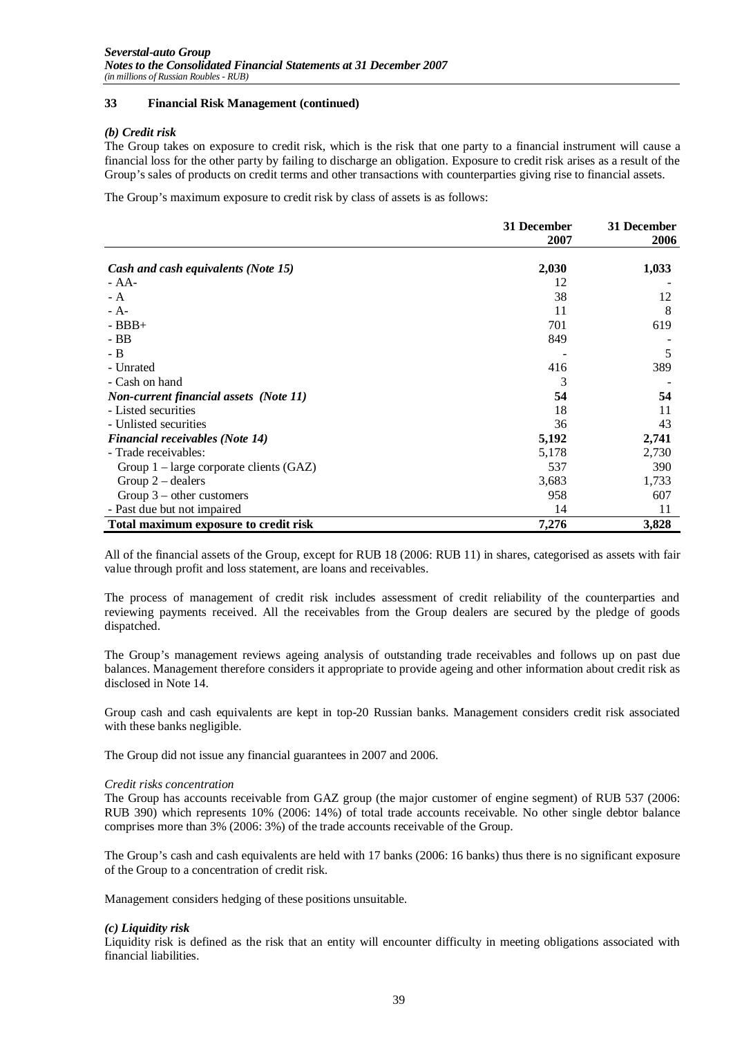## 33 Financial Risk Management (continued)

### *(b) Credit risk*

The Group takes on exposure to credit risk, which is the risk that one party to a financial instrument will cause a financial loss for the other party by failing to discharge an obligation. Exposure to credit risk arises as a result of the Group's sales of products on credit terms and other transactions with counterparties giving rise to financial assets.

The Group's maximum exposure to credit risk by class of assets is as follows:

| | 31 December 2007 | 31 December 2006 |
|---|---|---|
| ***Cash and cash equivalents (Note 15)*** | **2,030** | **1,033** |
| - AA- | 12 | - |
| - A | 38 | 12 |
| - A- | 11 | 8 |
| - BBB+ | 701 | 619 |
| - BB | 849 | - |
| - B | - | 5 |
| - Unrated | 416 | 389 |
| - Cash on hand | 3 | - |
| ***Non-current financial assets (Note 11)*** | **54** | **54** |
| - Listed securities | 18 | 11 |
| - Unlisted securities | 36 | 43 |
| ***Financial receivables (Note 14)*** | **5,192** | **2,741** |
| - Trade receivables: | 5,178 | 2,730 |
| Group 1 – large corporate clients (GAZ) | 537 | 390 |
| Group 2 – dealers | 3,683 | 1,733 |
| Group 3 – other customers | 958 | 607 |
| - Past due but not impaired | 14 | 11 |
| **Total maximum exposure to credit risk** | **7,276** | **3,828** |

All of the financial assets of the Group, except for RUB 18 (2006: RUB 11) in shares, categorised as assets with fair value through profit and loss statement, are loans and receivables.

The process of management of credit risk includes assessment of credit reliability of the counterparties and reviewing payments received. All the receivables from the Group dealers are secured by the pledge of goods dispatched.

The Group's management reviews ageing analysis of outstanding trade receivables and follows up on past due balances. Management therefore considers it appropriate to provide ageing and other information about credit risk as disclosed in Note 14.

Group cash and cash equivalents are kept in top-20 Russian banks. Management considers credit risk associated with these banks negligible.

The Group did not issue any financial guarantees in 2007 and 2006.

*Credit risks concentration*

The Group has accounts receivable from GAZ group (the major customer of engine segment) of RUB 537 (2006: RUB 390) which represents 10% (2006: 14%) of total trade accounts receivable. No other single debtor balance comprises more than 3% (2006: 3%) of the trade accounts receivable of the Group.

The Group's cash and cash equivalents are held with 17 banks (2006: 16 banks) thus there is no significant exposure of the Group to a concentration of credit risk.

Management considers hedging of these positions unsuitable.

### *(c) Liquidity risk*

Liquidity risk is defined as the risk that an entity will encounter difficulty in meeting obligations associated with financial liabilities.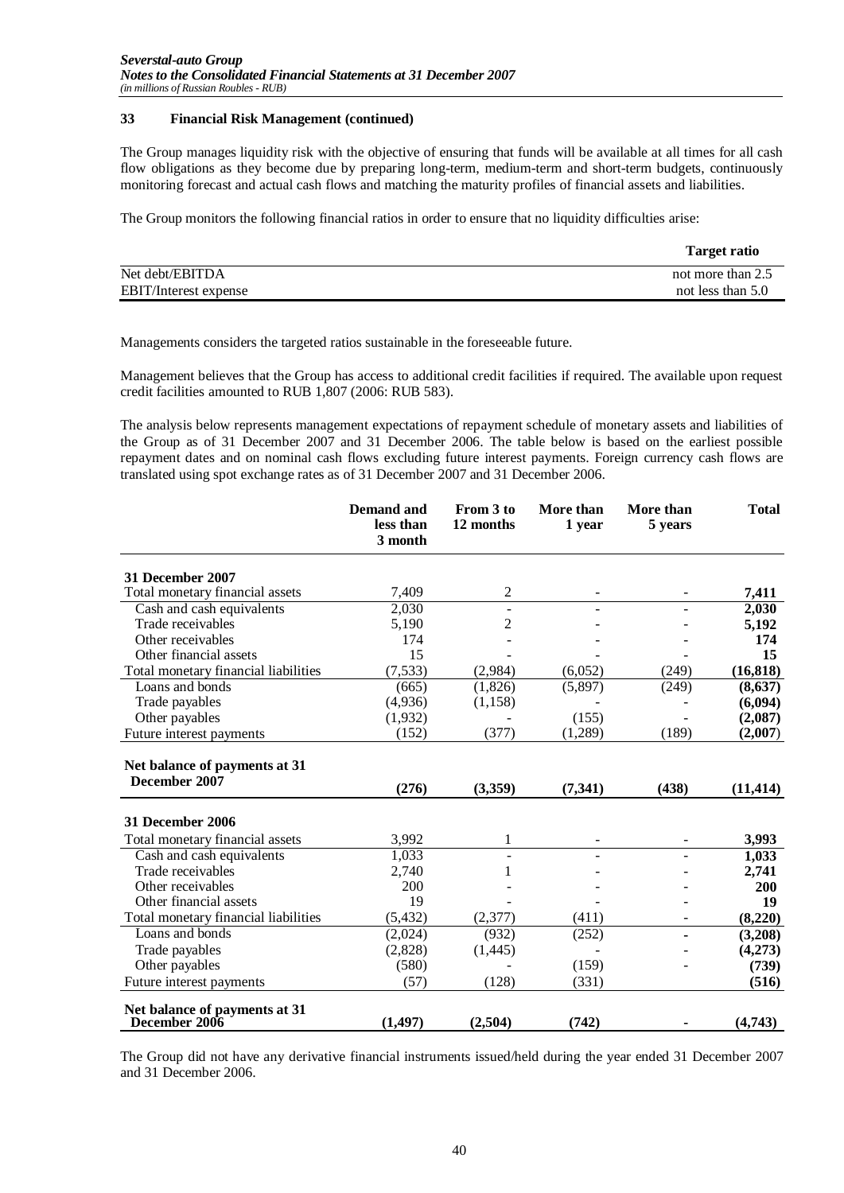### 33 Financial Risk Management (continued)

The Group manages liquidity risk with the objective of ensuring that funds will be available at all times for all cash flow obligations as they become due by preparing long-term, medium-term and short-term budgets, continuously monitoring forecast and actual cash flows and matching the maturity profiles of financial assets and liabilities.

The Group monitors the following financial ratios in order to ensure that no liquidity difficulties arise:

| | Target ratio |
|---|---|
| Net debt/EBITDA | not more than 2.5 |
| EBIT/Interest expense | not less than 5.0 |

Managements considers the targeted ratios sustainable in the foreseeable future.

Management believes that the Group has access to additional credit facilities if required. The available upon request credit facilities amounted to RUB 1,807 (2006: RUB 583).

The analysis below represents management expectations of repayment schedule of monetary assets and liabilities of the Group as of 31 December 2007 and 31 December 2006. The table below is based on the earliest possible repayment dates and on nominal cash flows excluding future interest payments. Foreign currency cash flows are translated using spot exchange rates as of 31 December 2007 and 31 December 2006.

| | Demand and less than 3 month | From 3 to 12 months | More than 1 year | More than 5 years | Total |
|---|---|---|---|---|---|
| **31 December 2007** | | | | | |
| Total monetary financial assets | 7,409 | 2 | - | - | **7,411** |
| Cash and cash equivalents | 2,030 | - | - | - | **2,030** |
| Trade receivables | 5,190 | 2 | - | - | **5,192** |
| Other receivables | 174 | - | - | - | **174** |
| Other financial assets | 15 | - | - | - | **15** |
| Total monetary financial liabilities | (7,533) | (2,984) | (6,052) | (249) | **(16,818)** |
| Loans and bonds | (665) | (1,826) | (5,897) | (249) | **(8,637)** |
| Trade payables | (4,936) | (1,158) | - | - | **(6,094)** |
| Other payables | (1,932) | - | (155) | - | **(2,087)** |
| Future interest payments | (152) | (377) | (1,289) | (189) | **(2,007)** |
| **Net balance of payments at 31 December 2007** | **(276)** | **(3,359)** | **(7,341)** | **(438)** | **(11,414)** |
| **31 December 2006** | | | | | |
| Total monetary financial assets | 3,992 | 1 | - | - | **3,993** |
| Cash and cash equivalents | 1,033 | - | - | - | **1,033** |
| Trade receivables | 2,740 | 1 | - | - | **2,741** |
| Other receivables | 200 | - | - | - | **200** |
| Other financial assets | 19 | - | - | - | **19** |
| Total monetary financial liabilities | (5,432) | (2,377) | (411) | - | **(8,220)** |
| Loans and bonds | (2,024) | (932) | (252) | - | **(3,208)** |
| Trade payables | (2,828) | (1,445) | - | - | **(4,273)** |
| Other payables | (580) | - | (159) | - | **(739)** |
| Future interest payments | (57) | (128) | (331) | | **(516)** |
| **Net balance of payments at 31 December 2006** | **(1,497)** | **(2,504)** | **(742)** | **-** | **(4,743)** |

The Group did not have any derivative financial instruments issued/held during the year ended 31 December 2007 and 31 December 2006.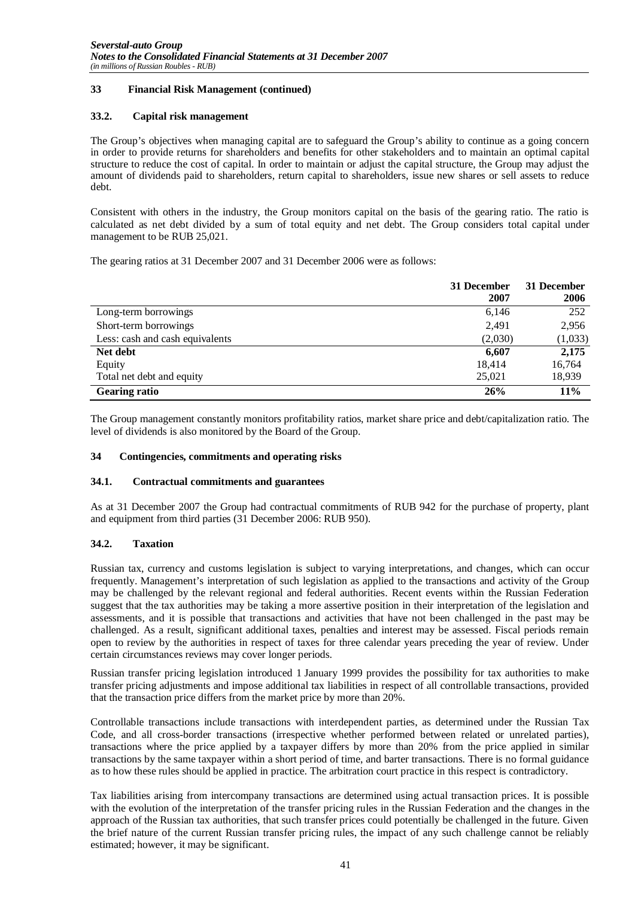## 33 Financial Risk Management (continued)

### 33.2. Capital risk management

The Group's objectives when managing capital are to safeguard the Group's ability to continue as a going concern in order to provide returns for shareholders and benefits for other stakeholders and to maintain an optimal capital structure to reduce the cost of capital. In order to maintain or adjust the capital structure, the Group may adjust the amount of dividends paid to shareholders, return capital to shareholders, issue new shares or sell assets to reduce debt.

Consistent with others in the industry, the Group monitors capital on the basis of the gearing ratio. The ratio is calculated as net debt divided by a sum of total equity and net debt. The Group considers total capital under management to be RUB 25,021.

The gearing ratios at 31 December 2007 and 31 December 2006 were as follows:

| | 31 December 2007 | 31 December 2006 |
|---|---|---|
| Long-term borrowings | 6,146 | 252 |
| Short-term borrowings | 2,491 | 2,956 |
| Less: cash and cash equivalents | (2,030) | (1,033) |
| **Net debt** | **6,607** | **2,175** |
| Equity | 18,414 | 16,764 |
| Total net debt and equity | 25,021 | 18,939 |
| **Gearing ratio** | **26%** | **11%** |

The Group management constantly monitors profitability ratios, market share price and debt/capitalization ratio. The level of dividends is also monitored by the Board of the Group.

## 34 Contingencies, commitments and operating risks

### 34.1. Contractual commitments and guarantees

As at 31 December 2007 the Group had contractual commitments of RUB 942 for the purchase of property, plant and equipment from third parties (31 December 2006: RUB 950).

### 34.2. Taxation

Russian tax, currency and customs legislation is subject to varying interpretations, and changes, which can occur frequently. Management's interpretation of such legislation as applied to the transactions and activity of the Group may be challenged by the relevant regional and federal authorities. Recent events within the Russian Federation suggest that the tax authorities may be taking a more assertive position in their interpretation of the legislation and assessments, and it is possible that transactions and activities that have not been challenged in the past may be challenged. As a result, significant additional taxes, penalties and interest may be assessed. Fiscal periods remain open to review by the authorities in respect of taxes for three calendar years preceding the year of review. Under certain circumstances reviews may cover longer periods.

Russian transfer pricing legislation introduced 1 January 1999 provides the possibility for tax authorities to make transfer pricing adjustments and impose additional tax liabilities in respect of all controllable transactions, provided that the transaction price differs from the market price by more than 20%.

Controllable transactions include transactions with interdependent parties, as determined under the Russian Tax Code, and all cross-border transactions (irrespective whether performed between related or unrelated parties), transactions where the price applied by a taxpayer differs by more than 20% from the price applied in similar transactions by the same taxpayer within a short period of time, and barter transactions. There is no formal guidance as to how these rules should be applied in practice. The arbitration court practice in this respect is contradictory.

Tax liabilities arising from intercompany transactions are determined using actual transaction prices. It is possible with the evolution of the interpretation of the transfer pricing rules in the Russian Federation and the changes in the approach of the Russian tax authorities, that such transfer prices could potentially be challenged in the future. Given the brief nature of the current Russian transfer pricing rules, the impact of any such challenge cannot be reliably estimated; however, it may be significant.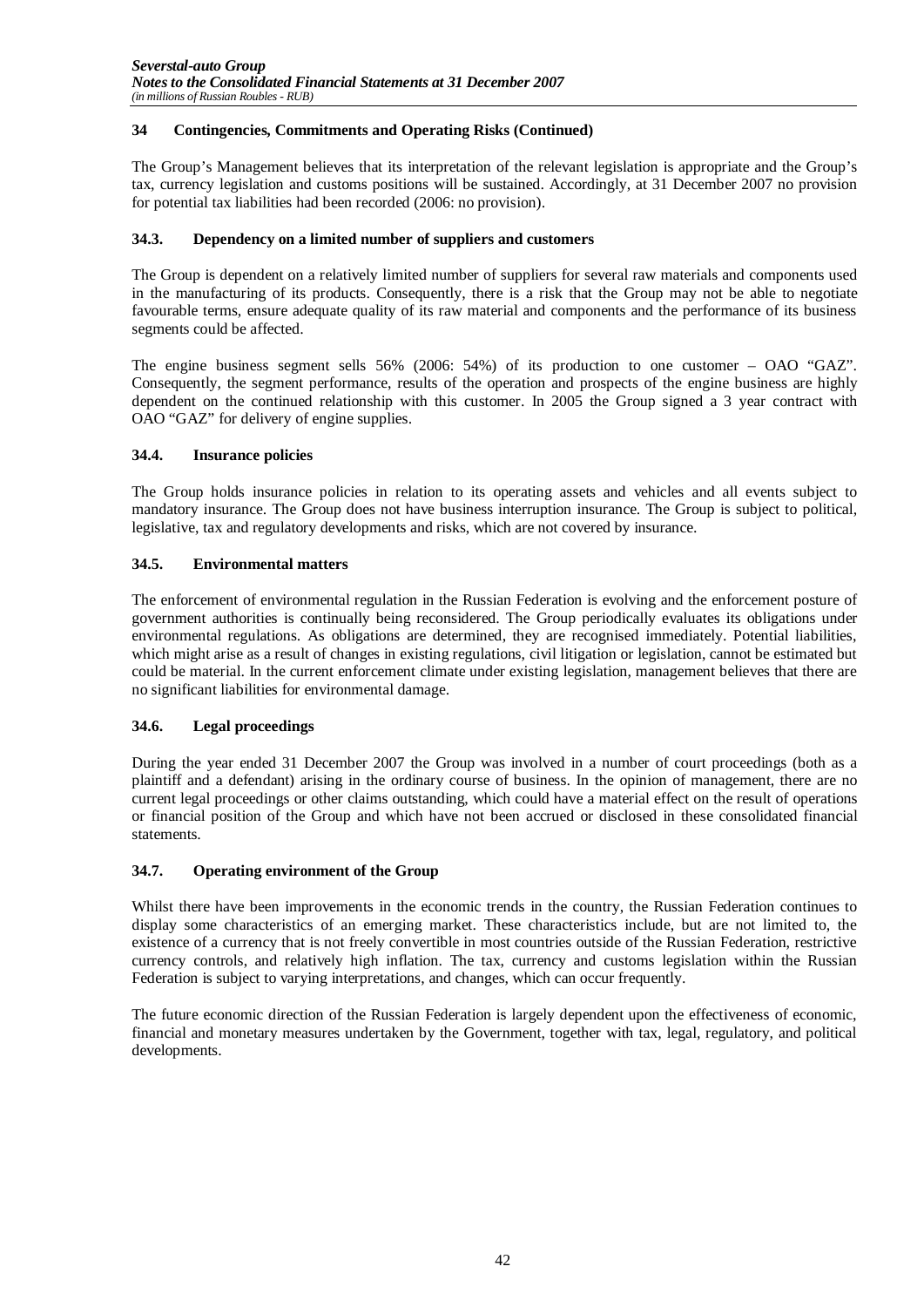## 34 Contingencies, Commitments and Operating Risks (Continued)

The Group's Management believes that its interpretation of the relevant legislation is appropriate and the Group's tax, currency legislation and customs positions will be sustained. Accordingly, at 31 December 2007 no provision for potential tax liabilities had been recorded (2006: no provision).

### 34.3. Dependency on a limited number of suppliers and customers

The Group is dependent on a relatively limited number of suppliers for several raw materials and components used in the manufacturing of its products. Consequently, there is a risk that the Group may not be able to negotiate favourable terms, ensure adequate quality of its raw material and components and the performance of its business segments could be affected.

The engine business segment sells 56% (2006: 54%) of its production to one customer – OAO "GAZ". Consequently, the segment performance, results of the operation and prospects of the engine business are highly dependent on the continued relationship with this customer. In 2005 the Group signed a 3 year contract with OAO "GAZ" for delivery of engine supplies.

### 34.4. Insurance policies

The Group holds insurance policies in relation to its operating assets and vehicles and all events subject to mandatory insurance. The Group does not have business interruption insurance. The Group is subject to political, legislative, tax and regulatory developments and risks, which are not covered by insurance.

### 34.5. Environmental matters

The enforcement of environmental regulation in the Russian Federation is evolving and the enforcement posture of government authorities is continually being reconsidered. The Group periodically evaluates its obligations under environmental regulations. As obligations are determined, they are recognised immediately. Potential liabilities, which might arise as a result of changes in existing regulations, civil litigation or legislation, cannot be estimated but could be material. In the current enforcement climate under existing legislation, management believes that there are no significant liabilities for environmental damage.

### 34.6. Legal proceedings

During the year ended 31 December 2007 the Group was involved in a number of court proceedings (both as a plaintiff and a defendant) arising in the ordinary course of business. In the opinion of management, there are no current legal proceedings or other claims outstanding, which could have a material effect on the result of operations or financial position of the Group and which have not been accrued or disclosed in these consolidated financial statements.

### 34.7. Operating environment of the Group

Whilst there have been improvements in the economic trends in the country, the Russian Federation continues to display some characteristics of an emerging market. These characteristics include, but are not limited to, the existence of a currency that is not freely convertible in most countries outside of the Russian Federation, restrictive currency controls, and relatively high inflation. The tax, currency and customs legislation within the Russian Federation is subject to varying interpretations, and changes, which can occur frequently.

The future economic direction of the Russian Federation is largely dependent upon the effectiveness of economic, financial and monetary measures undertaken by the Government, together with tax, legal, regulatory, and political developments.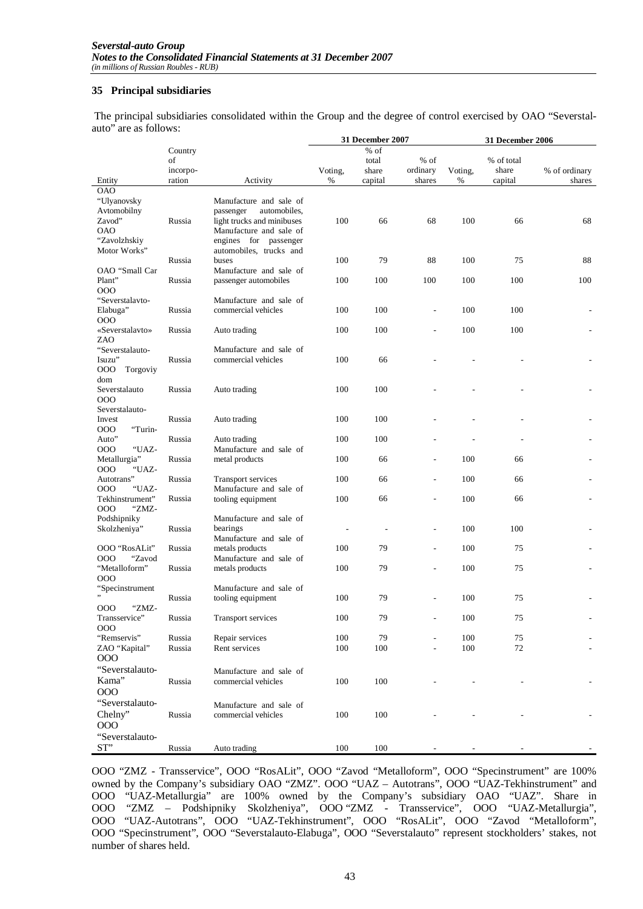## 35 Principal subsidiaries

The principal subsidiaries consolidated within the Group and the degree of control exercised by OAO "Severstal-auto" are as follows:

| | | | 31 December 2007 | | | 31 December 2006 | | |
|---|---|---|---|---|---|---|---|---|
| Entity | Country of incorporation | Activity | Voting, % | % of total share capital | % of ordinary shares | Voting, % | % of total share capital | % of ordinary shares |
| OAO "Ulyanovsky Avtomobilny Zavod" | Russia | Manufacture and sale of passenger automobiles, light trucks and minibuses | 100 | 66 | 68 | 100 | 66 | 68 |
| OAO "Zavolzhskiy Motor Works" | Russia | Manufacture and sale of engines for passenger automobiles, trucks and buses | 100 | 79 | 88 | 100 | 75 | 88 |
| OAO "Small Car Plant" | Russia | Manufacture and sale of passenger automobiles | 100 | 100 | 100 | 100 | 100 | 100 |
| OOO "Severstalavto-Elabuga" | Russia | Manufacture and sale of commercial vehicles | 100 | 100 | - | 100 | 100 | - |
| OOO «Severstalavto» | Russia | Auto trading | 100 | 100 | - | 100 | 100 | - |
| ZAO "Severstalauto-Isuzu" | Russia | Manufacture and sale of commercial vehicles | 100 | 66 | - | - | - | - |
| OOO Torgoviy dom Severstalauto | Russia | Auto trading | 100 | 100 | - | - | - | - |
| OOO Severstalauto-Invest | Russia | Auto trading | 100 | 100 | - | - | - | - |
| OOO "Turin-Auto" | Russia | Auto trading | 100 | 100 | - | - | - | - |
| OOO "UAZ-Metallurgia" | Russia | Manufacture and sale of metal products | 100 | 66 | - | 100 | 66 | - |
| OOO "UAZ-Autotrans" | Russia | Transport services | 100 | 66 | - | 100 | 66 | - |
| OOO "UAZ-Tekhinstrument" | Russia | Manufacture and sale of tooling equipment | 100 | 66 | - | 100 | 66 | - |
| OOO "ZMZ-Podshipniky Skolzheniya" | Russia | Manufacture and sale of bearings | - | - | - | 100 | 100 | - |
| OOO "RosALit" | Russia | Manufacture and sale of metals products | 100 | 79 | - | 100 | 75 | - |
| OOO "Zavod "Metalloform" | Russia | Manufacture and sale of metals products | 100 | 79 | - | 100 | 75 | - |
| OOO "Specinstrument" | Russia | Manufacture and sale of tooling equipment | 100 | 79 | - | 100 | 75 | - |
| OOO "ZMZ-Transservice" | Russia | Transport services | 100 | 79 | - | 100 | 75 | - |
| OOO "Remservis" | Russia | Repair services | 100 | 79 | - | 100 | 75 | - |
| ZAO "Kapital" | Russia | Rent services | 100 | 100 | - | 100 | 72 | - |
| OOO "Severstalauto-Kama" | Russia | Manufacture and sale of commercial vehicles | 100 | 100 | - | - | - | - |
| OOO "Severstalauto-Chelny" | Russia | Manufacture and sale of commercial vehicles | 100 | 100 | - | - | - | - |
| OOO "Severstalauto-ST" | Russia | Auto trading | 100 | 100 | - | - | - | - |

OOO "ZMZ - Transservice", OOO "RosALit", OOO "Zavod "Metalloform", OOO "Specinstrument" are 100% owned by the Company's subsidiary OAO "ZMZ". OOO "UAZ – Autotrans", OOO "UAZ-Tekhinstrument" and OOO "UAZ-Metallurgia" are 100% owned by the Company's subsidiary OAO "UAZ". Share in OOO "ZMZ – Podshipniky Skolzheniya", OOO "ZMZ - Transservice", OOO "UAZ-Metallurgia", OOO "UAZ-Autotrans", OOO "UAZ-Tekhinstrument", OOO "RosALit", OOO "Zavod "Metalloform", OOO "Specinstrument", OOO "Severstalauto-Elabuga", OOO "Severstalauto" represent stockholders' stakes, not number of shares held.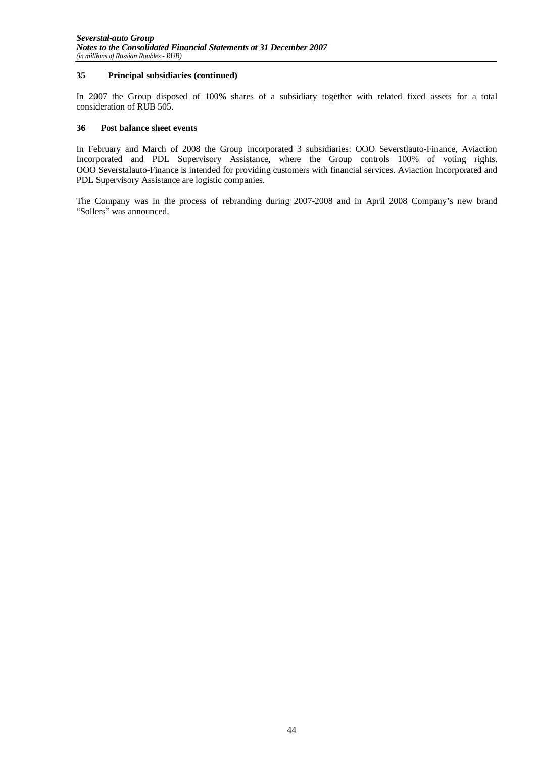## 35 Principal subsidiaries (continued)

In 2007 the Group disposed of 100% shares of a subsidiary together with related fixed assets for a total consideration of RUB 505.

## 36 Post balance sheet events

In February and March of 2008 the Group incorporated 3 subsidiaries: OOO Severstlauto-Finance, Aviaction Incorporated and PDL Supervisory Assistance, where the Group controls 100% of voting rights. OOO Severstalauto-Finance is intended for providing customers with financial services. Aviaction Incorporated and PDL Supervisory Assistance are logistic companies.

The Company was in the process of rebranding during 2007-2008 and in April 2008 Company's new brand "Sollers" was announced.